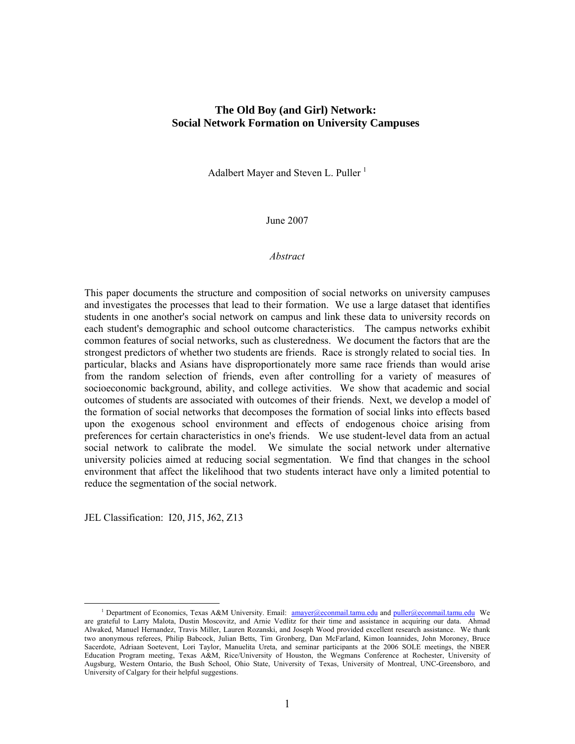# The Old Boy (and Girl) Network: Social Network Formation on University Campuses

Adalbert Mayer and Steven L. Puller [1]

June 2007

*Abstract*

This paper documents the structure and composition of social networks on university campuses and investigates the processes that lead to their formation. We use a large dataset that identifies students in one another's social network on campus and link these data to university records on each student's demographic and school outcome characteristics. The campus networks exhibit common features of social networks, such as clusteredness. We document the factors that are the strongest predictors of whether two students are friends. Race is strongly related to social ties. In particular, blacks and Asians have disproportionately more same race friends than would arise from the random selection of friends, even after controlling for a variety of measures of socioeconomic background, ability, and college activities. We show that academic and social outcomes of students are associated with outcomes of their friends. Next, we develop a model of the formation of social networks that decomposes the formation of social links into effects based upon the exogenous school environment and effects of endogenous choice arising from preferences for certain characteristics in one's friends. We use student-level data from an actual social network to calibrate the model. We simulate the social network under alternative university policies aimed at reducing social segmentation. We find that changes in the school environment that affect the likelihood that two students interact have only a limited potential to reduce the segmentation of the social network.

JEL Classification: I20, J15, J62, Z13

[1] Department of Economics, Texas A&M University. Email: amayer@econmail.tamu.edu and puller@econmail.tamu.edu We are grateful to Larry Malota, Dustin Moscovitz, and Arnie Vedlitz for their time and assistance in acquiring our data. Ahmad Alwaked, Manuel Hernandez, Travis Miller, Lauren Rozanski, and Joseph Wood provided excellent research assistance. We thank two anonymous referees, Philip Babcock, Julian Betts, Tim Gronberg, Dan McFarland, Kimon Ioannides, John Moroney, Bruce Sacerdote, Adriaan Soetevent, Lori Taylor, Manuelita Ureta, and seminar participants at the 2006 SOLE meetings, the NBER Education Program meeting, Texas A&M, Rice/University of Houston, the Wegmans Conference at Rochester, University of Augsburg, Western Ontario, the Bush School, Ohio State, University of Texas, University of Montreal, UNC-Greensboro, and University of Calgary for their helpful suggestions.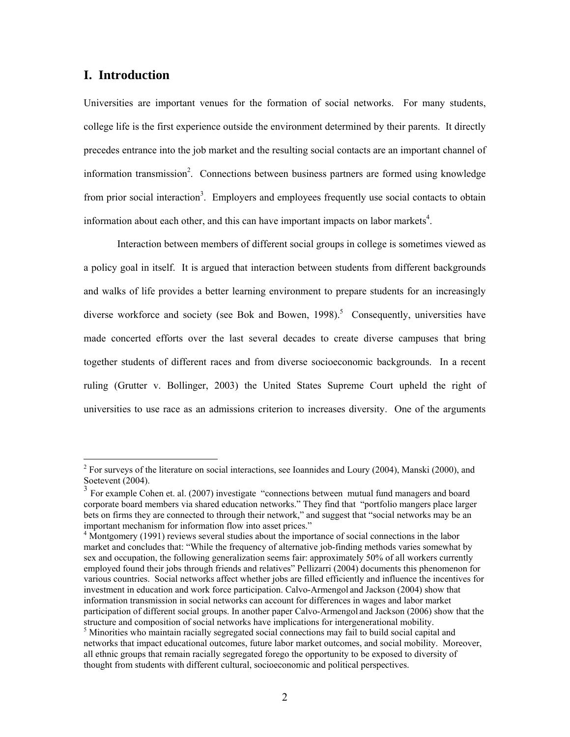## I. Introduction

Universities are important venues for the formation of social networks. For many students, college life is the first experience outside the environment determined by their parents. It directly precedes entrance into the job market and the resulting social contacts are an important channel of information transmission[2]. Connections between business partners are formed using knowledge from prior social interaction[3]. Employers and employees frequently use social contacts to obtain information about each other, and this can have important impacts on labor markets[4].

Interaction between members of different social groups in college is sometimes viewed as a policy goal in itself. It is argued that interaction between students from different backgrounds and walks of life provides a better learning environment to prepare students for an increasingly diverse workforce and society (see Bok and Bowen, 1998).[5] Consequently, universities have made concerted efforts over the last several decades to create diverse campuses that bring together students of different races and from diverse socioeconomic backgrounds. In a recent ruling (Grutter v. Bollinger, 2003) the United States Supreme Court upheld the right of universities to use race as an admissions criterion to increases diversity. One of the arguments

---

[2] For surveys of the literature on social interactions, see Ioannides and Loury (2004), Manski (2000), and Soetevent (2004).

[3] For example Cohen et. al. (2007) investigate "connections between mutual fund managers and board corporate board members via shared education networks." They find that "portfolio mangers place larger bets on firms they are connected to through their network," and suggest that "social networks may be an important mechanism for information flow into asset prices."

[4] Montgomery (1991) reviews several studies about the importance of social connections in the labor market and concludes that: "While the frequency of alternative job-finding methods varies somewhat by sex and occupation, the following generalization seems fair: approximately 50% of all workers currently employed found their jobs through friends and relatives" Pellizarri (2004) documents this phenomenon for various countries. Social networks affect whether jobs are filled efficiently and influence the incentives for investment in education and work force participation. Calvo-Armengol and Jackson (2004) show that information transmission in social networks can account for differences in wages and labor market participation of different social groups. In another paper Calvo-Armengol and Jackson (2006) show that the structure and composition of social networks have implications for intergenerational mobility.

[5] Minorities who maintain racially segregated social connections may fail to build social capital and networks that impact educational outcomes, future labor market outcomes, and social mobility. Moreover, all ethnic groups that remain racially segregated forego the opportunity to be exposed to diversity of thought from students with different cultural, socioeconomic and political perspectives.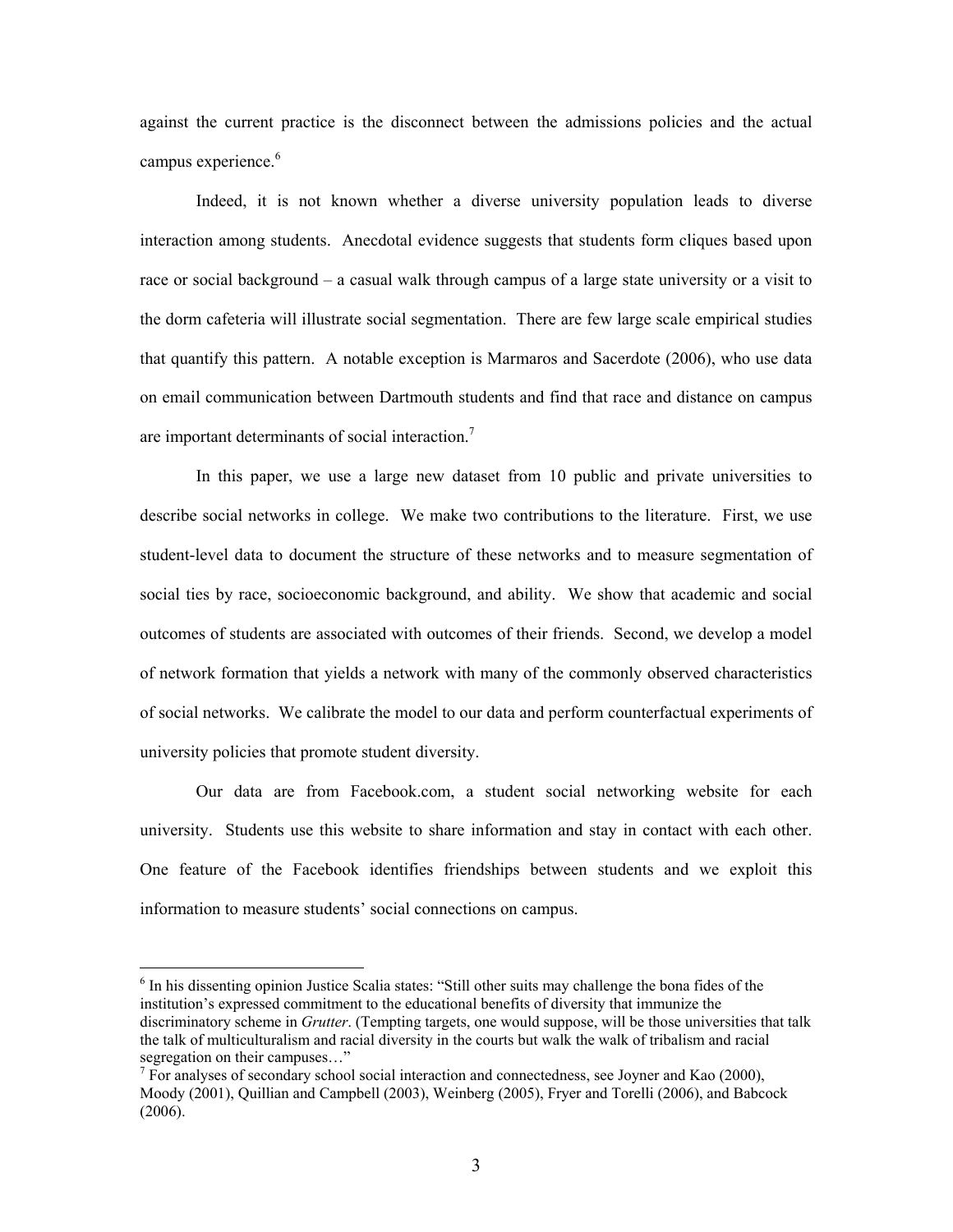against the current practice is the disconnect between the admissions policies and the actual campus experience.[6]

Indeed, it is not known whether a diverse university population leads to diverse interaction among students. Anecdotal evidence suggests that students form cliques based upon race or social background – a casual walk through campus of a large state university or a visit to the dorm cafeteria will illustrate social segmentation. There are few large scale empirical studies that quantify this pattern. A notable exception is Marmaros and Sacerdote (2006), who use data on email communication between Dartmouth students and find that race and distance on campus are important determinants of social interaction.[7]

In this paper, we use a large new dataset from 10 public and private universities to describe social networks in college. We make two contributions to the literature. First, we use student-level data to document the structure of these networks and to measure segmentation of social ties by race, socioeconomic background, and ability. We show that academic and social outcomes of students are associated with outcomes of their friends. Second, we develop a model of network formation that yields a network with many of the commonly observed characteristics of social networks. We calibrate the model to our data and perform counterfactual experiments of university policies that promote student diversity.

Our data are from Facebook.com, a student social networking website for each university. Students use this website to share information and stay in contact with each other. One feature of the Facebook identifies friendships between students and we exploit this information to measure students' social connections on campus.

---

[6] In his dissenting opinion Justice Scalia states: "Still other suits may challenge the bona fides of the institution's expressed commitment to the educational benefits of diversity that immunize the discriminatory scheme in *Grutter*. (Tempting targets, one would suppose, will be those universities that talk the talk of multiculturalism and racial diversity in the courts but walk the walk of tribalism and racial segregation on their campuses…"

[7] For analyses of secondary school social interaction and connectedness, see Joyner and Kao (2000), Moody (2001), Quillian and Campbell (2003), Weinberg (2005), Fryer and Torelli (2006), and Babcock (2006).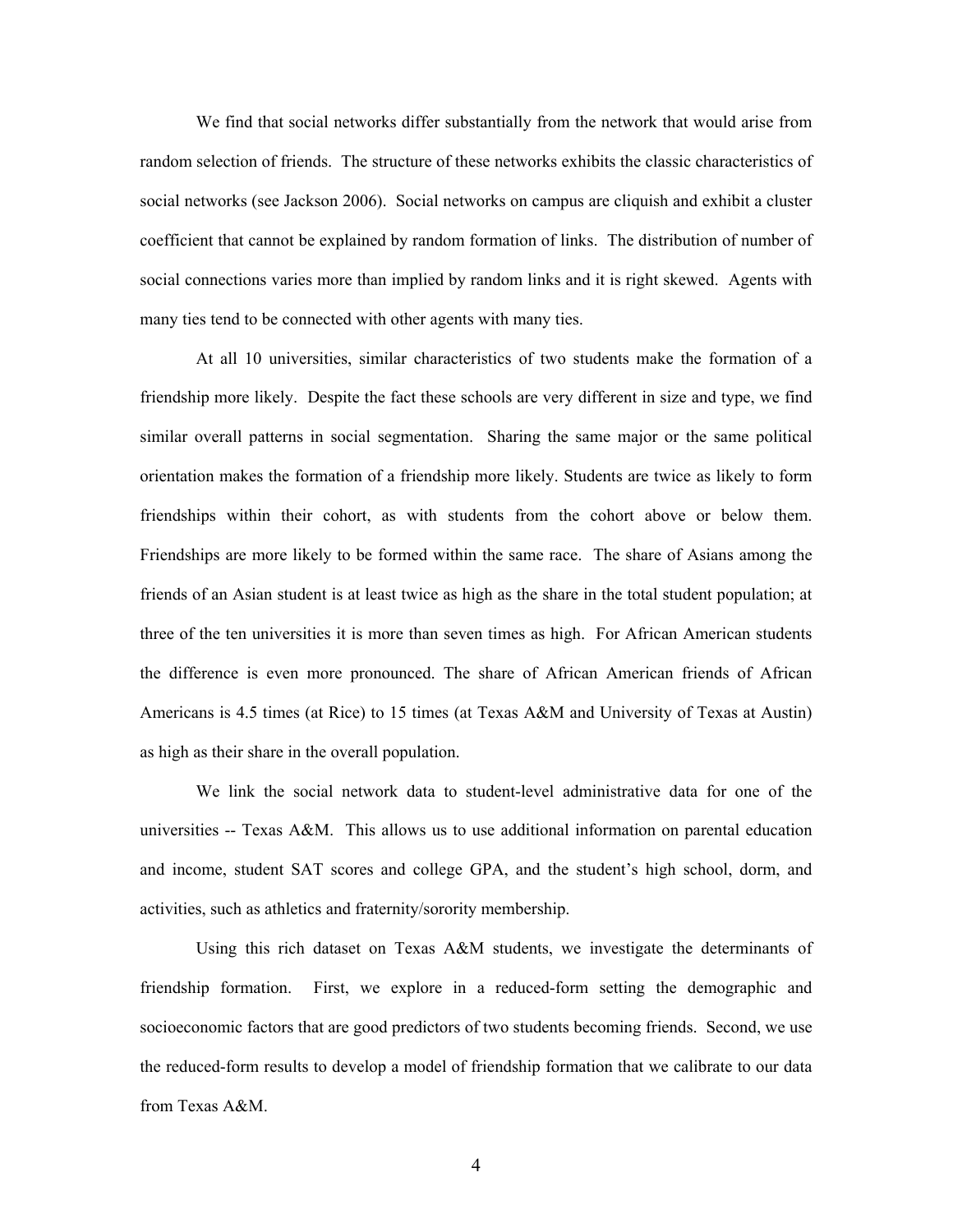We find that social networks differ substantially from the network that would arise from random selection of friends. The structure of these networks exhibits the classic characteristics of social networks (see Jackson 2006). Social networks on campus are cliquish and exhibit a cluster coefficient that cannot be explained by random formation of links. The distribution of number of social connections varies more than implied by random links and it is right skewed. Agents with many ties tend to be connected with other agents with many ties.

At all 10 universities, similar characteristics of two students make the formation of a friendship more likely. Despite the fact these schools are very different in size and type, we find similar overall patterns in social segmentation. Sharing the same major or the same political orientation makes the formation of a friendship more likely. Students are twice as likely to form friendships within their cohort, as with students from the cohort above or below them. Friendships are more likely to be formed within the same race. The share of Asians among the friends of an Asian student is at least twice as high as the share in the total student population; at three of the ten universities it is more than seven times as high. For African American students the difference is even more pronounced. The share of African American friends of African Americans is 4.5 times (at Rice) to 15 times (at Texas A&M and University of Texas at Austin) as high as their share in the overall population.

We link the social network data to student-level administrative data for one of the universities -- Texas A&M. This allows us to use additional information on parental education and income, student SAT scores and college GPA, and the student's high school, dorm, and activities, such as athletics and fraternity/sorority membership.

Using this rich dataset on Texas A&M students, we investigate the determinants of friendship formation. First, we explore in a reduced-form setting the demographic and socioeconomic factors that are good predictors of two students becoming friends. Second, we use the reduced-form results to develop a model of friendship formation that we calibrate to our data from Texas A&M.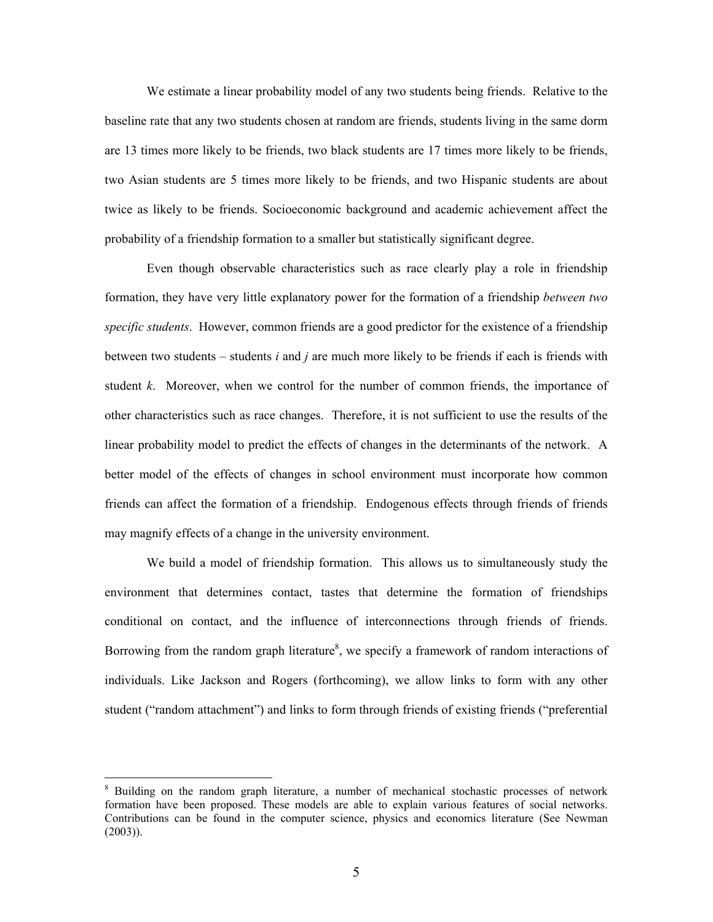We estimate a linear probability model of any two students being friends. Relative to the baseline rate that any two students chosen at random are friends, students living in the same dorm are 13 times more likely to be friends, two black students are 17 times more likely to be friends, two Asian students are 5 times more likely to be friends, and two Hispanic students are about twice as likely to be friends. Socioeconomic background and academic achievement affect the probability of a friendship formation to a smaller but statistically significant degree.

Even though observable characteristics such as race clearly play a role in friendship formation, they have very little explanatory power for the formation of a friendship *between two specific students*. However, common friends are a good predictor for the existence of a friendship between two students – students *i* and *j* are much more likely to be friends if each is friends with student *k*. Moreover, when we control for the number of common friends, the importance of other characteristics such as race changes. Therefore, it is not sufficient to use the results of the linear probability model to predict the effects of changes in the determinants of the network. A better model of the effects of changes in school environment must incorporate how common friends can affect the formation of a friendship. Endogenous effects through friends of friends may magnify effects of a change in the university environment.

We build a model of friendship formation. This allows us to simultaneously study the environment that determines contact, tastes that determine the formation of friendships conditional on contact, and the influence of interconnections through friends of friends. Borrowing from the random graph literature[8], we specify a framework of random interactions of individuals. Like Jackson and Rogers (forthcoming), we allow links to form with any other student ("random attachment") and links to form through friends of existing friends ("preferential

[8] Building on the random graph literature, a number of mechanical stochastic processes of network formation have been proposed. These models are able to explain various features of social networks. Contributions can be found in the computer science, physics and economics literature (See Newman (2003)).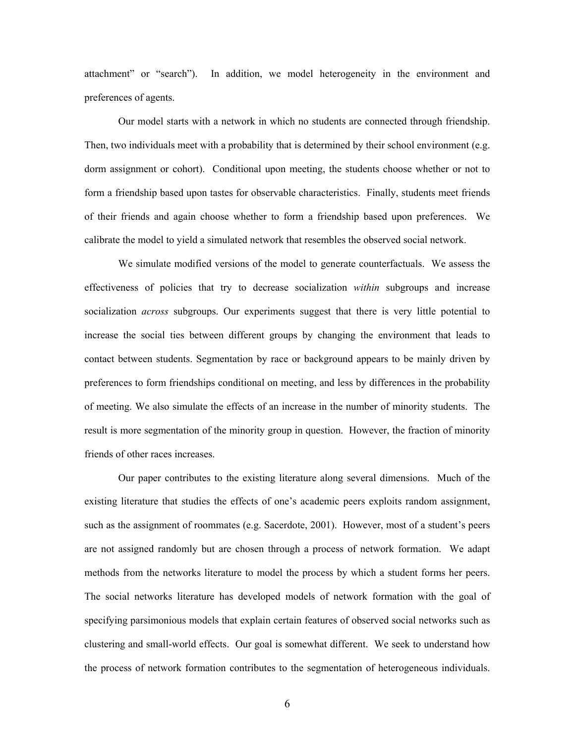attachment" or "search"). In addition, we model heterogeneity in the environment and preferences of agents.

Our model starts with a network in which no students are connected through friendship. Then, two individuals meet with a probability that is determined by their school environment (e.g. dorm assignment or cohort). Conditional upon meeting, the students choose whether or not to form a friendship based upon tastes for observable characteristics. Finally, students meet friends of their friends and again choose whether to form a friendship based upon preferences. We calibrate the model to yield a simulated network that resembles the observed social network.

We simulate modified versions of the model to generate counterfactuals. We assess the effectiveness of policies that try to decrease socialization *within* subgroups and increase socialization *across* subgroups. Our experiments suggest that there is very little potential to increase the social ties between different groups by changing the environment that leads to contact between students. Segmentation by race or background appears to be mainly driven by preferences to form friendships conditional on meeting, and less by differences in the probability of meeting. We also simulate the effects of an increase in the number of minority students. The result is more segmentation of the minority group in question. However, the fraction of minority friends of other races increases.

Our paper contributes to the existing literature along several dimensions. Much of the existing literature that studies the effects of one's academic peers exploits random assignment, such as the assignment of roommates (e.g. Sacerdote, 2001). However, most of a student's peers are not assigned randomly but are chosen through a process of network formation. We adapt methods from the networks literature to model the process by which a student forms her peers. The social networks literature has developed models of network formation with the goal of specifying parsimonious models that explain certain features of observed social networks such as clustering and small-world effects. Our goal is somewhat different. We seek to understand how the process of network formation contributes to the segmentation of heterogeneous individuals.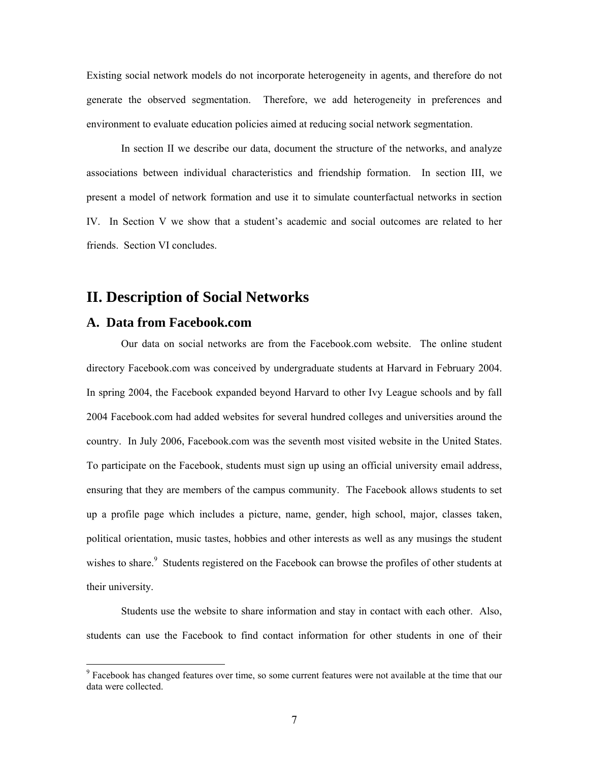Existing social network models do not incorporate heterogeneity in agents, and therefore do not generate the observed segmentation. Therefore, we add heterogeneity in preferences and environment to evaluate education policies aimed at reducing social network segmentation.

In section II we describe our data, document the structure of the networks, and analyze associations between individual characteristics and friendship formation. In section III, we present a model of network formation and use it to simulate counterfactual networks in section IV. In Section V we show that a student's academic and social outcomes are related to her friends. Section VI concludes.

# II. Description of Social Networks

## A. Data from Facebook.com

Our data on social networks are from the Facebook.com website. The online student directory Facebook.com was conceived by undergraduate students at Harvard in February 2004. In spring 2004, the Facebook expanded beyond Harvard to other Ivy League schools and by fall 2004 Facebook.com had added websites for several hundred colleges and universities around the country. In July 2006, Facebook.com was the seventh most visited website in the United States. To participate on the Facebook, students must sign up using an official university email address, ensuring that they are members of the campus community. The Facebook allows students to set up a profile page which includes a picture, name, gender, high school, major, classes taken, political orientation, music tastes, hobbies and other interests as well as any musings the student wishes to share.[9] Students registered on the Facebook can browse the profiles of other students at their university.

Students use the website to share information and stay in contact with each other. Also, students can use the Facebook to find contact information for other students in one of their

[9] Facebook has changed features over time, so some current features were not available at the time that our data were collected.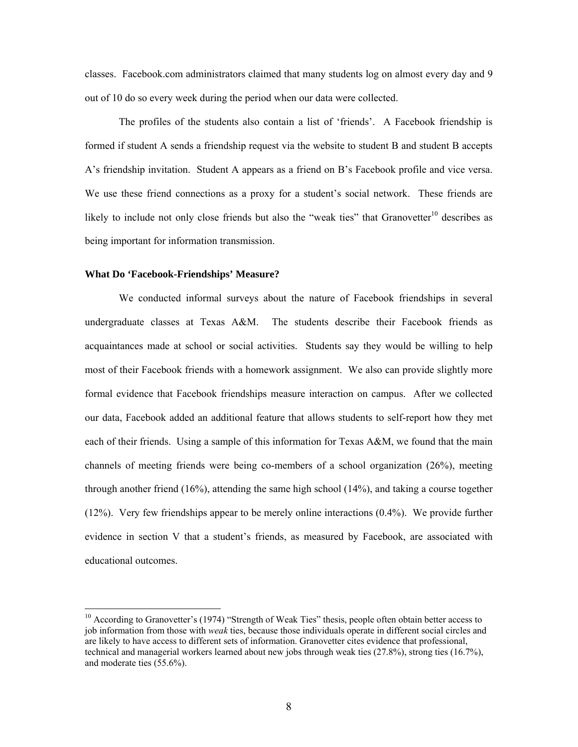classes. Facebook.com administrators claimed that many students log on almost every day and 9 out of 10 do so every week during the period when our data were collected.

The profiles of the students also contain a list of 'friends'. A Facebook friendship is formed if student A sends a friendship request via the website to student B and student B accepts A's friendship invitation. Student A appears as a friend on B's Facebook profile and vice versa. We use these friend connections as a proxy for a student's social network. These friends are likely to include not only close friends but also the "weak ties" that Granovetter[10] describes as being important for information transmission.

**What Do 'Facebook-Friendships' Measure?**

We conducted informal surveys about the nature of Facebook friendships in several undergraduate classes at Texas A&M. The students describe their Facebook friends as acquaintances made at school or social activities. Students say they would be willing to help most of their Facebook friends with a homework assignment. We also can provide slightly more formal evidence that Facebook friendships measure interaction on campus. After we collected our data, Facebook added an additional feature that allows students to self-report how they met each of their friends. Using a sample of this information for Texas A&M, we found that the main channels of meeting friends were being co-members of a school organization (26%), meeting through another friend (16%), attending the same high school (14%), and taking a course together (12%). Very few friendships appear to be merely online interactions (0.4%). We provide further evidence in section V that a student's friends, as measured by Facebook, are associated with educational outcomes.

---

[10] According to Granovetter's (1974) "Strength of Weak Ties" thesis, people often obtain better access to job information from those with *weak* ties, because those individuals operate in different social circles and are likely to have access to different sets of information. Granovetter cites evidence that professional, technical and managerial workers learned about new jobs through weak ties (27.8%), strong ties (16.7%), and moderate ties (55.6%).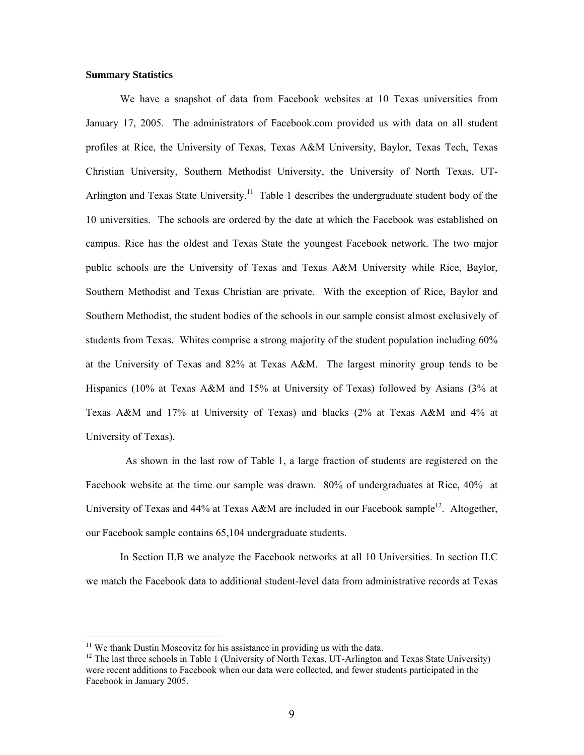**Summary Statistics**

We have a snapshot of data from Facebook websites at 10 Texas universities from January 17, 2005. The administrators of Facebook.com provided us with data on all student profiles at Rice, the University of Texas, Texas A&M University, Baylor, Texas Tech, Texas Christian University, Southern Methodist University, the University of North Texas, UT-Arlington and Texas State University.[11] Table 1 describes the undergraduate student body of the 10 universities. The schools are ordered by the date at which the Facebook was established on campus. Rice has the oldest and Texas State the youngest Facebook network. The two major public schools are the University of Texas and Texas A&M University while Rice, Baylor, Southern Methodist and Texas Christian are private. With the exception of Rice, Baylor and Southern Methodist, the student bodies of the schools in our sample consist almost exclusively of students from Texas. Whites comprise a strong majority of the student population including 60% at the University of Texas and 82% at Texas A&M. The largest minority group tends to be Hispanics (10% at Texas A&M and 15% at University of Texas) followed by Asians (3% at Texas A&M and 17% at University of Texas) and blacks (2% at Texas A&M and 4% at University of Texas).

As shown in the last row of Table 1, a large fraction of students are registered on the Facebook website at the time our sample was drawn. 80% of undergraduates at Rice, 40% at University of Texas and 44% at Texas A&M are included in our Facebook sample[12]. Altogether, our Facebook sample contains 65,104 undergraduate students.

In Section II.B we analyze the Facebook networks at all 10 Universities. In section II.C we match the Facebook data to additional student-level data from administrative records at Texas

---

[11] We thank Dustin Moscovitz for his assistance in providing us with the data.

[12] The last three schools in Table 1 (University of North Texas, UT-Arlington and Texas State University) were recent additions to Facebook when our data were collected, and fewer students participated in the Facebook in January 2005.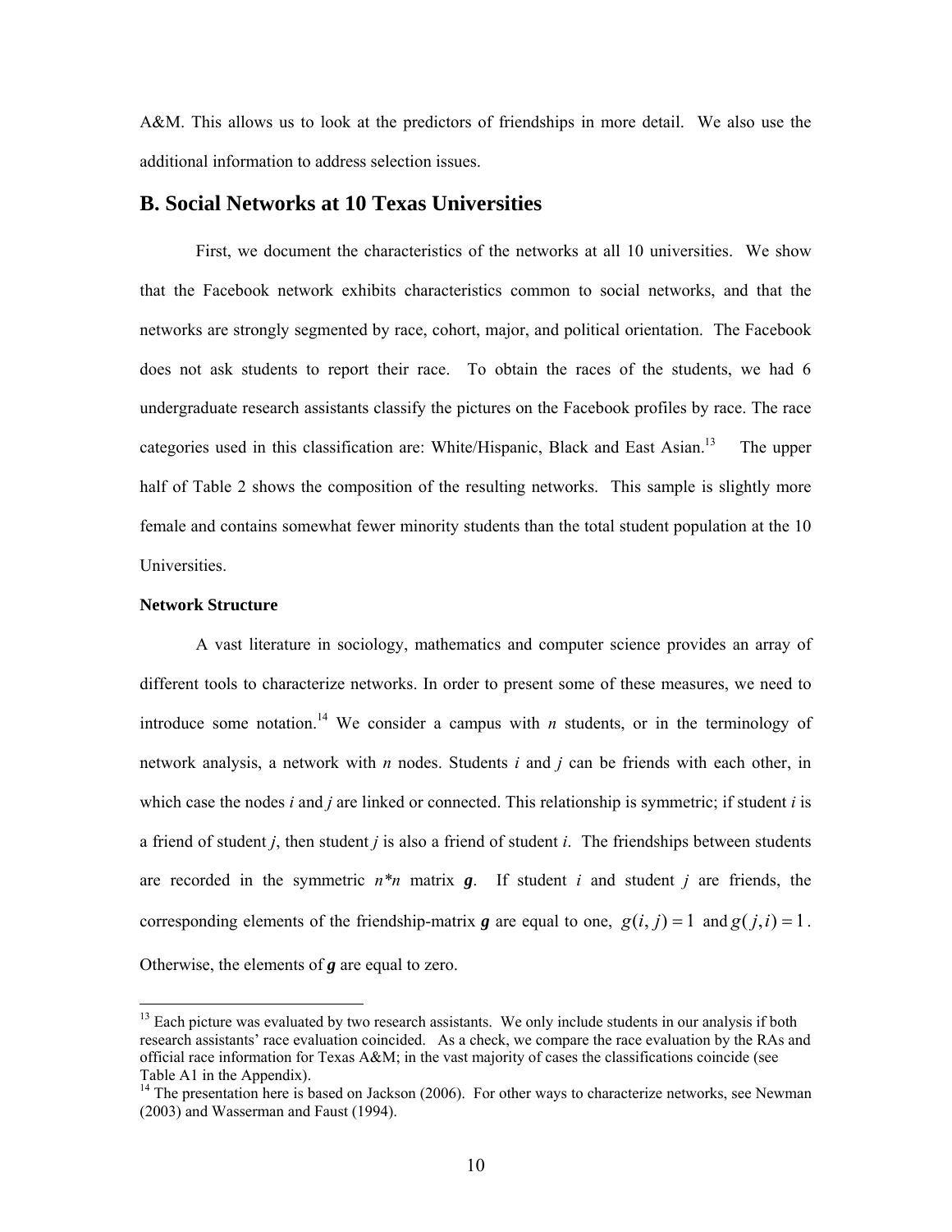A&M. This allows us to look at the predictors of friendships in more detail. We also use the additional information to address selection issues.

## B. Social Networks at 10 Texas Universities

First, we document the characteristics of the networks at all 10 universities. We show that the Facebook network exhibits characteristics common to social networks, and that the networks are strongly segmented by race, cohort, major, and political orientation. The Facebook does not ask students to report their race. To obtain the races of the students, we had 6 undergraduate research assistants classify the pictures on the Facebook profiles by race. The race categories used in this classification are: White/Hispanic, Black and East Asian.[13] The upper half of Table 2 shows the composition of the resulting networks. This sample is slightly more female and contains somewhat fewer minority students than the total student population at the 10 Universities.

**Network Structure**

A vast literature in sociology, mathematics and computer science provides an array of different tools to characterize networks. In order to present some of these measures, we need to introduce some notation.[14] We consider a campus with *n* students, or in the terminology of network analysis, a network with *n* nodes. Students *i* and *j* can be friends with each other, in which case the nodes *i* and *j* are linked or connected. This relationship is symmetric; if student *i* is a friend of student *j*, then student *j* is also a friend of student *i*. The friendships between students are recorded in the symmetric *n\*n* matrix ***g***. If student *i* and student *j* are friends, the corresponding elements of the friendship-matrix ***g*** are equal to one, $g(i,j)=1$ and $g(j,i)=1$. Otherwise, the elements of ***g*** are equal to zero.

---

[13] Each picture was evaluated by two research assistants. We only include students in our analysis if both research assistants' race evaluation coincided. As a check, we compare the race evaluation by the RAs and official race information for Texas A&M; in the vast majority of cases the classifications coincide (see Table A1 in the Appendix).

[14] The presentation here is based on Jackson (2006). For other ways to characterize networks, see Newman (2003) and Wasserman and Faust (1994).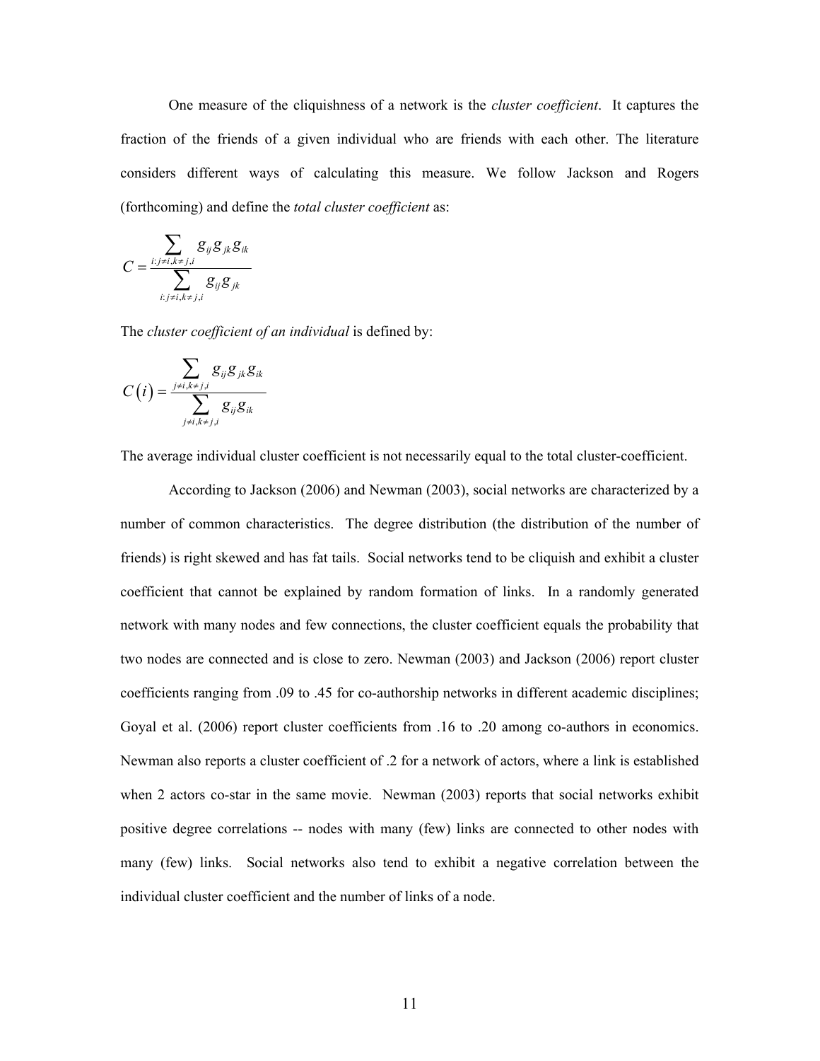One measure of the cliquishness of a network is the *cluster coefficient*. It captures the fraction of the friends of a given individual who are friends with each other. The literature considers different ways of calculating this measure. We follow Jackson and Rogers (forthcoming) and define the *total cluster coefficient* as:

$$C = \frac{\sum_{i: j \neq i, k \neq j, i} g_{ij} g_{jk} g_{ik}}{\sum_{i: j \neq i, k \neq j, i} g_{ij} g_{jk}}$$

The *cluster coefficient of an individual* is defined by:

$$C(i) = \frac{\sum_{j \neq i, k \neq j, i} g_{ij} g_{jk} g_{ik}}{\sum_{j \neq i, k \neq j, i} g_{ij} g_{ik}}$$

The average individual cluster coefficient is not necessarily equal to the total cluster-coefficient.

According to Jackson (2006) and Newman (2003), social networks are characterized by a number of common characteristics. The degree distribution (the distribution of the number of friends) is right skewed and has fat tails. Social networks tend to be cliquish and exhibit a cluster coefficient that cannot be explained by random formation of links. In a randomly generated network with many nodes and few connections, the cluster coefficient equals the probability that two nodes are connected and is close to zero. Newman (2003) and Jackson (2006) report cluster coefficients ranging from .09 to .45 for co-authorship networks in different academic disciplines; Goyal et al. (2006) report cluster coefficients from .16 to .20 among co-authors in economics. Newman also reports a cluster coefficient of .2 for a network of actors, where a link is established when 2 actors co-star in the same movie. Newman (2003) reports that social networks exhibit positive degree correlations -- nodes with many (few) links are connected to other nodes with many (few) links. Social networks also tend to exhibit a negative correlation between the individual cluster coefficient and the number of links of a node.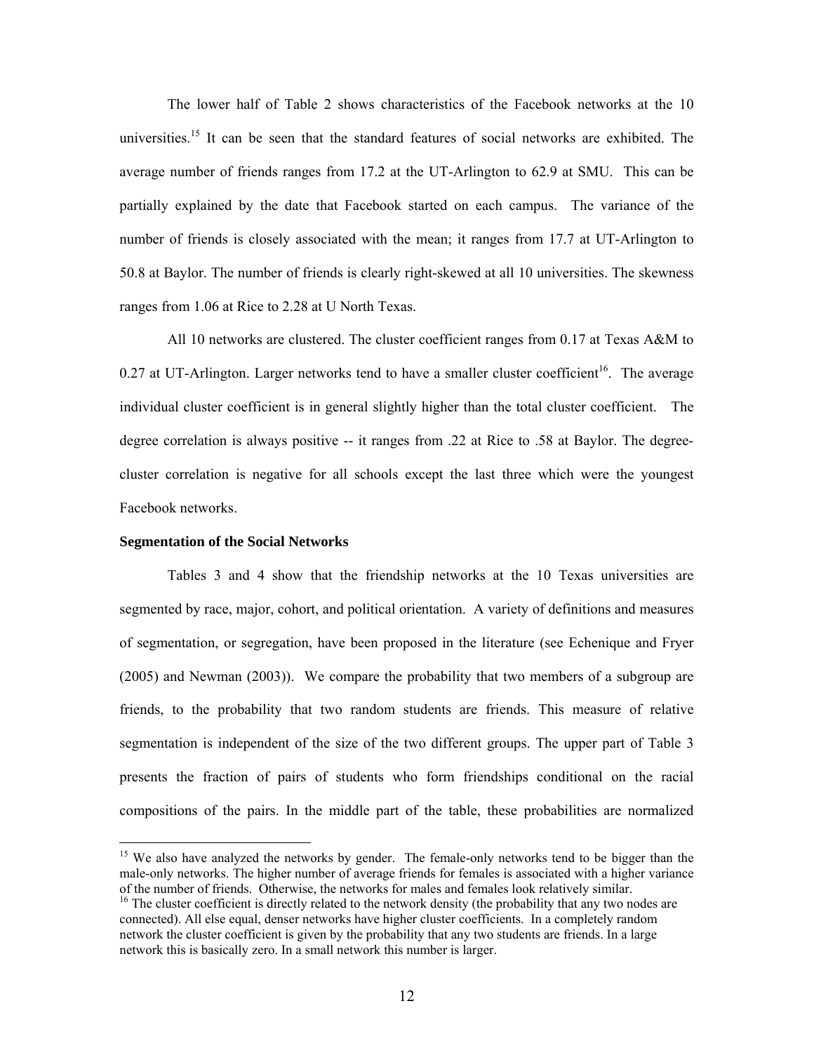The lower half of Table 2 shows characteristics of the Facebook networks at the 10 universities.[15] It can be seen that the standard features of social networks are exhibited. The average number of friends ranges from 17.2 at the UT-Arlington to 62.9 at SMU. This can be partially explained by the date that Facebook started on each campus. The variance of the number of friends is closely associated with the mean; it ranges from 17.7 at UT-Arlington to 50.8 at Baylor. The number of friends is clearly right-skewed at all 10 universities. The skewness ranges from 1.06 at Rice to 2.28 at U North Texas.

All 10 networks are clustered. The cluster coefficient ranges from 0.17 at Texas A&M to 0.27 at UT-Arlington. Larger networks tend to have a smaller cluster coefficient[16]. The average individual cluster coefficient is in general slightly higher than the total cluster coefficient. The degree correlation is always positive -- it ranges from .22 at Rice to .58 at Baylor. The degree-cluster correlation is negative for all schools except the last three which were the youngest Facebook networks.

**Segmentation of the Social Networks**

Tables 3 and 4 show that the friendship networks at the 10 Texas universities are segmented by race, major, cohort, and political orientation. A variety of definitions and measures of segmentation, or segregation, have been proposed in the literature (see Echenique and Fryer (2005) and Newman (2003)). We compare the probability that two members of a subgroup are friends, to the probability that two random students are friends. This measure of relative segmentation is independent of the size of the two different groups. The upper part of Table 3 presents the fraction of pairs of students who form friendships conditional on the racial compositions of the pairs. In the middle part of the table, these probabilities are normalized

[15] We also have analyzed the networks by gender. The female-only networks tend to be bigger than the male-only networks. The higher number of average friends for females is associated with a higher variance of the number of friends. Otherwise, the networks for males and females look relatively similar.

[16] The cluster coefficient is directly related to the network density (the probability that any two nodes are connected). All else equal, denser networks have higher cluster coefficients. In a completely random network the cluster coefficient is given by the probability that any two students are friends. In a large network this is basically zero. In a small network this number is larger.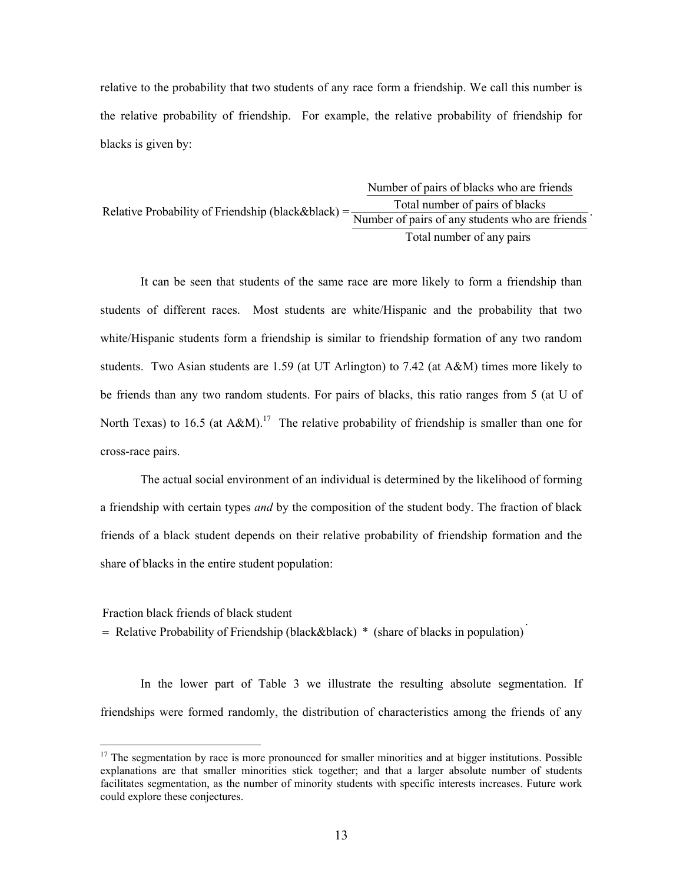relative to the probability that two students of any race form a friendship. We call this number is the relative probability of friendship. For example, the relative probability of friendship for blacks is given by:

$$\text{Relative Probability of Friendship (black\&black)} = \frac{\dfrac{\text{Number of pairs of blacks who are friends}}{\text{Total number of pairs of blacks}}}{\dfrac{\text{Number of pairs of any students who are friends}}{\text{Total number of any pairs}}}.$$

It can be seen that students of the same race are more likely to form a friendship than students of different races. Most students are white/Hispanic and the probability that two white/Hispanic students form a friendship is similar to friendship formation of any two random students. Two Asian students are 1.59 (at UT Arlington) to 7.42 (at A&M) times more likely to be friends than any two random students. For pairs of blacks, this ratio ranges from 5 (at U of North Texas) to 16.5 (at A&M).[17] The relative probability of friendship is smaller than one for cross-race pairs.

The actual social environment of an individual is determined by the likelihood of forming a friendship with certain types *and* by the composition of the student body. The fraction of black friends of a black student depends on their relative probability of friendship formation and the share of blacks in the entire student population:

$$\begin{aligned}&\text{Fraction black friends of black student}\\ &= \text{Relative Probability of Friendship (black\&black)} \; * \; \text{(share of blacks in population)}.\end{aligned}$$

In the lower part of Table 3 we illustrate the resulting absolute segmentation. If friendships were formed randomly, the distribution of characteristics among the friends of any

[17] The segmentation by race is more pronounced for smaller minorities and at bigger institutions. Possible explanations are that smaller minorities stick together; and that a larger absolute number of students facilitates segmentation, as the number of minority students with specific interests increases. Future work could explore these conjectures.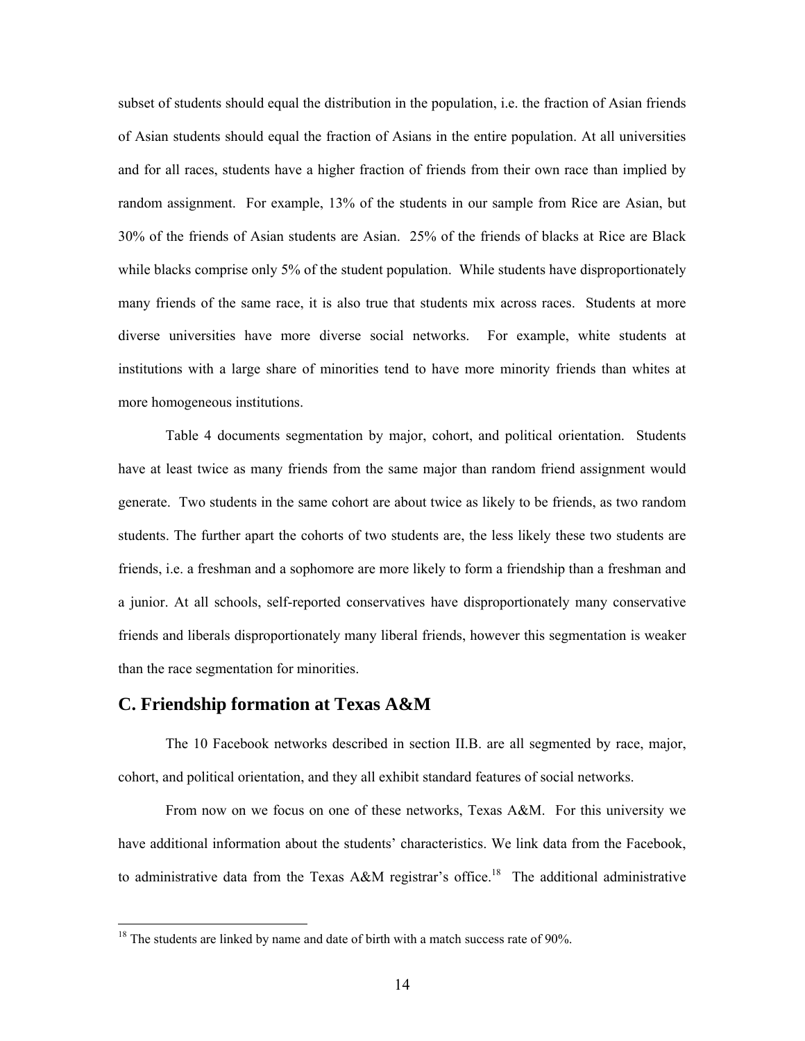subset of students should equal the distribution in the population, i.e. the fraction of Asian friends of Asian students should equal the fraction of Asians in the entire population. At all universities and for all races, students have a higher fraction of friends from their own race than implied by random assignment. For example, 13% of the students in our sample from Rice are Asian, but 30% of the friends of Asian students are Asian. 25% of the friends of blacks at Rice are Black while blacks comprise only 5% of the student population. While students have disproportionately many friends of the same race, it is also true that students mix across races. Students at more diverse universities have more diverse social networks. For example, white students at institutions with a large share of minorities tend to have more minority friends than whites at more homogeneous institutions.

Table 4 documents segmentation by major, cohort, and political orientation. Students have at least twice as many friends from the same major than random friend assignment would generate. Two students in the same cohort are about twice as likely to be friends, as two random students. The further apart the cohorts of two students are, the less likely these two students are friends, i.e. a freshman and a sophomore are more likely to form a friendship than a freshman and a junior. At all schools, self-reported conservatives have disproportionately many conservative friends and liberals disproportionately many liberal friends, however this segmentation is weaker than the race segmentation for minorities.

## C. Friendship formation at Texas A&M

The 10 Facebook networks described in section II.B. are all segmented by race, major, cohort, and political orientation, and they all exhibit standard features of social networks.

From now on we focus on one of these networks, Texas A&M. For this university we have additional information about the students' characteristics. We link data from the Facebook, to administrative data from the Texas A&M registrar's office.[18] The additional administrative

[18] The students are linked by name and date of birth with a match success rate of 90%.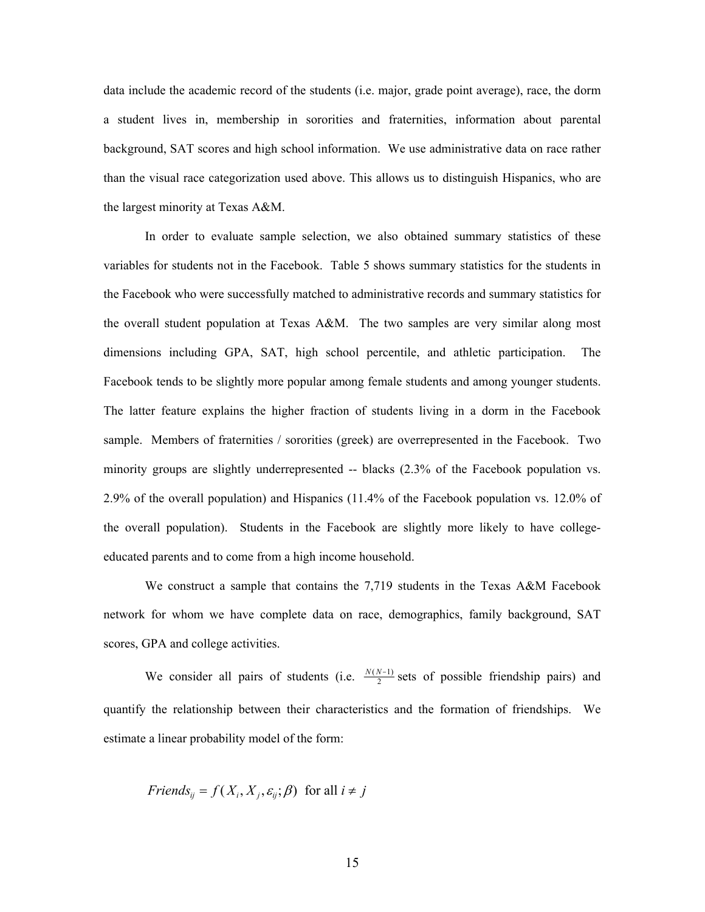data include the academic record of the students (i.e. major, grade point average), race, the dorm a student lives in, membership in sororities and fraternities, information about parental background, SAT scores and high school information. We use administrative data on race rather than the visual race categorization used above. This allows us to distinguish Hispanics, who are the largest minority at Texas A&M.

In order to evaluate sample selection, we also obtained summary statistics of these variables for students not in the Facebook. Table 5 shows summary statistics for the students in the Facebook who were successfully matched to administrative records and summary statistics for the overall student population at Texas A&M. The two samples are very similar along most dimensions including GPA, SAT, high school percentile, and athletic participation. The Facebook tends to be slightly more popular among female students and among younger students. The latter feature explains the higher fraction of students living in a dorm in the Facebook sample. Members of fraternities / sororities (greek) are overrepresented in the Facebook. Two minority groups are slightly underrepresented -- blacks (2.3% of the Facebook population vs. 2.9% of the overall population) and Hispanics (11.4% of the Facebook population vs. 12.0% of the overall population). Students in the Facebook are slightly more likely to have college-educated parents and to come from a high income household.

We construct a sample that contains the 7,719 students in the Texas A&M Facebook network for whom we have complete data on race, demographics, family background, SAT scores, GPA and college activities.

We consider all pairs of students (i.e. $\frac{N(N-1)}{2}$ sets of possible friendship pairs) and quantify the relationship between their characteristics and the formation of friendships. We estimate a linear probability model of the form:

$$Friends_{ij} = f(X_i, X_j, \varepsilon_{ij}; \beta) \text{ for all } i \neq j$$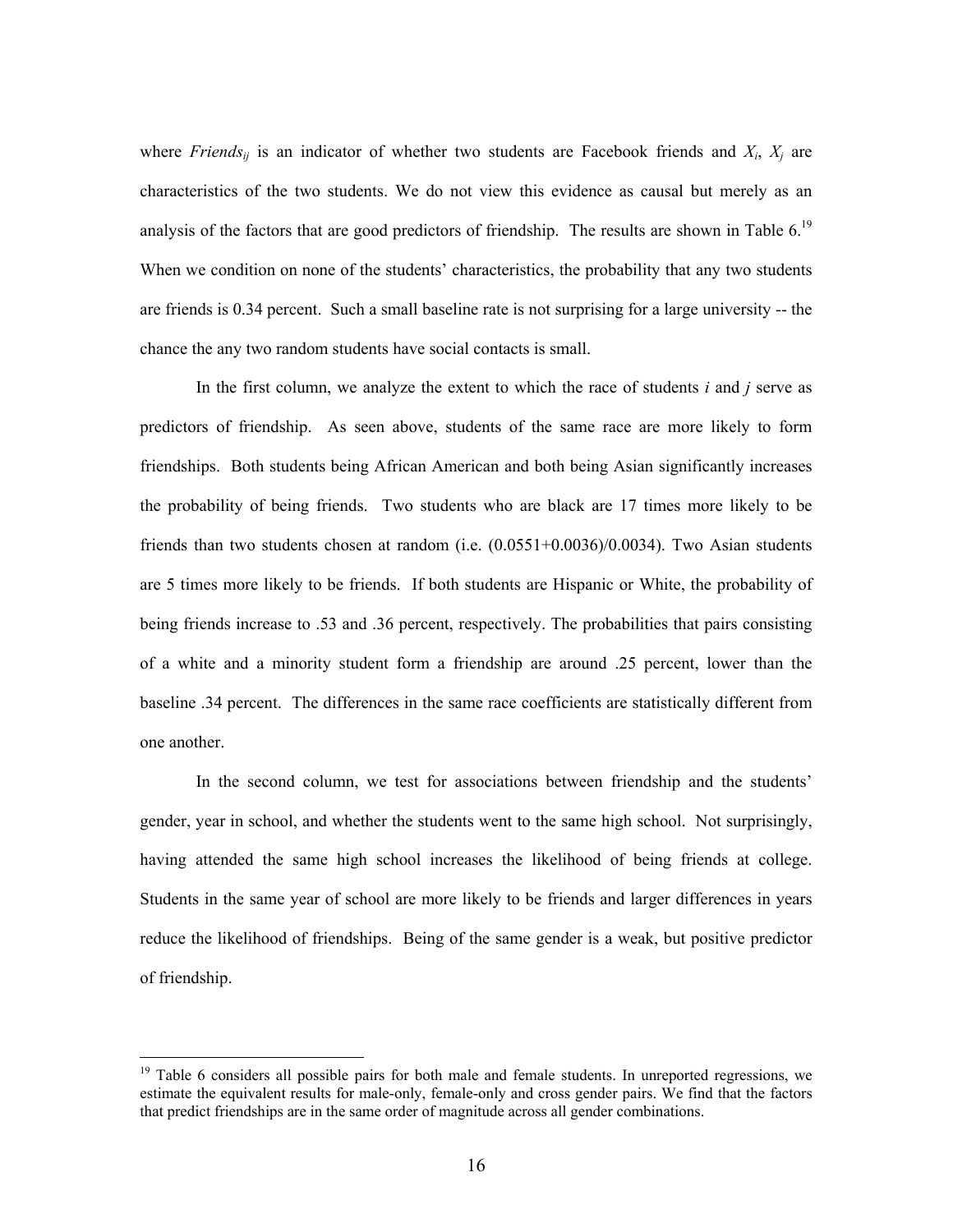where $Friends_{ij}$ is an indicator of whether two students are Facebook friends and $X_i$, $X_j$ are characteristics of the two students. We do not view this evidence as causal but merely as an analysis of the factors that are good predictors of friendship. The results are shown in Table 6.[19] When we condition on none of the students' characteristics, the probability that any two students are friends is 0.34 percent. Such a small baseline rate is not surprising for a large university -- the chance the any two random students have social contacts is small.

In the first column, we analyze the extent to which the race of students *i* and *j* serve as predictors of friendship. As seen above, students of the same race are more likely to form friendships. Both students being African American and both being Asian significantly increases the probability of being friends. Two students who are black are 17 times more likely to be friends than two students chosen at random (i.e. (0.0551+0.0036)/0.0034). Two Asian students are 5 times more likely to be friends. If both students are Hispanic or White, the probability of being friends increase to .53 and .36 percent, respectively. The probabilities that pairs consisting of a white and a minority student form a friendship are around .25 percent, lower than the baseline .34 percent. The differences in the same race coefficients are statistically different from one another.

In the second column, we test for associations between friendship and the students' gender, year in school, and whether the students went to the same high school. Not surprisingly, having attended the same high school increases the likelihood of being friends at college. Students in the same year of school are more likely to be friends and larger differences in years reduce the likelihood of friendships. Being of the same gender is a weak, but positive predictor of friendship.

[19] Table 6 considers all possible pairs for both male and female students. In unreported regressions, we estimate the equivalent results for male-only, female-only and cross gender pairs. We find that the factors that predict friendships are in the same order of magnitude across all gender combinations.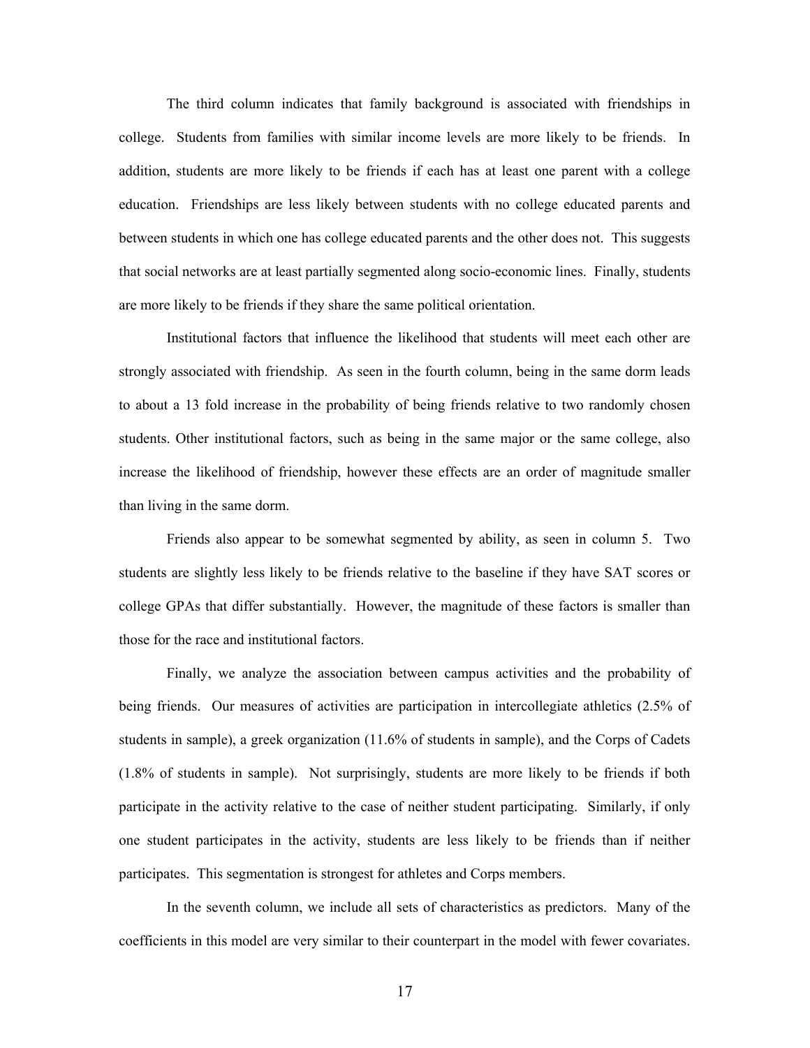The third column indicates that family background is associated with friendships in college. Students from families with similar income levels are more likely to be friends. In addition, students are more likely to be friends if each has at least one parent with a college education. Friendships are less likely between students with no college educated parents and between students in which one has college educated parents and the other does not. This suggests that social networks are at least partially segmented along socio-economic lines. Finally, students are more likely to be friends if they share the same political orientation.

Institutional factors that influence the likelihood that students will meet each other are strongly associated with friendship. As seen in the fourth column, being in the same dorm leads to about a 13 fold increase in the probability of being friends relative to two randomly chosen students. Other institutional factors, such as being in the same major or the same college, also increase the likelihood of friendship, however these effects are an order of magnitude smaller than living in the same dorm.

Friends also appear to be somewhat segmented by ability, as seen in column 5. Two students are slightly less likely to be friends relative to the baseline if they have SAT scores or college GPAs that differ substantially. However, the magnitude of these factors is smaller than those for the race and institutional factors.

Finally, we analyze the association between campus activities and the probability of being friends. Our measures of activities are participation in intercollegiate athletics (2.5% of students in sample), a greek organization (11.6% of students in sample), and the Corps of Cadets (1.8% of students in sample). Not surprisingly, students are more likely to be friends if both participate in the activity relative to the case of neither student participating. Similarly, if only one student participates in the activity, students are less likely to be friends than if neither participates. This segmentation is strongest for athletes and Corps members.

In the seventh column, we include all sets of characteristics as predictors. Many of the coefficients in this model are very similar to their counterpart in the model with fewer covariates.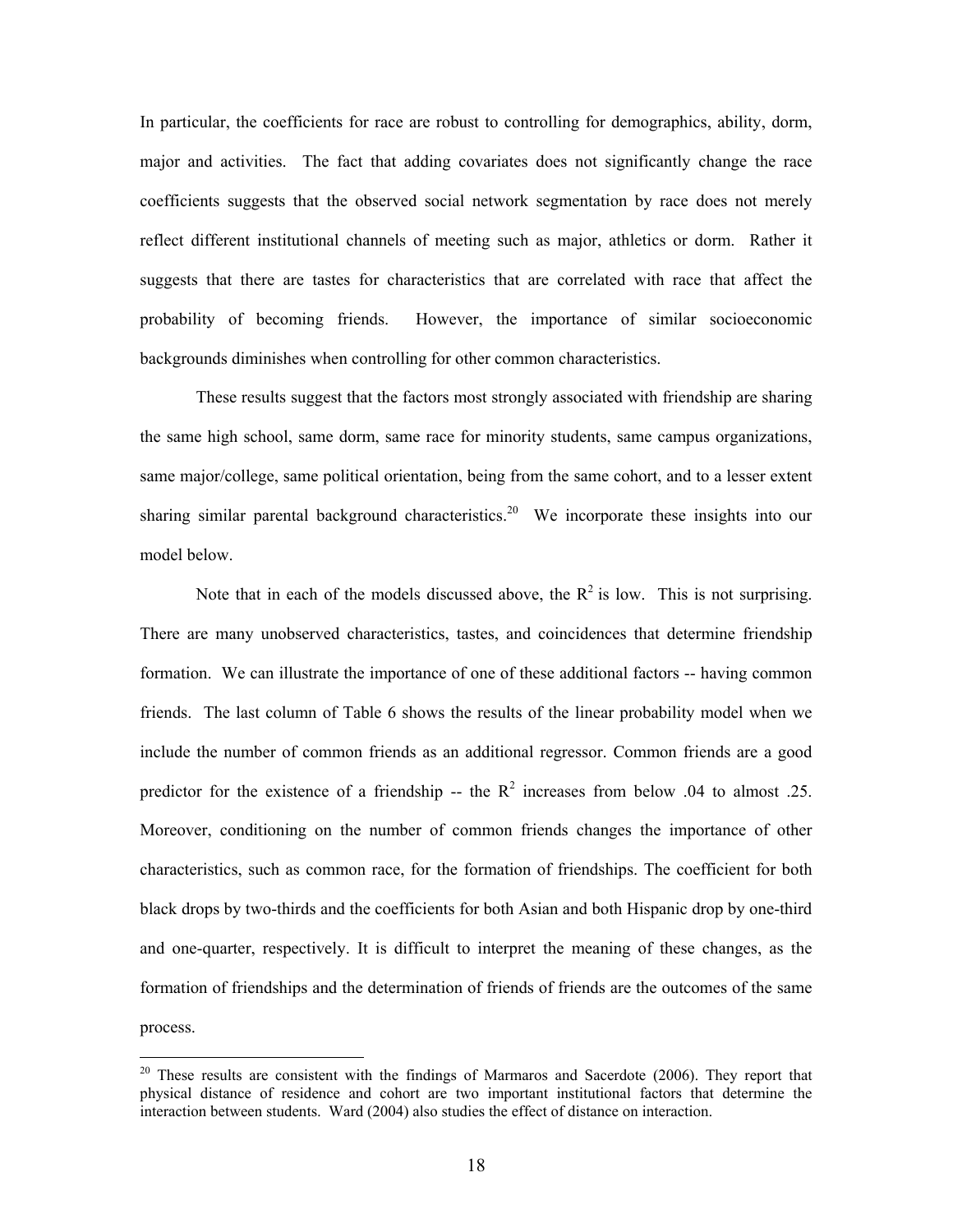In particular, the coefficients for race are robust to controlling for demographics, ability, dorm, major and activities. The fact that adding covariates does not significantly change the race coefficients suggests that the observed social network segmentation by race does not merely reflect different institutional channels of meeting such as major, athletics or dorm. Rather it suggests that there are tastes for characteristics that are correlated with race that affect the probability of becoming friends. However, the importance of similar socioeconomic backgrounds diminishes when controlling for other common characteristics.

These results suggest that the factors most strongly associated with friendship are sharing the same high school, same dorm, same race for minority students, same campus organizations, same major/college, same political orientation, being from the same cohort, and to a lesser extent sharing similar parental background characteristics.[20] We incorporate these insights into our model below.

Note that in each of the models discussed above, the $R^2$ is low. This is not surprising. There are many unobserved characteristics, tastes, and coincidences that determine friendship formation. We can illustrate the importance of one of these additional factors -- having common friends. The last column of Table 6 shows the results of the linear probability model when we include the number of common friends as an additional regressor. Common friends are a good predictor for the existence of a friendship -- the $R^2$ increases from below .04 to almost .25. Moreover, conditioning on the number of common friends changes the importance of other characteristics, such as common race, for the formation of friendships. The coefficient for both black drops by two-thirds and the coefficients for both Asian and both Hispanic drop by one-third and one-quarter, respectively. It is difficult to interpret the meaning of these changes, as the formation of friendships and the determination of friends of friends are the outcomes of the same process.

[20] These results are consistent with the findings of Marmaros and Sacerdote (2006). They report that physical distance of residence and cohort are two important institutional factors that determine the interaction between students. Ward (2004) also studies the effect of distance on interaction.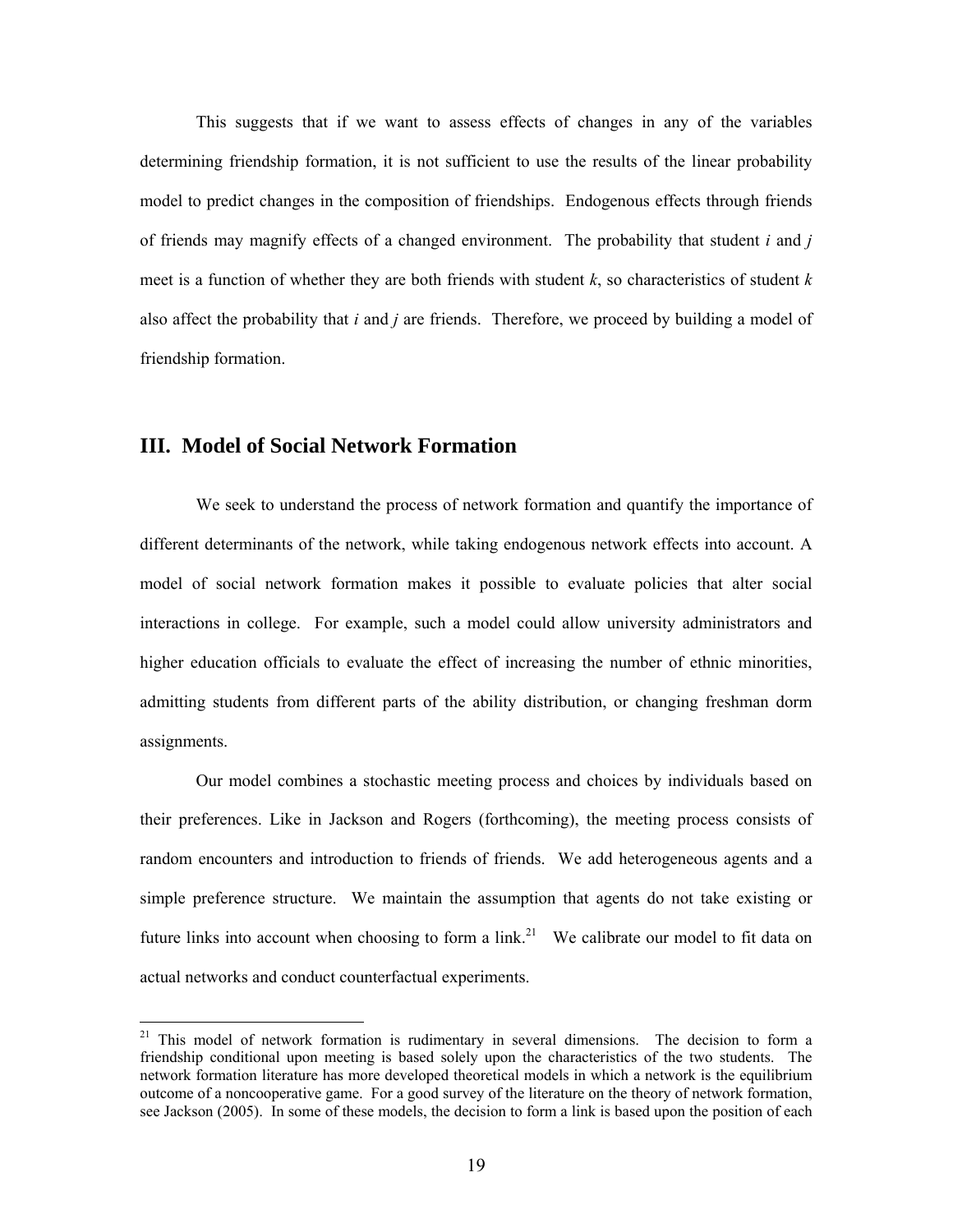This suggests that if we want to assess effects of changes in any of the variables determining friendship formation, it is not sufficient to use the results of the linear probability model to predict changes in the composition of friendships. Endogenous effects through friends of friends may magnify effects of a changed environment. The probability that student $i$ and $j$ meet is a function of whether they are both friends with student $k$, so characteristics of student $k$ also affect the probability that $i$ and $j$ are friends. Therefore, we proceed by building a model of friendship formation.

## III. Model of Social Network Formation

We seek to understand the process of network formation and quantify the importance of different determinants of the network, while taking endogenous network effects into account. A model of social network formation makes it possible to evaluate policies that alter social interactions in college. For example, such a model could allow university administrators and higher education officials to evaluate the effect of increasing the number of ethnic minorities, admitting students from different parts of the ability distribution, or changing freshman dorm assignments.

Our model combines a stochastic meeting process and choices by individuals based on their preferences. Like in Jackson and Rogers (forthcoming), the meeting process consists of random encounters and introduction to friends of friends. We add heterogeneous agents and a simple preference structure. We maintain the assumption that agents do not take existing or future links into account when choosing to form a link.[21] We calibrate our model to fit data on actual networks and conduct counterfactual experiments.

[21] This model of network formation is rudimentary in several dimensions. The decision to form a friendship conditional upon meeting is based solely upon the characteristics of the two students. The network formation literature has more developed theoretical models in which a network is the equilibrium outcome of a noncooperative game. For a good survey of the literature on the theory of network formation, see Jackson (2005). In some of these models, the decision to form a link is based upon the position of each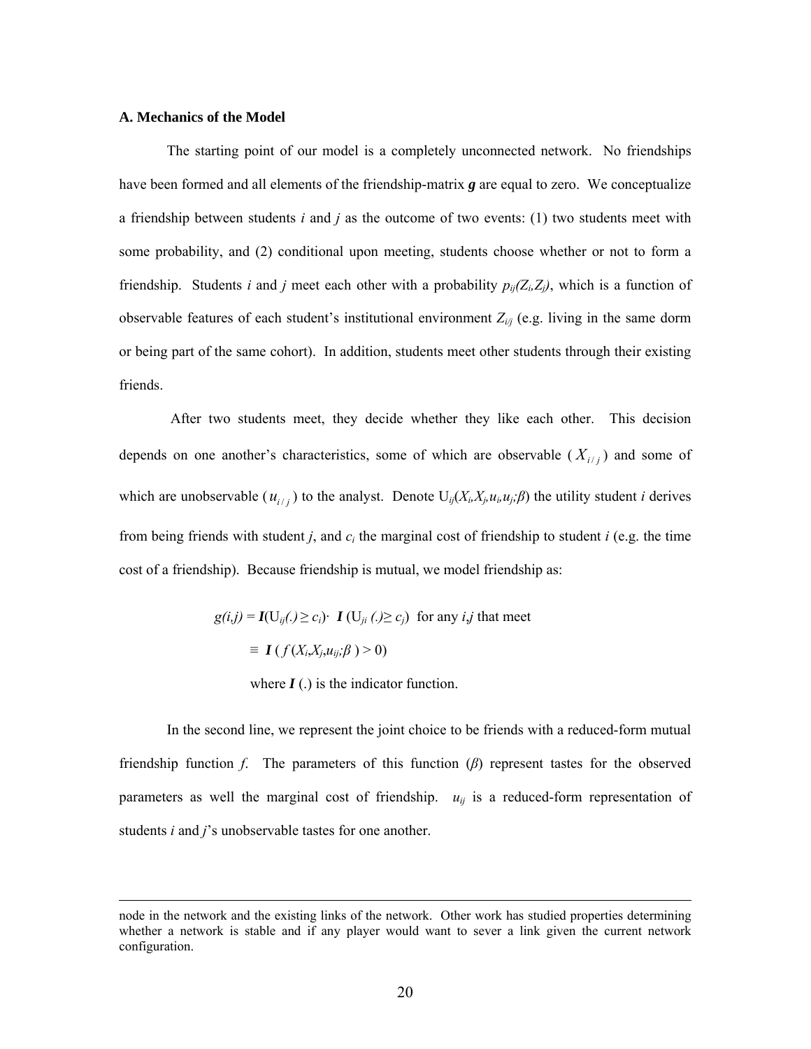### A. Mechanics of the Model

The starting point of our model is a completely unconnected network. No friendships have been formed and all elements of the friendship-matrix $\boldsymbol{g}$ are equal to zero. We conceptualize a friendship between students *i* and *j* as the outcome of two events: (1) two students meet with some probability, and (2) conditional upon meeting, students choose whether or not to form a friendship. Students *i* and *j* meet each other with a probability $p_{ij}(Z_i,Z_j)$, which is a function of observable features of each student's institutional environment $Z_{i/j}$ (e.g. living in the same dorm or being part of the same cohort). In addition, students meet other students through their existing friends.

After two students meet, they decide whether they like each other. This decision depends on one another's characteristics, some of which are observable ($X_{i/j}$) and some of which are unobservable ($u_{i/j}$) to the analyst. Denote $U_{ij}(X_i,X_j,u_i,u_j;\beta)$ the utility student *i* derives from being friends with student *j*, and $c_i$ the marginal cost of friendship to student *i* (e.g. the time cost of a friendship). Because friendship is mutual, we model friendship as:

$$g(i,j) = \boldsymbol{I}(U_{ij}(.) \geq c_i) \cdot \boldsymbol{I}(U_{ji}(.) \geq c_j) \text{ for any } i,j \text{ that meet}$$

$$\equiv \boldsymbol{I}(f(X_i,X_j,u_{ij};\beta) > 0)$$

where $\boldsymbol{I}(.)$ is the indicator function.

In the second line, we represent the joint choice to be friends with a reduced-form mutual friendship function *f*. The parameters of this function ($\beta$) represent tastes for the observed parameters as well the marginal cost of friendship. $u_{ij}$ is a reduced-form representation of students *i* and *j*'s unobservable tastes for one another.

---

node in the network and the existing links of the network. Other work has studied properties determining whether a network is stable and if any player would want to sever a link given the current network configuration.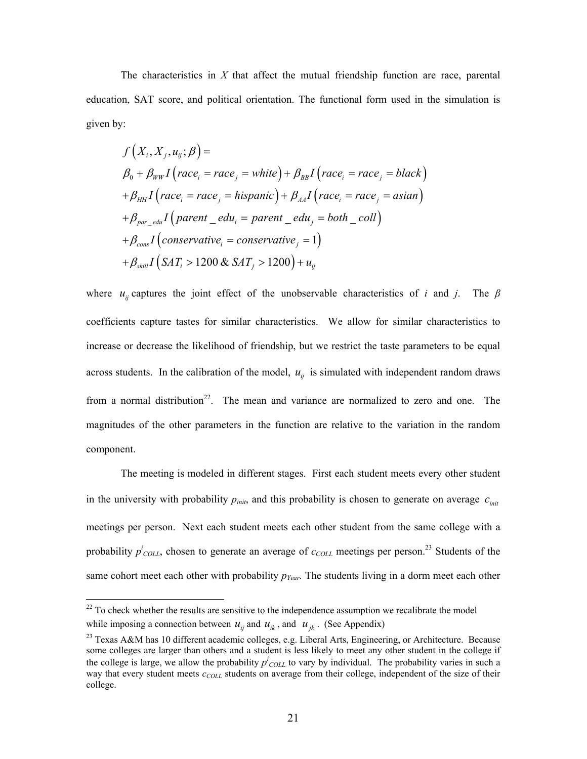The characteristics in $X$ that affect the mutual friendship function are race, parental education, SAT score, and political orientation. The functional form used in the simulation is given by:

$$
\begin{aligned}
&f\left(X_i, X_j, u_{ij}; \beta\right) = \\
&\beta_0 + \beta_{WW} I\left(race_i = race_j = white\right) + \beta_{BB} I\left(race_i = race_j = black\right) \\
&+ \beta_{HH} I\left(race_i = race_j = hispanic\right) + \beta_{AA} I\left(race_i = race_j = asian\right) \\
&+ \beta_{par\_edu} I\left(parent\_edu_i = parent\_edu_j = both\_coll\right) \\
&+ \beta_{cons} I\left(conservative_i = conservative_j = 1\right) \\
&+ \beta_{skill} I\left(SAT_i > 1200 \,\&\, SAT_j > 1200\right) + u_{ij}
\end{aligned}
$$

where $u_{ij}$ captures the joint effect of the unobservable characteristics of $i$ and $j$. The $\beta$ coefficients capture tastes for similar characteristics. We allow for similar characteristics to increase or decrease the likelihood of friendship, but we restrict the taste parameters to be equal across students. In the calibration of the model, $u_{ij}$ is simulated with independent random draws from a normal distribution[22]. The mean and variance are normalized to zero and one. The magnitudes of the other parameters in the function are relative to the variation in the random component.

The meeting is modeled in different stages. First each student meets every other student in the university with probability $p_{init}$, and this probability is chosen to generate on average $c_{init}$ meetings per person. Next each student meets each other student from the same college with a probability $p^i_{COLL}$, chosen to generate an average of $c_{COLL}$ meetings per person.[23] Students of the same cohort meet each other with probability $p_{Year}$. The students living in a dorm meet each other

---

[22] To check whether the results are sensitive to the independence assumption we recalibrate the model while imposing a connection between $u_{ij}$ and $u_{ik}$, and $u_{jk}$. (See Appendix)

[23] Texas A&M has 10 different academic colleges, e.g. Liberal Arts, Engineering, or Architecture. Because some colleges are larger than others and a student is less likely to meet any other student in the college if the college is large, we allow the probability $p^i_{COLL}$ to vary by individual. The probability varies in such a way that every student meets $c_{COLL}$ students on average from their college, independent of the size of their college.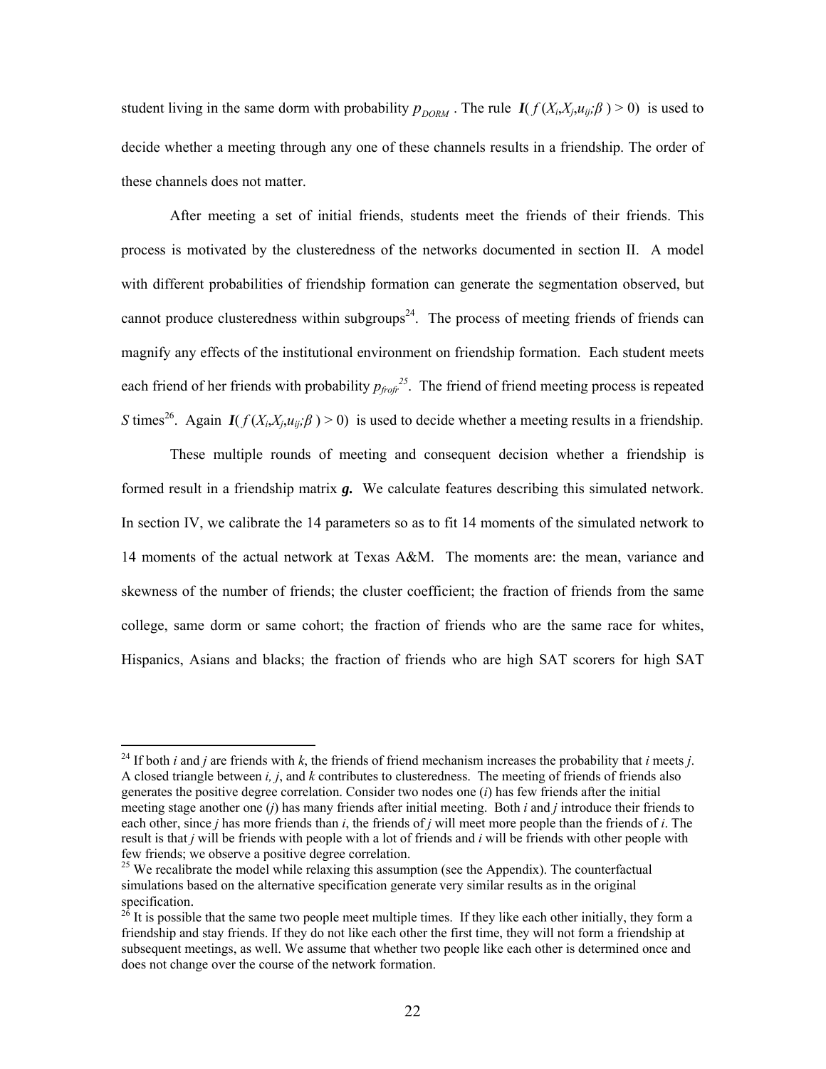student living in the same dorm with probability $p_{DORM}$ . The rule $\boldsymbol{I}( f(X_i,X_j,u_{ij};\beta) > 0)$ is used to decide whether a meeting through any one of these channels results in a friendship. The order of these channels does not matter.

After meeting a set of initial friends, students meet the friends of their friends. This process is motivated by the clusteredness of the networks documented in section II. A model with different probabilities of friendship formation can generate the segmentation observed, but cannot produce clusteredness within subgroups[24]. The process of meeting friends of friends can magnify any effects of the institutional environment on friendship formation. Each student meets each friend of her friends with probability $p_{frofr}$[25]. The friend of friend meeting process is repeated $S$ times[26]. Again $\boldsymbol{I}( f(X_i,X_j,u_{ij};\beta) > 0)$ is used to decide whether a meeting results in a friendship.

These multiple rounds of meeting and consequent decision whether a friendship is formed result in a friendship matrix $\boldsymbol{g}$. We calculate features describing this simulated network. In section IV, we calibrate the 14 parameters so as to fit 14 moments of the simulated network to 14 moments of the actual network at Texas A&M. The moments are: the mean, variance and skewness of the number of friends; the cluster coefficient; the fraction of friends from the same college, same dorm or same cohort; the fraction of friends who are the same race for whites, Hispanics, Asians and blacks; the fraction of friends who are high SAT scorers for high SAT

---

[24] If both $i$ and $j$ are friends with $k$, the friends of friend mechanism increases the probability that $i$ meets $j$. A closed triangle between $i$, $j$, and $k$ contributes to clusteredness. The meeting of friends of friends also generates the positive degree correlation. Consider two nodes one ($i$) has few friends after the initial meeting stage another one ($j$) has many friends after initial meeting. Both $i$ and $j$ introduce their friends to each other, since $j$ has more friends than $i$, the friends of $j$ will meet more people than the friends of $i$. The result is that $j$ will be friends with people with a lot of friends and $i$ will be friends with other people with few friends; we observe a positive degree correlation.

[25] We recalibrate the model while relaxing this assumption (see the Appendix). The counterfactual simulations based on the alternative specification generate very similar results as in the original specification.

[26] It is possible that the same two people meet multiple times. If they like each other initially, they form a friendship and stay friends. If they do not like each other the first time, they will not form a friendship at subsequent meetings, as well. We assume that whether two people like each other is determined once and does not change over the course of the network formation.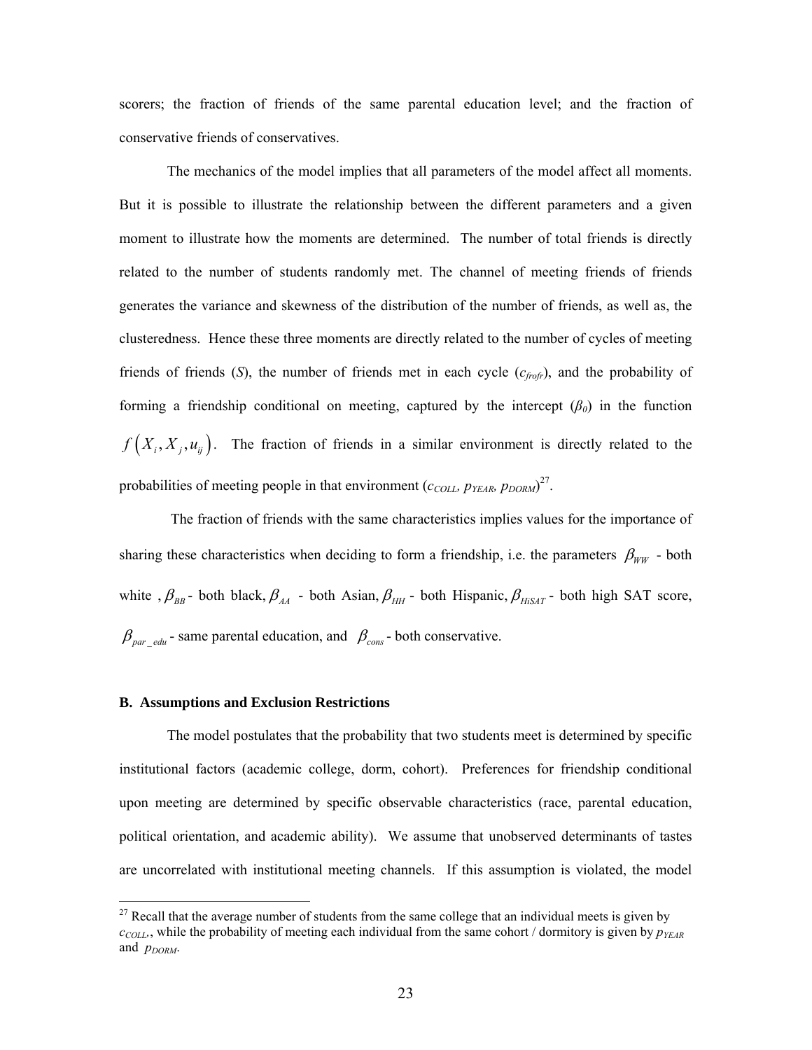scorers; the fraction of friends of the same parental education level; and the fraction of conservative friends of conservatives.

The mechanics of the model implies that all parameters of the model affect all moments. But it is possible to illustrate the relationship between the different parameters and a given moment to illustrate how the moments are determined. The number of total friends is directly related to the number of students randomly met. The channel of meeting friends of friends generates the variance and skewness of the distribution of the number of friends, as well as, the clusteredness. Hence these three moments are directly related to the number of cycles of meeting friends of friends ($S$), the number of friends met in each cycle ($c_{frofr}$), and the probability of forming a friendship conditional on meeting, captured by the intercept ($\beta_0$) in the function $f\left(X_i, X_j, u_{ij}\right)$. The fraction of friends in a similar environment is directly related to the probabilities of meeting people in that environment ($c_{COLL}$, $p_{YEAR}$, $p_{DORM}$)[27].

The fraction of friends with the same characteristics implies values for the importance of sharing these characteristics when deciding to form a friendship, i.e. the parameters $\beta_{WW}$ - both white , $\beta_{BB}$ - both black, $\beta_{AA}$ - both Asian, $\beta_{HH}$ - both Hispanic, $\beta_{HiSAT}$ - both high SAT score, $\beta_{par\_edu}$ - same parental education, and $\beta_{cons}$ - both conservative.

### B. Assumptions and Exclusion Restrictions

The model postulates that the probability that two students meet is determined by specific institutional factors (academic college, dorm, cohort). Preferences for friendship conditional upon meeting are determined by specific observable characteristics (race, parental education, political orientation, and academic ability). We assume that unobserved determinants of tastes are uncorrelated with institutional meeting channels. If this assumption is violated, the model

---

[27] Recall that the average number of students from the same college that an individual meets is given by $c_{COLL}$, while the probability of meeting each individual from the same cohort / dormitory is given by $p_{YEAR}$ and $p_{DORM}$.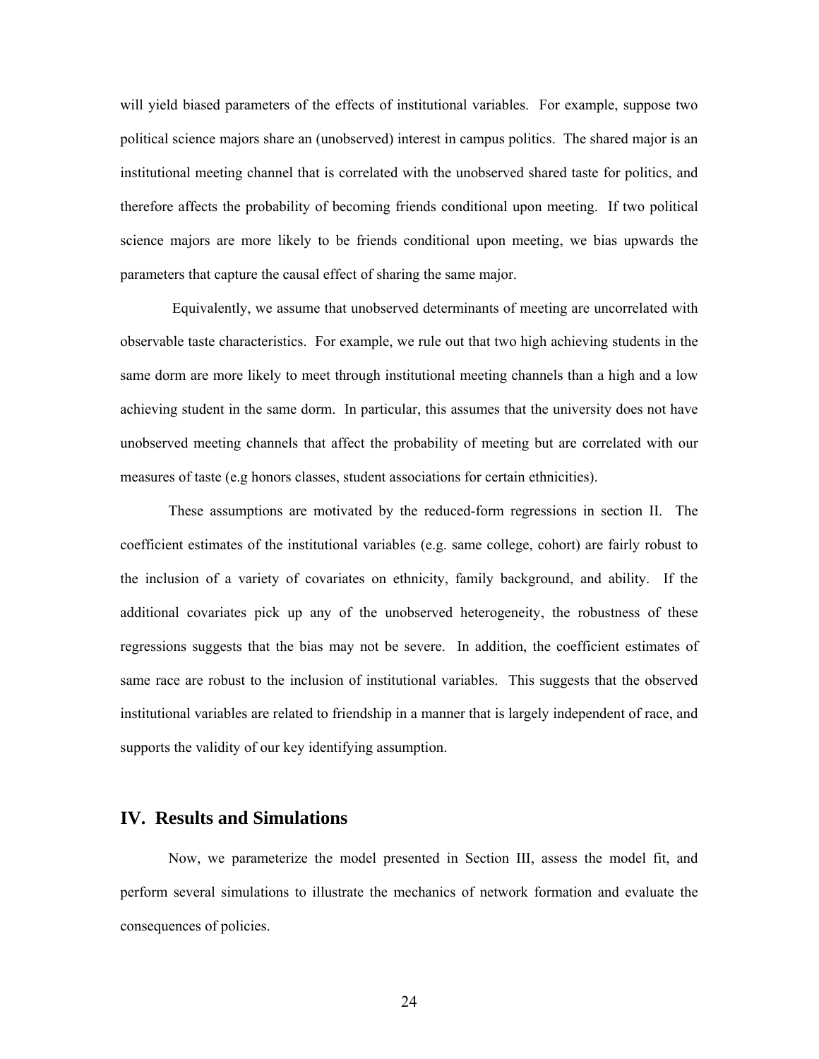will yield biased parameters of the effects of institutional variables. For example, suppose two political science majors share an (unobserved) interest in campus politics. The shared major is an institutional meeting channel that is correlated with the unobserved shared taste for politics, and therefore affects the probability of becoming friends conditional upon meeting. If two political science majors are more likely to be friends conditional upon meeting, we bias upwards the parameters that capture the causal effect of sharing the same major.

Equivalently, we assume that unobserved determinants of meeting are uncorrelated with observable taste characteristics. For example, we rule out that two high achieving students in the same dorm are more likely to meet through institutional meeting channels than a high and a low achieving student in the same dorm. In particular, this assumes that the university does not have unobserved meeting channels that affect the probability of meeting but are correlated with our measures of taste (e.g honors classes, student associations for certain ethnicities).

These assumptions are motivated by the reduced-form regressions in section II. The coefficient estimates of the institutional variables (e.g. same college, cohort) are fairly robust to the inclusion of a variety of covariates on ethnicity, family background, and ability. If the additional covariates pick up any of the unobserved heterogeneity, the robustness of these regressions suggests that the bias may not be severe. In addition, the coefficient estimates of same race are robust to the inclusion of institutional variables. This suggests that the observed institutional variables are related to friendship in a manner that is largely independent of race, and supports the validity of our key identifying assumption.

## IV. Results and Simulations

Now, we parameterize the model presented in Section III, assess the model fit, and perform several simulations to illustrate the mechanics of network formation and evaluate the consequences of policies.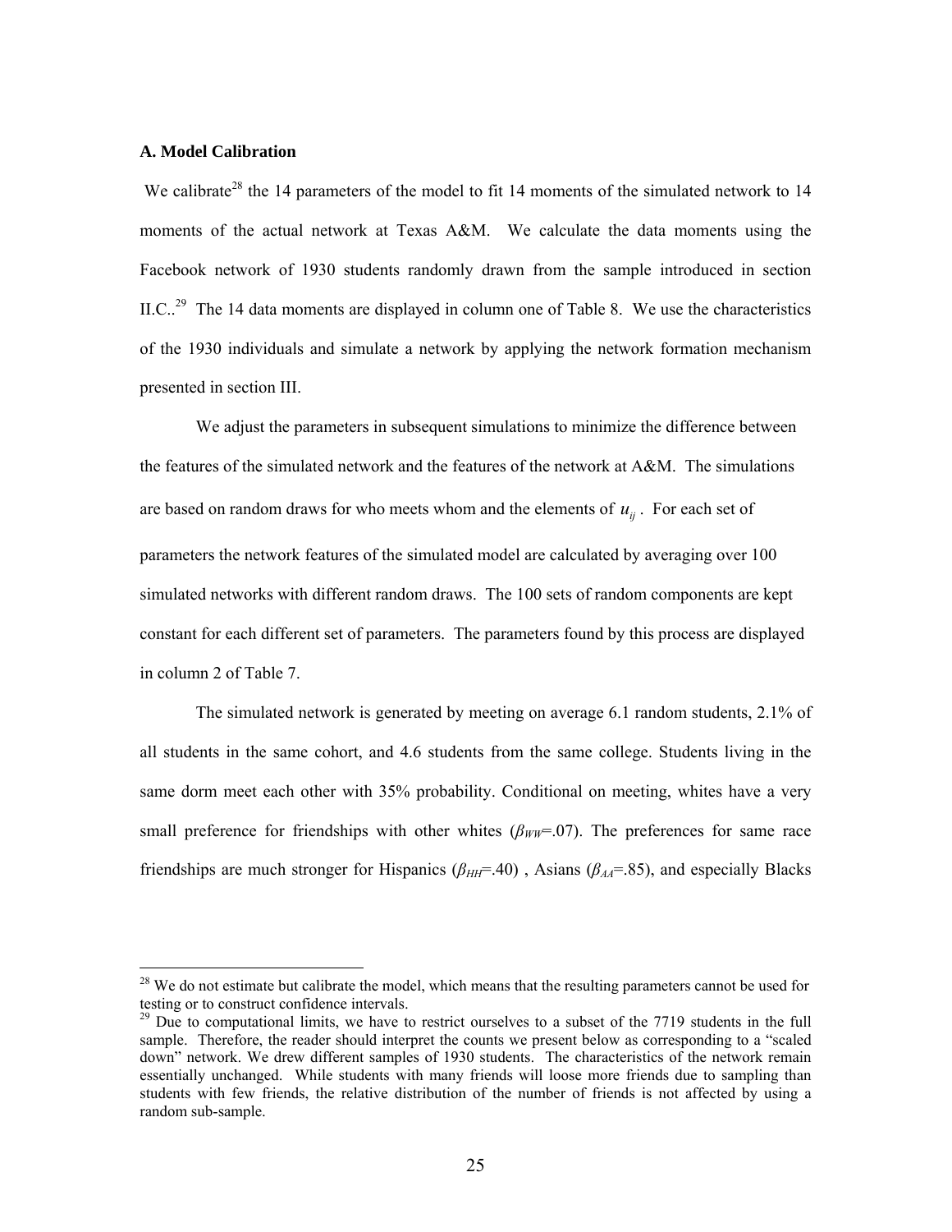### A. Model Calibration

We calibrate[28] the 14 parameters of the model to fit 14 moments of the simulated network to 14 moments of the actual network at Texas A&M. We calculate the data moments using the Facebook network of 1930 students randomly drawn from the sample introduced in section II.C..[29] The 14 data moments are displayed in column one of Table 8. We use the characteristics of the 1930 individuals and simulate a network by applying the network formation mechanism presented in section III.

We adjust the parameters in subsequent simulations to minimize the difference between the features of the simulated network and the features of the network at A&M. The simulations are based on random draws for who meets whom and the elements of $u_{ij}$. For each set of parameters the network features of the simulated model are calculated by averaging over 100 simulated networks with different random draws. The 100 sets of random components are kept constant for each different set of parameters. The parameters found by this process are displayed in column 2 of Table 7.

The simulated network is generated by meeting on average 6.1 random students, 2.1% of all students in the same cohort, and 4.6 students from the same college. Students living in the same dorm meet each other with 35% probability. Conditional on meeting, whites have a very small preference for friendships with other whites ($\beta_{WW}$=.07). The preferences for same race friendships are much stronger for Hispanics ($\beta_{HH}$=.40) , Asians ($\beta_{AA}$=.85), and especially Blacks

---

[28] We do not estimate but calibrate the model, which means that the resulting parameters cannot be used for testing or to construct confidence intervals.

[29] Due to computational limits, we have to restrict ourselves to a subset of the 7719 students in the full sample. Therefore, the reader should interpret the counts we present below as corresponding to a "scaled down" network. We drew different samples of 1930 students. The characteristics of the network remain essentially unchanged. While students with many friends will loose more friends due to sampling than students with few friends, the relative distribution of the number of friends is not affected by using a random sub-sample.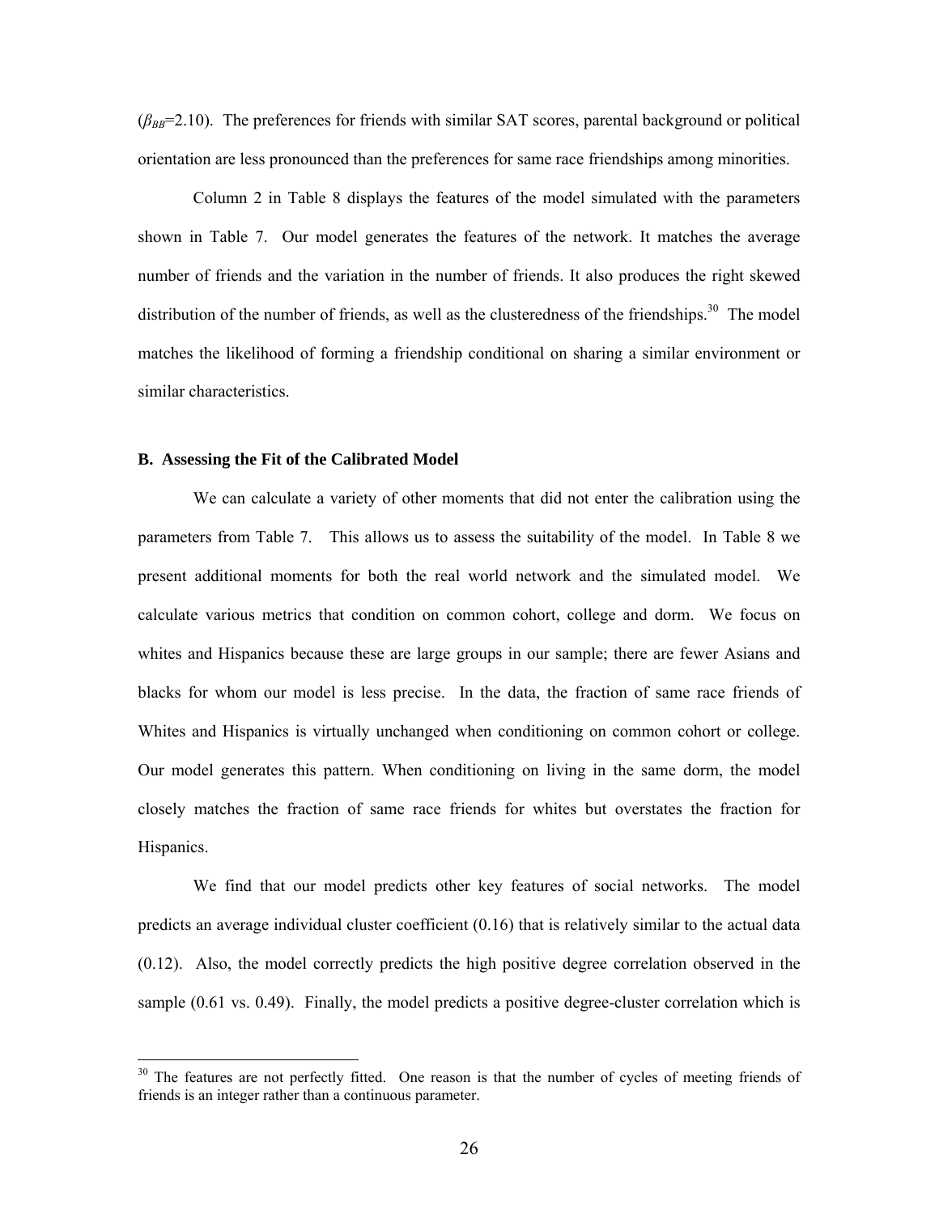($\beta_{BB}$=2.10). The preferences for friends with similar SAT scores, parental background or political orientation are less pronounced than the preferences for same race friendships among minorities.

Column 2 in Table 8 displays the features of the model simulated with the parameters shown in Table 7. Our model generates the features of the network. It matches the average number of friends and the variation in the number of friends. It also produces the right skewed distribution of the number of friends, as well as the clusteredness of the friendships.[30] The model matches the likelihood of forming a friendship conditional on sharing a similar environment or similar characteristics.

**B. Assessing the Fit of the Calibrated Model**

We can calculate a variety of other moments that did not enter the calibration using the parameters from Table 7. This allows us to assess the suitability of the model. In Table 8 we present additional moments for both the real world network and the simulated model. We calculate various metrics that condition on common cohort, college and dorm. We focus on whites and Hispanics because these are large groups in our sample; there are fewer Asians and blacks for whom our model is less precise. In the data, the fraction of same race friends of Whites and Hispanics is virtually unchanged when conditioning on common cohort or college. Our model generates this pattern. When conditioning on living in the same dorm, the model closely matches the fraction of same race friends for whites but overstates the fraction for Hispanics.

We find that our model predicts other key features of social networks. The model predicts an average individual cluster coefficient (0.16) that is relatively similar to the actual data (0.12). Also, the model correctly predicts the high positive degree correlation observed in the sample (0.61 vs. 0.49). Finally, the model predicts a positive degree-cluster correlation which is

[30] The features are not perfectly fitted. One reason is that the number of cycles of meeting friends of friends is an integer rather than a continuous parameter.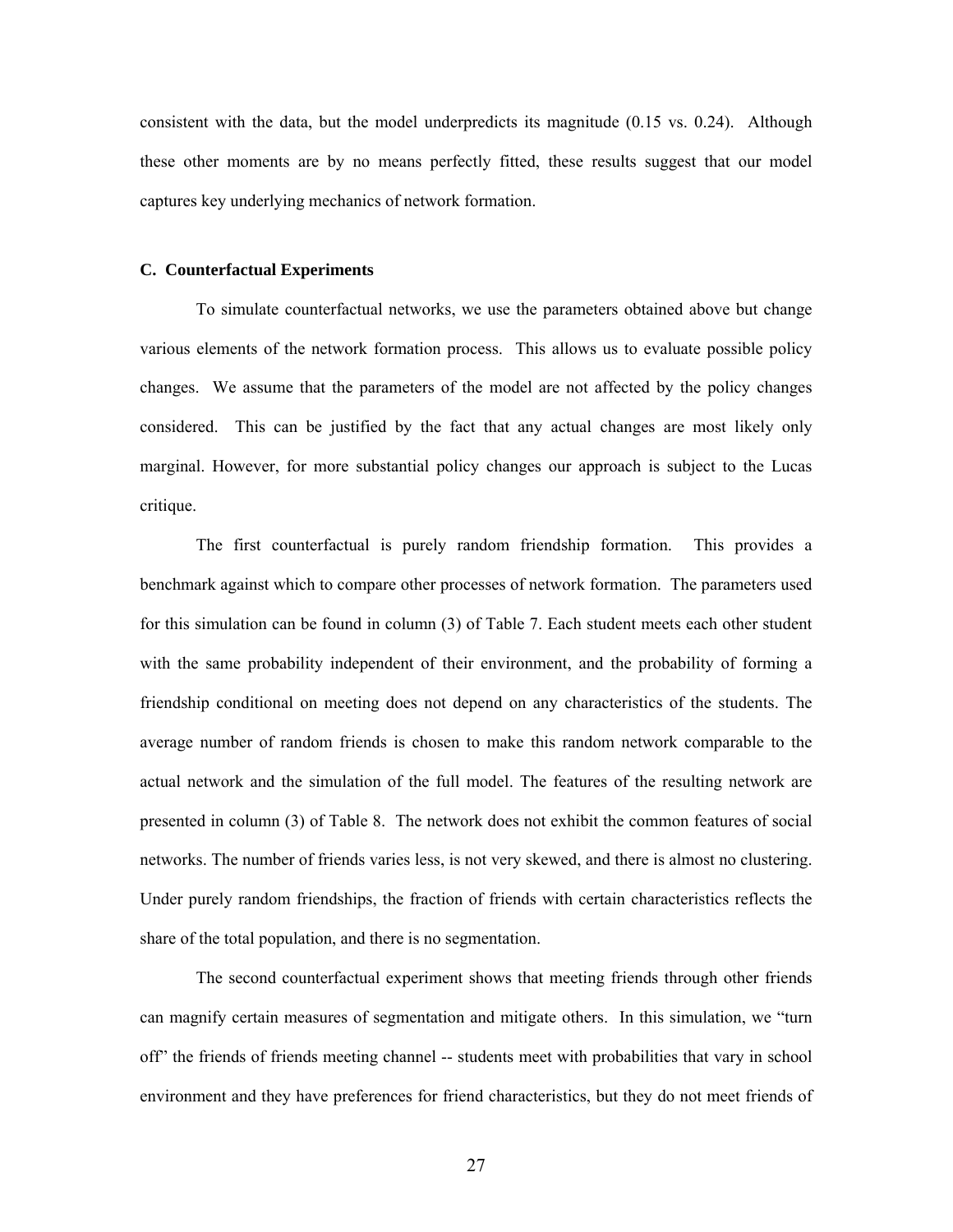consistent with the data, but the model underpredicts its magnitude (0.15 vs. 0.24). Although these other moments are by no means perfectly fitted, these results suggest that our model captures key underlying mechanics of network formation.

### C. Counterfactual Experiments

To simulate counterfactual networks, we use the parameters obtained above but change various elements of the network formation process. This allows us to evaluate possible policy changes. We assume that the parameters of the model are not affected by the policy changes considered. This can be justified by the fact that any actual changes are most likely only marginal. However, for more substantial policy changes our approach is subject to the Lucas critique.

The first counterfactual is purely random friendship formation. This provides a benchmark against which to compare other processes of network formation. The parameters used for this simulation can be found in column (3) of Table 7. Each student meets each other student with the same probability independent of their environment, and the probability of forming a friendship conditional on meeting does not depend on any characteristics of the students. The average number of random friends is chosen to make this random network comparable to the actual network and the simulation of the full model. The features of the resulting network are presented in column (3) of Table 8. The network does not exhibit the common features of social networks. The number of friends varies less, is not very skewed, and there is almost no clustering. Under purely random friendships, the fraction of friends with certain characteristics reflects the share of the total population, and there is no segmentation.

The second counterfactual experiment shows that meeting friends through other friends can magnify certain measures of segmentation and mitigate others. In this simulation, we "turn off" the friends of friends meeting channel -- students meet with probabilities that vary in school environment and they have preferences for friend characteristics, but they do not meet friends of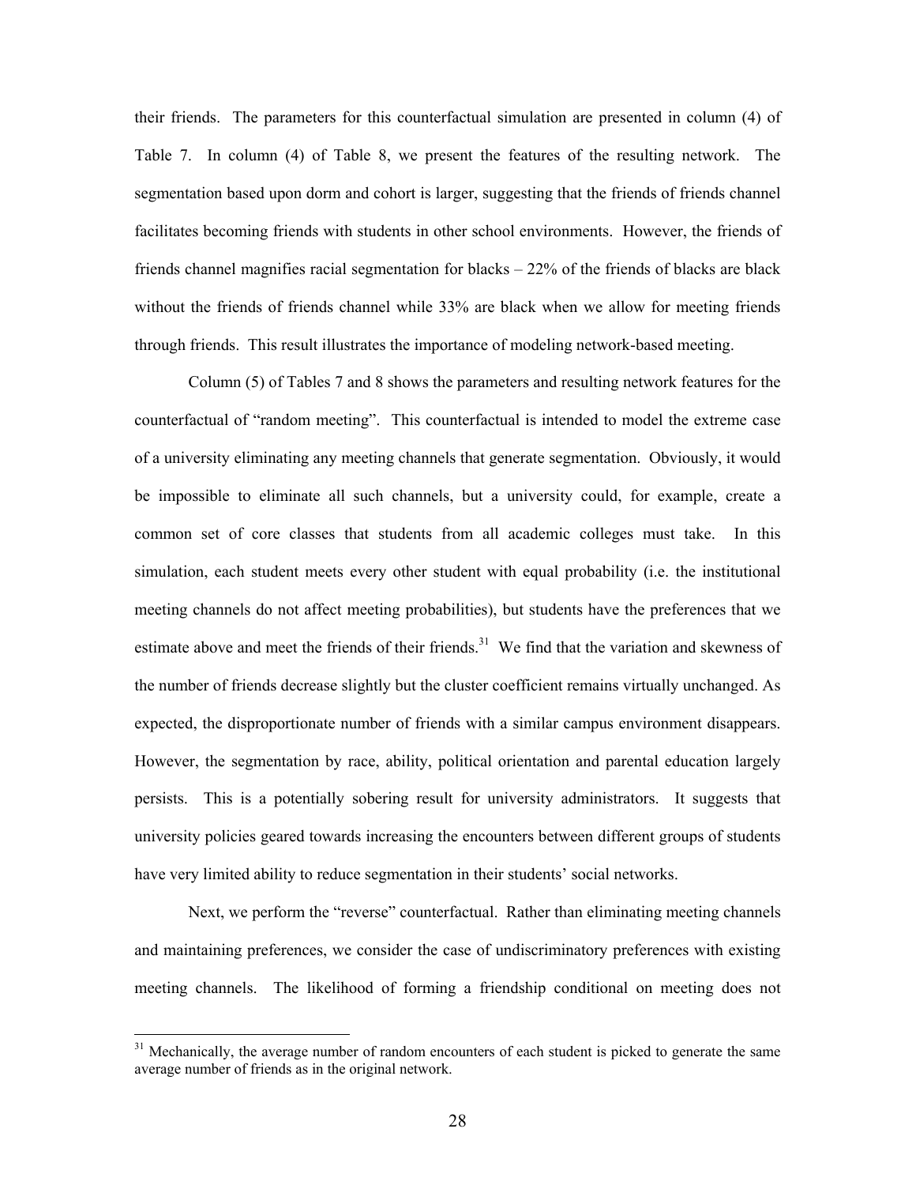their friends. The parameters for this counterfactual simulation are presented in column (4) of Table 7. In column (4) of Table 8, we present the features of the resulting network. The segmentation based upon dorm and cohort is larger, suggesting that the friends of friends channel facilitates becoming friends with students in other school environments. However, the friends of friends channel magnifies racial segmentation for blacks – 22% of the friends of blacks are black without the friends of friends channel while 33% are black when we allow for meeting friends through friends. This result illustrates the importance of modeling network-based meeting.

Column (5) of Tables 7 and 8 shows the parameters and resulting network features for the counterfactual of "random meeting". This counterfactual is intended to model the extreme case of a university eliminating any meeting channels that generate segmentation. Obviously, it would be impossible to eliminate all such channels, but a university could, for example, create a common set of core classes that students from all academic colleges must take. In this simulation, each student meets every other student with equal probability (i.e. the institutional meeting channels do not affect meeting probabilities), but students have the preferences that we estimate above and meet the friends of their friends.[31] We find that the variation and skewness of the number of friends decrease slightly but the cluster coefficient remains virtually unchanged. As expected, the disproportionate number of friends with a similar campus environment disappears. However, the segmentation by race, ability, political orientation and parental education largely persists. This is a potentially sobering result for university administrators. It suggests that university policies geared towards increasing the encounters between different groups of students have very limited ability to reduce segmentation in their students' social networks.

Next, we perform the "reverse" counterfactual. Rather than eliminating meeting channels and maintaining preferences, we consider the case of undiscriminatory preferences with existing meeting channels. The likelihood of forming a friendship conditional on meeting does not

[31] Mechanically, the average number of random encounters of each student is picked to generate the same average number of friends as in the original network.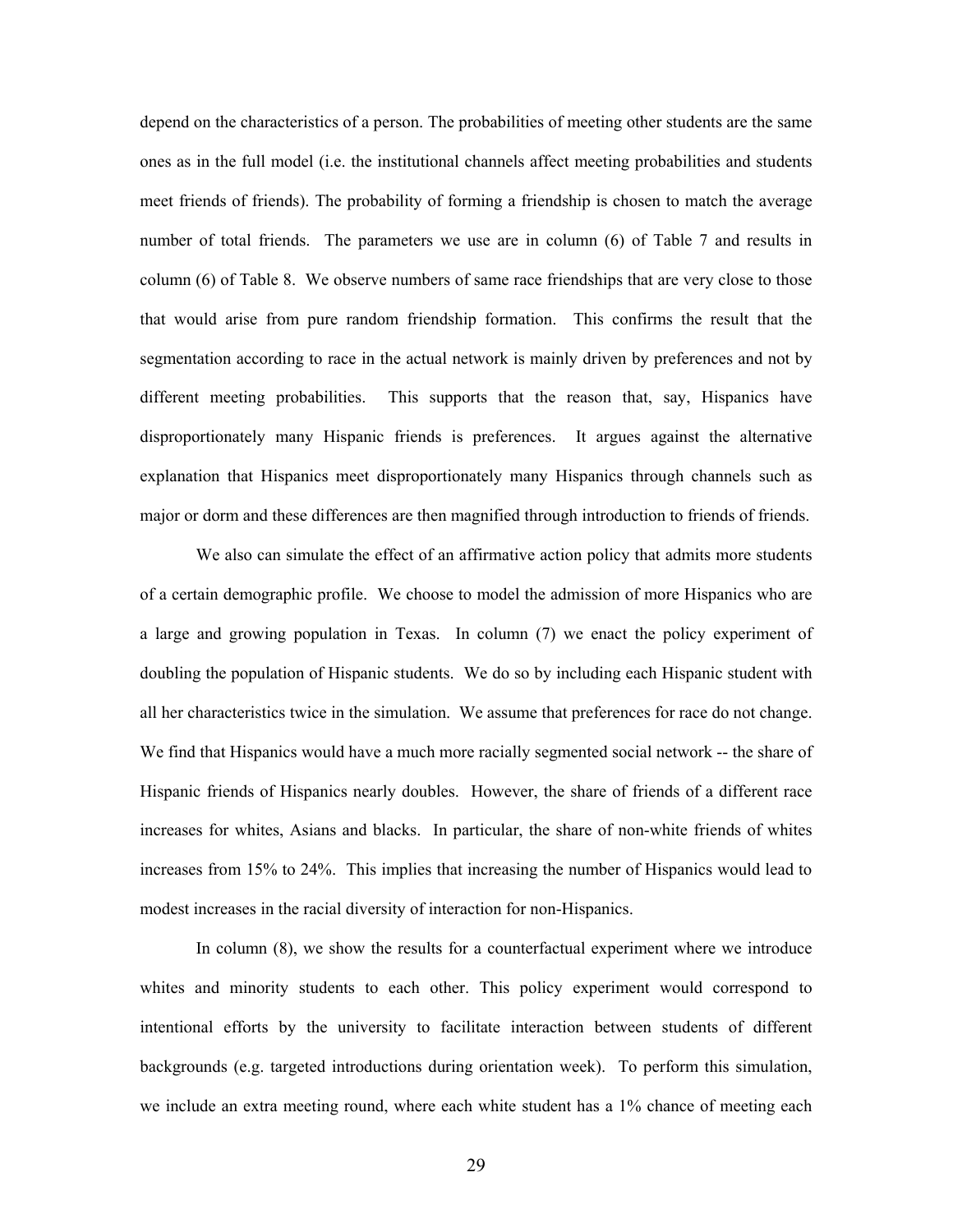depend on the characteristics of a person. The probabilities of meeting other students are the same ones as in the full model (i.e. the institutional channels affect meeting probabilities and students meet friends of friends). The probability of forming a friendship is chosen to match the average number of total friends. The parameters we use are in column (6) of Table 7 and results in column (6) of Table 8. We observe numbers of same race friendships that are very close to those that would arise from pure random friendship formation. This confirms the result that the segmentation according to race in the actual network is mainly driven by preferences and not by different meeting probabilities. This supports that the reason that, say, Hispanics have disproportionately many Hispanic friends is preferences. It argues against the alternative explanation that Hispanics meet disproportionately many Hispanics through channels such as major or dorm and these differences are then magnified through introduction to friends of friends.

We also can simulate the effect of an affirmative action policy that admits more students of a certain demographic profile. We choose to model the admission of more Hispanics who are a large and growing population in Texas. In column (7) we enact the policy experiment of doubling the population of Hispanic students. We do so by including each Hispanic student with all her characteristics twice in the simulation. We assume that preferences for race do not change. We find that Hispanics would have a much more racially segmented social network -- the share of Hispanic friends of Hispanics nearly doubles. However, the share of friends of a different race increases for whites, Asians and blacks. In particular, the share of non-white friends of whites increases from 15% to 24%. This implies that increasing the number of Hispanics would lead to modest increases in the racial diversity of interaction for non-Hispanics.

In column (8), we show the results for a counterfactual experiment where we introduce whites and minority students to each other. This policy experiment would correspond to intentional efforts by the university to facilitate interaction between students of different backgrounds (e.g. targeted introductions during orientation week). To perform this simulation, we include an extra meeting round, where each white student has a 1% chance of meeting each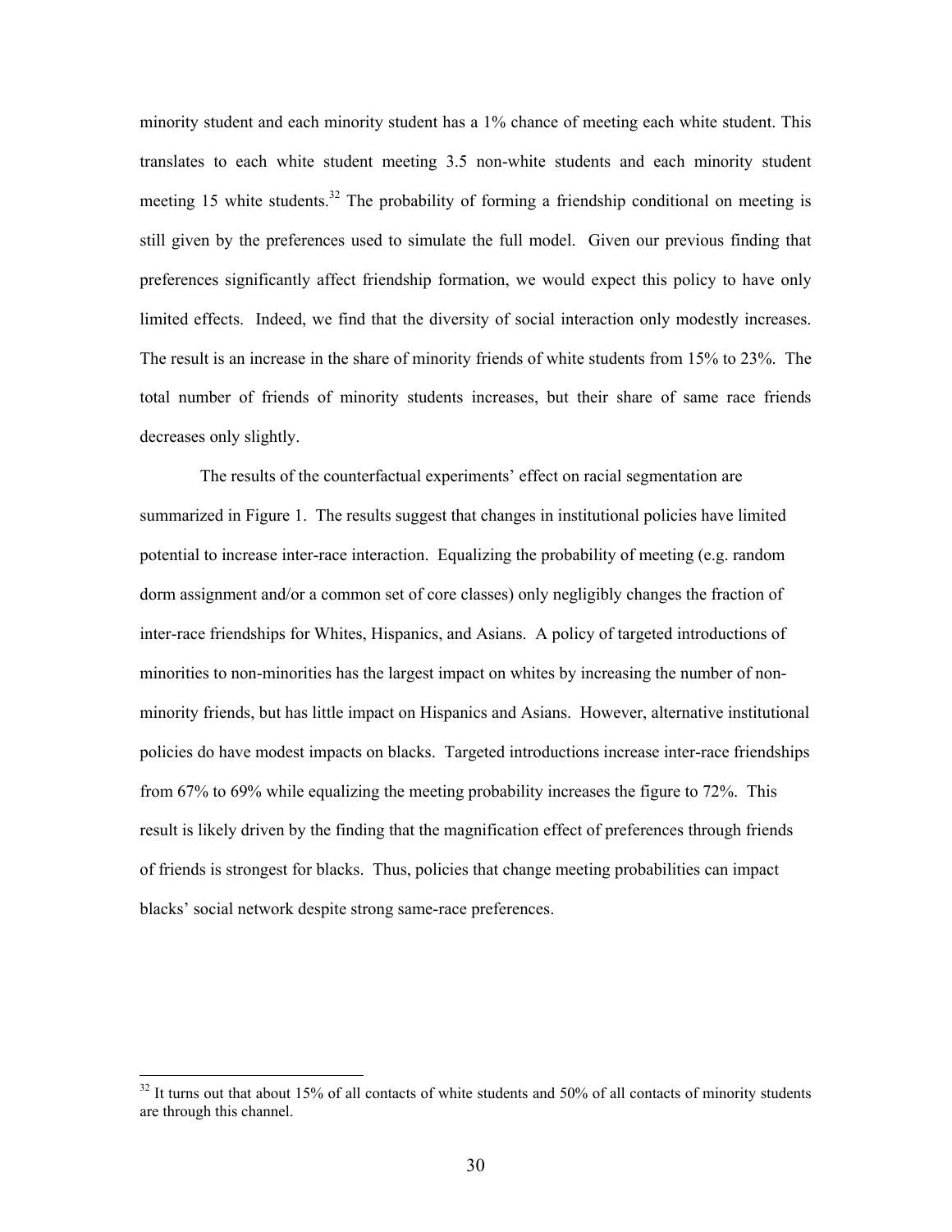minority student and each minority student has a 1% chance of meeting each white student. This translates to each white student meeting 3.5 non-white students and each minority student meeting 15 white students.[32] The probability of forming a friendship conditional on meeting is still given by the preferences used to simulate the full model. Given our previous finding that preferences significantly affect friendship formation, we would expect this policy to have only limited effects. Indeed, we find that the diversity of social interaction only modestly increases. The result is an increase in the share of minority friends of white students from 15% to 23%. The total number of friends of minority students increases, but their share of same race friends decreases only slightly.

The results of the counterfactual experiments' effect on racial segmentation are summarized in Figure 1. The results suggest that changes in institutional policies have limited potential to increase inter-race interaction. Equalizing the probability of meeting (e.g. random dorm assignment and/or a common set of core classes) only negligibly changes the fraction of inter-race friendships for Whites, Hispanics, and Asians. A policy of targeted introductions of minorities to non-minorities has the largest impact on whites by increasing the number of non-minority friends, but has little impact on Hispanics and Asians. However, alternative institutional policies do have modest impacts on blacks. Targeted introductions increase inter-race friendships from 67% to 69% while equalizing the meeting probability increases the figure to 72%. This result is likely driven by the finding that the magnification effect of preferences through friends of friends is strongest for blacks. Thus, policies that change meeting probabilities can impact blacks' social network despite strong same-race preferences.

[32] It turns out that about 15% of all contacts of white students and 50% of all contacts of minority students are through this channel.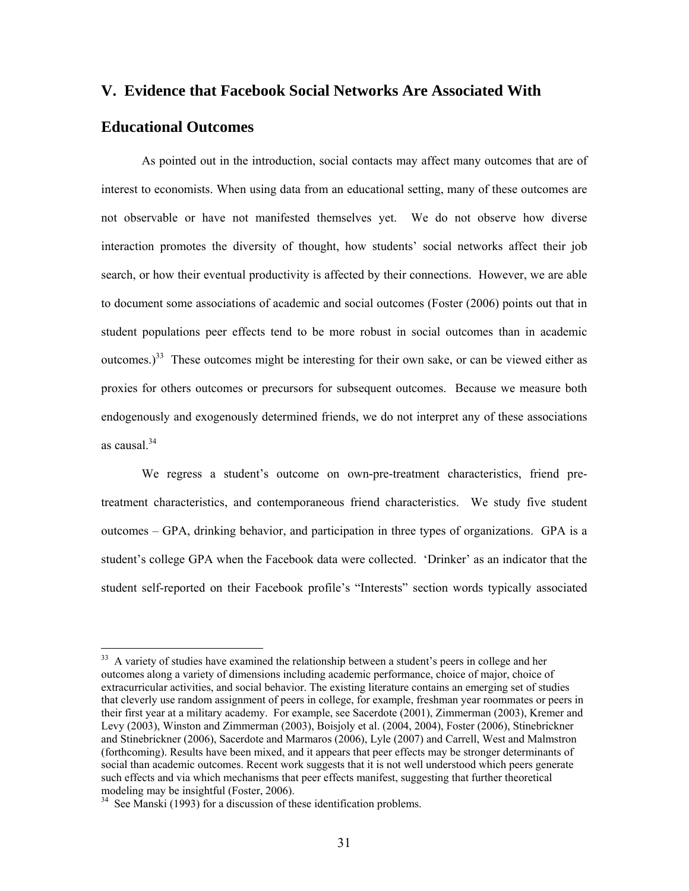## V. Evidence that Facebook Social Networks Are Associated With Educational Outcomes

As pointed out in the introduction, social contacts may affect many outcomes that are of interest to economists. When using data from an educational setting, many of these outcomes are not observable or have not manifested themselves yet. We do not observe how diverse interaction promotes the diversity of thought, how students' social networks affect their job search, or how their eventual productivity is affected by their connections. However, we are able to document some associations of academic and social outcomes (Foster (2006) points out that in student populations peer effects tend to be more robust in social outcomes than in academic outcomes.)[33] These outcomes might be interesting for their own sake, or can be viewed either as proxies for others outcomes or precursors for subsequent outcomes. Because we measure both endogenously and exogenously determined friends, we do not interpret any of these associations as causal.[34]

We regress a student's outcome on own-pre-treatment characteristics, friend pre-treatment characteristics, and contemporaneous friend characteristics. We study five student outcomes – GPA, drinking behavior, and participation in three types of organizations. GPA is a student's college GPA when the Facebook data were collected. 'Drinker' as an indicator that the student self-reported on their Facebook profile's "Interests" section words typically associated

---

[33] A variety of studies have examined the relationship between a student's peers in college and her outcomes along a variety of dimensions including academic performance, choice of major, choice of extracurricular activities, and social behavior. The existing literature contains an emerging set of studies that cleverly use random assignment of peers in college, for example, freshman year roommates or peers in their first year at a military academy. For example, see Sacerdote (2001), Zimmerman (2003), Kremer and Levy (2003), Winston and Zimmerman (2003), Boisjoly et al. (2004, 2004), Foster (2006), Stinebrickner and Stinebrickner (2006), Sacerdote and Marmaros (2006), Lyle (2007) and Carrell, West and Malmstron (forthcoming). Results have been mixed, and it appears that peer effects may be stronger determinants of social than academic outcomes. Recent work suggests that it is not well understood which peers generate such effects and via which mechanisms that peer effects manifest, suggesting that further theoretical modeling may be insightful (Foster, 2006).

[34] See Manski (1993) for a discussion of these identification problems.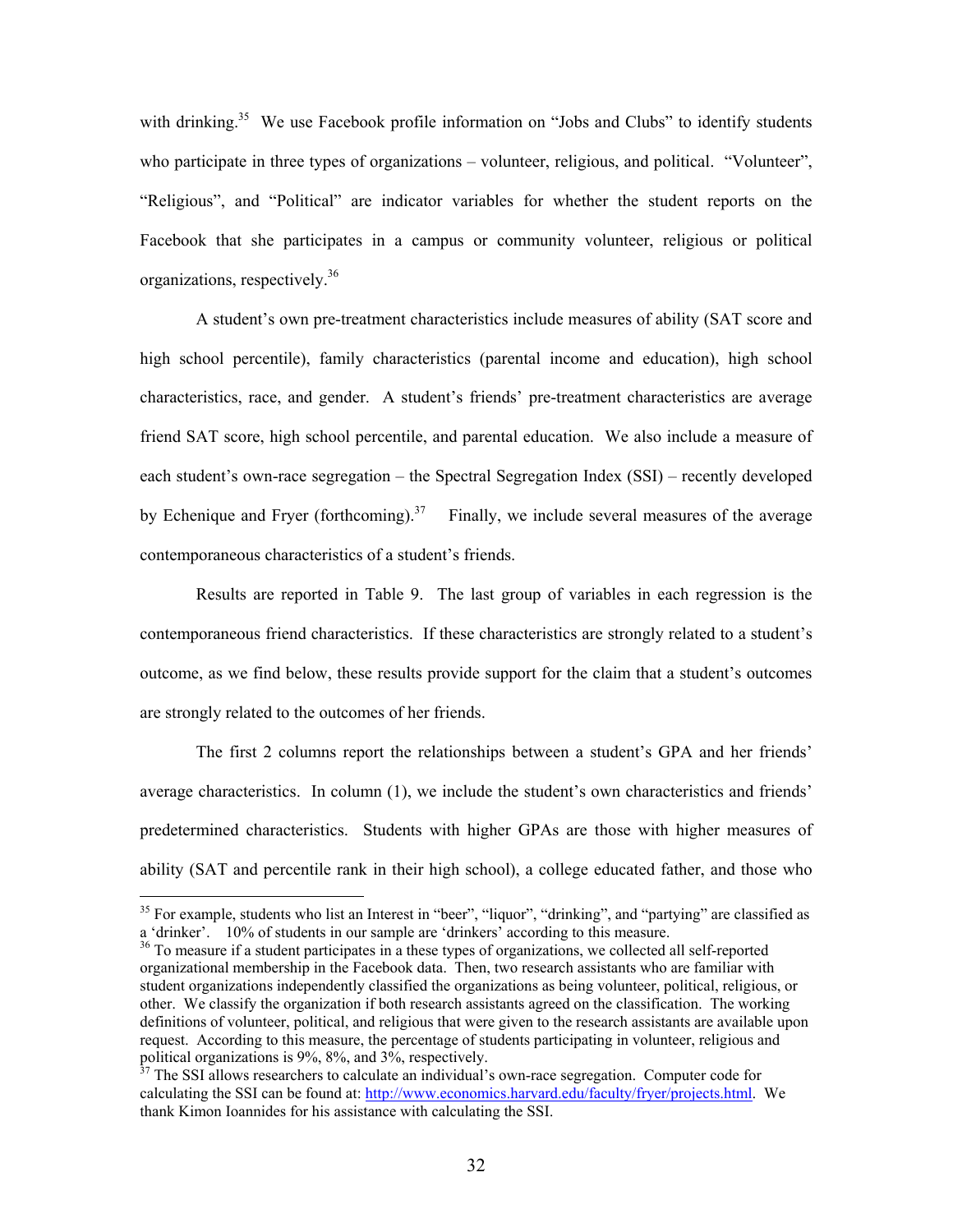with drinking.[35] We use Facebook profile information on "Jobs and Clubs" to identify students who participate in three types of organizations – volunteer, religious, and political. "Volunteer", "Religious", and "Political" are indicator variables for whether the student reports on the Facebook that she participates in a campus or community volunteer, religious or political organizations, respectively.[36]

A student's own pre-treatment characteristics include measures of ability (SAT score and high school percentile), family characteristics (parental income and education), high school characteristics, race, and gender. A student's friends' pre-treatment characteristics are average friend SAT score, high school percentile, and parental education. We also include a measure of each student's own-race segregation – the Spectral Segregation Index (SSI) – recently developed by Echenique and Fryer (forthcoming).[37] Finally, we include several measures of the average contemporaneous characteristics of a student's friends.

Results are reported in Table 9. The last group of variables in each regression is the contemporaneous friend characteristics. If these characteristics are strongly related to a student's outcome, as we find below, these results provide support for the claim that a student's outcomes are strongly related to the outcomes of her friends.

The first 2 columns report the relationships between a student's GPA and her friends' average characteristics. In column (1), we include the student's own characteristics and friends' predetermined characteristics. Students with higher GPAs are those with higher measures of ability (SAT and percentile rank in their high school), a college educated father, and those who

---

[35] For example, students who list an Interest in "beer", "liquor", "drinking", and "partying" are classified as a 'drinker'. 10% of students in our sample are 'drinkers' according to this measure.

[36] To measure if a student participates in a these types of organizations, we collected all self-reported organizational membership in the Facebook data. Then, two research assistants who are familiar with student organizations independently classified the organizations as being volunteer, political, religious, or other. We classify the organization if both research assistants agreed on the classification. The working definitions of volunteer, political, and religious that were given to the research assistants are available upon request. According to this measure, the percentage of students participating in volunteer, religious and political organizations is 9%, 8%, and 3%, respectively.

[37] The SSI allows researchers to calculate an individual's own-race segregation. Computer code for calculating the SSI can be found at: http://www.economics.harvard.edu/faculty/fryer/projects.html. We thank Kimon Ioannides for his assistance with calculating the SSI.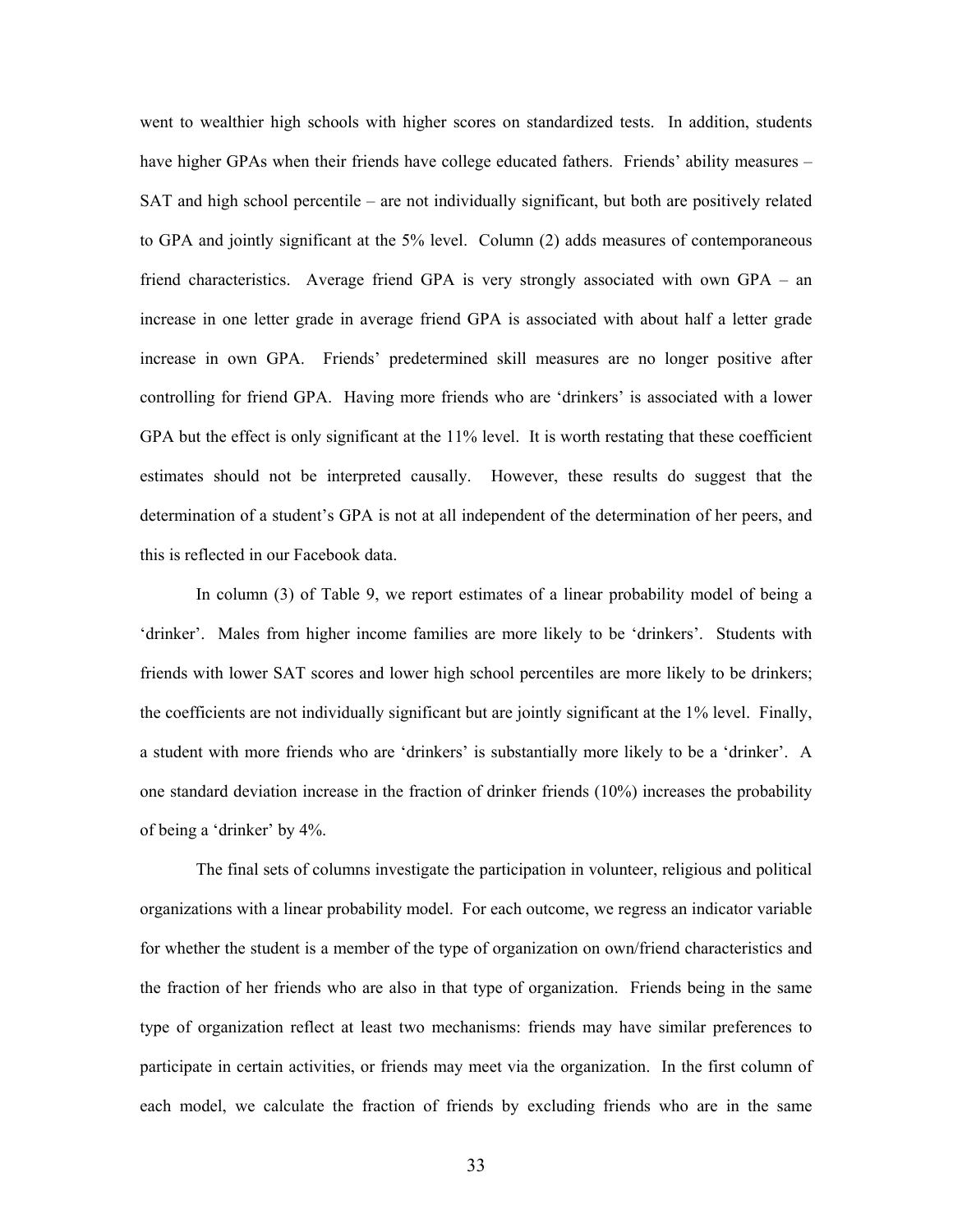went to wealthier high schools with higher scores on standardized tests. In addition, students have higher GPAs when their friends have college educated fathers. Friends' ability measures – SAT and high school percentile – are not individually significant, but both are positively related to GPA and jointly significant at the 5% level. Column (2) adds measures of contemporaneous friend characteristics. Average friend GPA is very strongly associated with own GPA – an increase in one letter grade in average friend GPA is associated with about half a letter grade increase in own GPA. Friends' predetermined skill measures are no longer positive after controlling for friend GPA. Having more friends who are 'drinkers' is associated with a lower GPA but the effect is only significant at the 11% level. It is worth restating that these coefficient estimates should not be interpreted causally. However, these results do suggest that the determination of a student's GPA is not at all independent of the determination of her peers, and this is reflected in our Facebook data.

In column (3) of Table 9, we report estimates of a linear probability model of being a 'drinker'. Males from higher income families are more likely to be 'drinkers'. Students with friends with lower SAT scores and lower high school percentiles are more likely to be drinkers; the coefficients are not individually significant but are jointly significant at the 1% level. Finally, a student with more friends who are 'drinkers' is substantially more likely to be a 'drinker'. A one standard deviation increase in the fraction of drinker friends (10%) increases the probability of being a 'drinker' by 4%.

The final sets of columns investigate the participation in volunteer, religious and political organizations with a linear probability model. For each outcome, we regress an indicator variable for whether the student is a member of the type of organization on own/friend characteristics and the fraction of her friends who are also in that type of organization. Friends being in the same type of organization reflect at least two mechanisms: friends may have similar preferences to participate in certain activities, or friends may meet via the organization. In the first column of each model, we calculate the fraction of friends by excluding friends who are in the same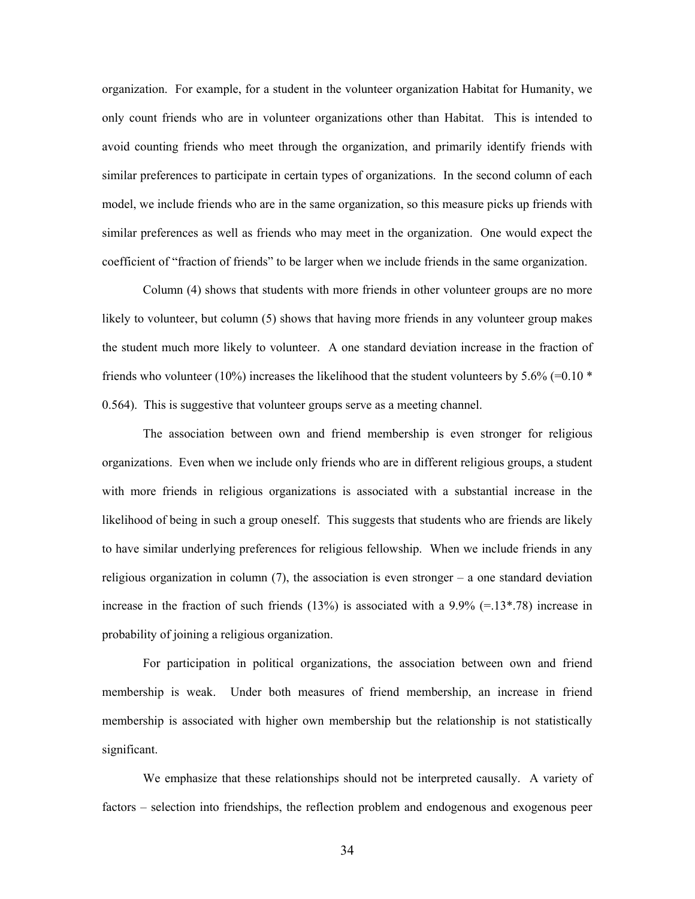organization. For example, for a student in the volunteer organization Habitat for Humanity, we only count friends who are in volunteer organizations other than Habitat. This is intended to avoid counting friends who meet through the organization, and primarily identify friends with similar preferences to participate in certain types of organizations. In the second column of each model, we include friends who are in the same organization, so this measure picks up friends with similar preferences as well as friends who may meet in the organization. One would expect the coefficient of "fraction of friends" to be larger when we include friends in the same organization.

Column (4) shows that students with more friends in other volunteer groups are no more likely to volunteer, but column (5) shows that having more friends in any volunteer group makes the student much more likely to volunteer. A one standard deviation increase in the fraction of friends who volunteer (10%) increases the likelihood that the student volunteers by 5.6% (=0.10 * 0.564). This is suggestive that volunteer groups serve as a meeting channel.

The association between own and friend membership is even stronger for religious organizations. Even when we include only friends who are in different religious groups, a student with more friends in religious organizations is associated with a substantial increase in the likelihood of being in such a group oneself. This suggests that students who are friends are likely to have similar underlying preferences for religious fellowship. When we include friends in any religious organization in column (7), the association is even stronger – a one standard deviation increase in the fraction of such friends (13%) is associated with a 9.9% (=.13*.78) increase in probability of joining a religious organization.

For participation in political organizations, the association between own and friend membership is weak. Under both measures of friend membership, an increase in friend membership is associated with higher own membership but the relationship is not statistically significant.

We emphasize that these relationships should not be interpreted causally. A variety of factors – selection into friendships, the reflection problem and endogenous and exogenous peer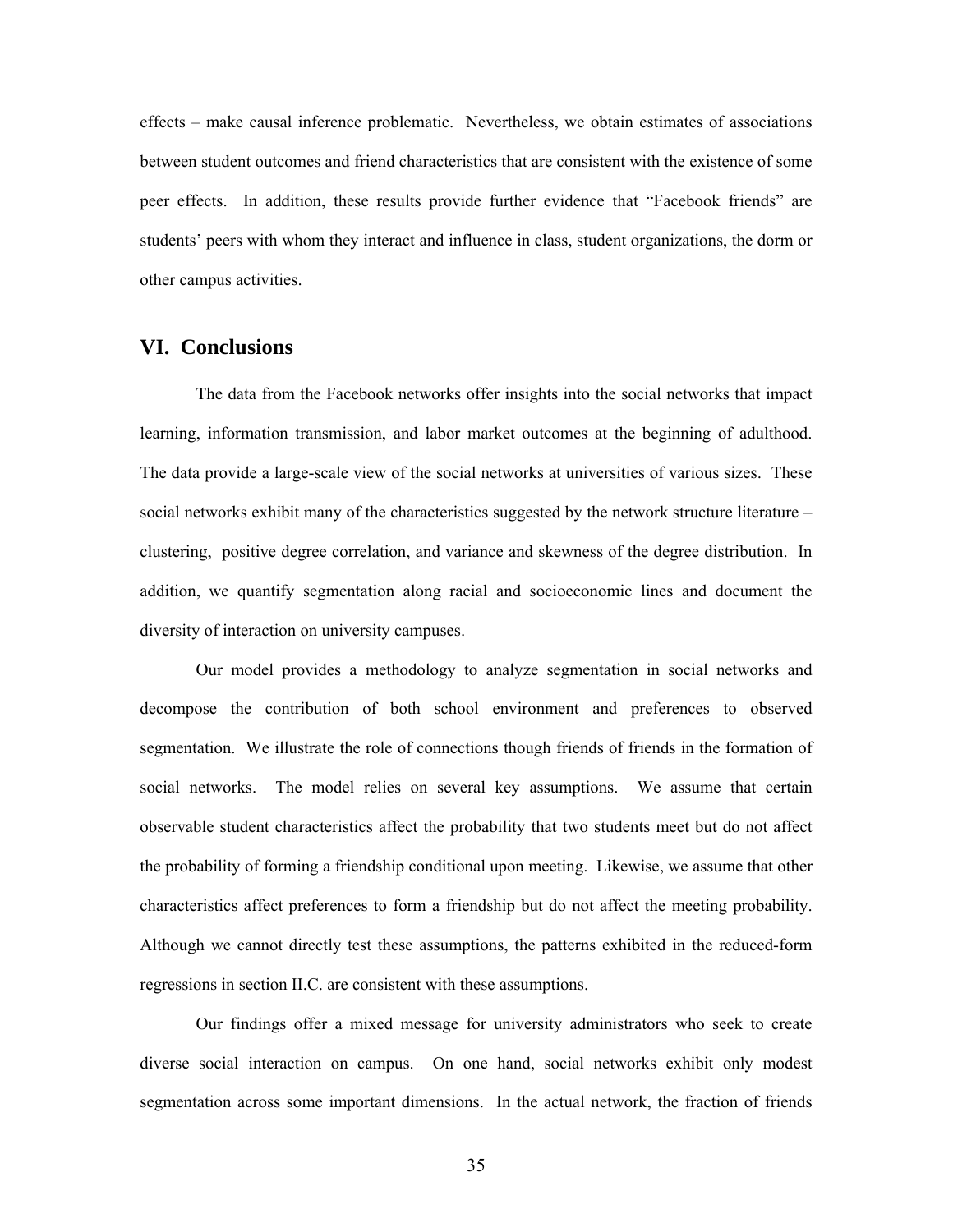effects – make causal inference problematic. Nevertheless, we obtain estimates of associations between student outcomes and friend characteristics that are consistent with the existence of some peer effects. In addition, these results provide further evidence that "Facebook friends" are students' peers with whom they interact and influence in class, student organizations, the dorm or other campus activities.

## VI. Conclusions

The data from the Facebook networks offer insights into the social networks that impact learning, information transmission, and labor market outcomes at the beginning of adulthood. The data provide a large-scale view of the social networks at universities of various sizes. These social networks exhibit many of the characteristics suggested by the network structure literature – clustering, positive degree correlation, and variance and skewness of the degree distribution. In addition, we quantify segmentation along racial and socioeconomic lines and document the diversity of interaction on university campuses.

Our model provides a methodology to analyze segmentation in social networks and decompose the contribution of both school environment and preferences to observed segmentation. We illustrate the role of connections though friends of friends in the formation of social networks. The model relies on several key assumptions. We assume that certain observable student characteristics affect the probability that two students meet but do not affect the probability of forming a friendship conditional upon meeting. Likewise, we assume that other characteristics affect preferences to form a friendship but do not affect the meeting probability. Although we cannot directly test these assumptions, the patterns exhibited in the reduced-form regressions in section II.C. are consistent with these assumptions.

Our findings offer a mixed message for university administrators who seek to create diverse social interaction on campus. On one hand, social networks exhibit only modest segmentation across some important dimensions. In the actual network, the fraction of friends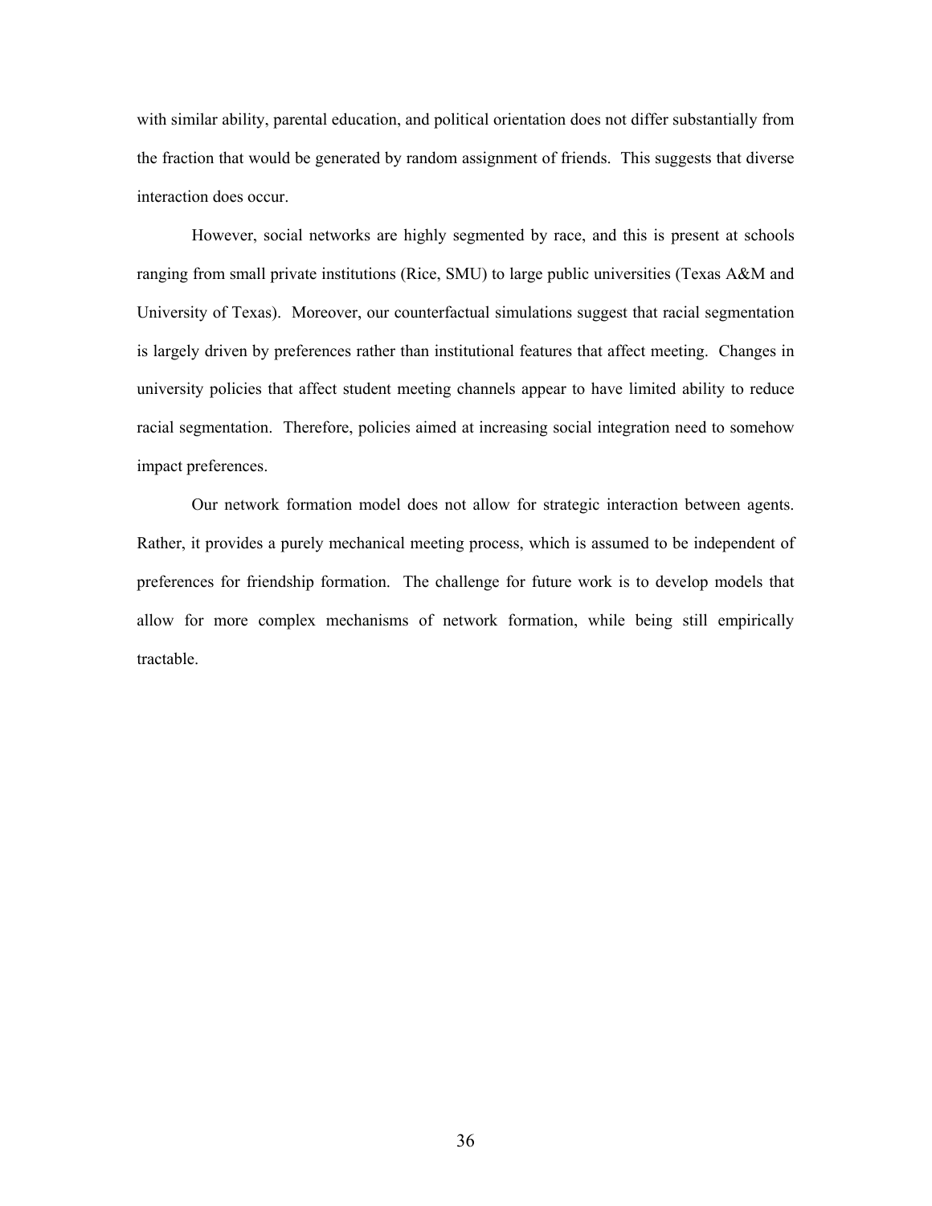with similar ability, parental education, and political orientation does not differ substantially from the fraction that would be generated by random assignment of friends. This suggests that diverse interaction does occur.

However, social networks are highly segmented by race, and this is present at schools ranging from small private institutions (Rice, SMU) to large public universities (Texas A&M and University of Texas). Moreover, our counterfactual simulations suggest that racial segmentation is largely driven by preferences rather than institutional features that affect meeting. Changes in university policies that affect student meeting channels appear to have limited ability to reduce racial segmentation. Therefore, policies aimed at increasing social integration need to somehow impact preferences.

Our network formation model does not allow for strategic interaction between agents. Rather, it provides a purely mechanical meeting process, which is assumed to be independent of preferences for friendship formation. The challenge for future work is to develop models that allow for more complex mechanisms of network formation, while being still empirically tractable.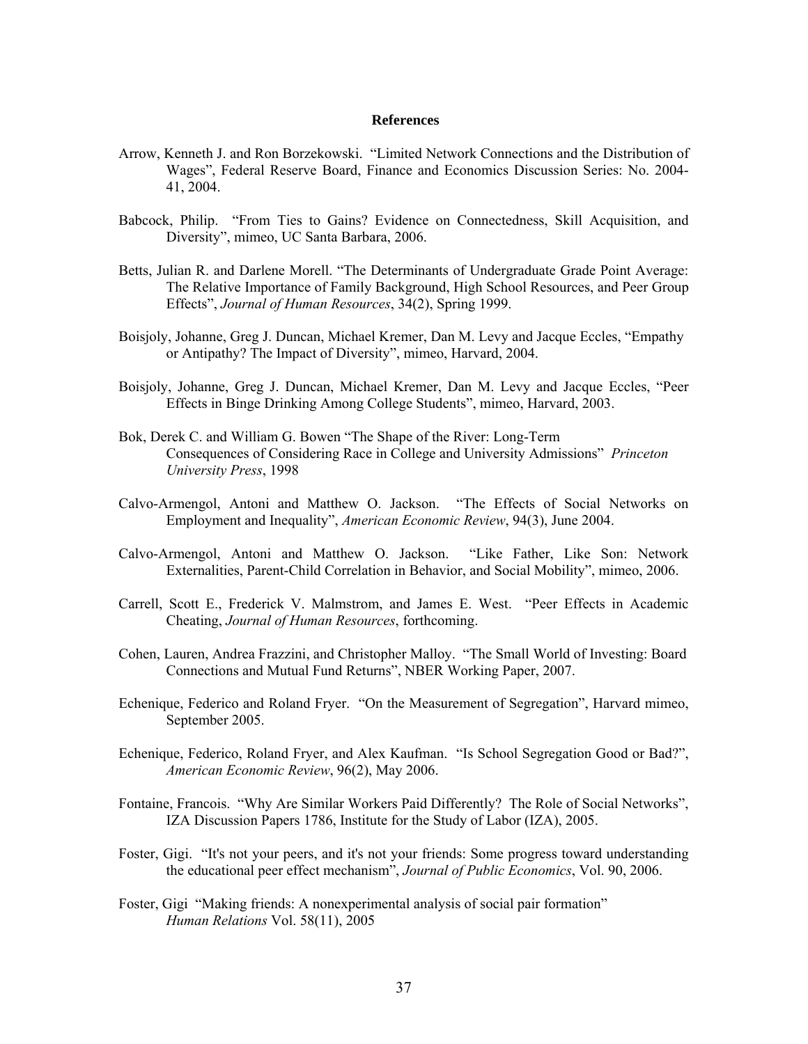**References**

Arrow, Kenneth J. and Ron Borzekowski. "Limited Network Connections and the Distribution of Wages", Federal Reserve Board, Finance and Economics Discussion Series: No. 2004-41, 2004.

Babcock, Philip. "From Ties to Gains? Evidence on Connectedness, Skill Acquisition, and Diversity", mimeo, UC Santa Barbara, 2006.

Betts, Julian R. and Darlene Morell. "The Determinants of Undergraduate Grade Point Average: The Relative Importance of Family Background, High School Resources, and Peer Group Effects", *Journal of Human Resources*, 34(2), Spring 1999.

Boisjoly, Johanne, Greg J. Duncan, Michael Kremer, Dan M. Levy and Jacque Eccles, "Empathy or Antipathy? The Impact of Diversity", mimeo, Harvard, 2004.

Boisjoly, Johanne, Greg J. Duncan, Michael Kremer, Dan M. Levy and Jacque Eccles, "Peer Effects in Binge Drinking Among College Students", mimeo, Harvard, 2003.

Bok, Derek C. and William G. Bowen "The Shape of the River: Long-Term Consequences of Considering Race in College and University Admissions" *Princeton University Press*, 1998

Calvo-Armengol, Antoni and Matthew O. Jackson. "The Effects of Social Networks on Employment and Inequality", *American Economic Review*, 94(3), June 2004.

Calvo-Armengol, Antoni and Matthew O. Jackson. "Like Father, Like Son: Network Externalities, Parent-Child Correlation in Behavior, and Social Mobility", mimeo, 2006.

Carrell, Scott E., Frederick V. Malmstrom, and James E. West. "Peer Effects in Academic Cheating, *Journal of Human Resources*, forthcoming.

Cohen, Lauren, Andrea Frazzini, and Christopher Malloy. "The Small World of Investing: Board Connections and Mutual Fund Returns", NBER Working Paper, 2007.

Echenique, Federico and Roland Fryer. "On the Measurement of Segregation", Harvard mimeo, September 2005.

Echenique, Federico, Roland Fryer, and Alex Kaufman. "Is School Segregation Good or Bad?", *American Economic Review*, 96(2), May 2006.

Fontaine, Francois. "Why Are Similar Workers Paid Differently? The Role of Social Networks", IZA Discussion Papers 1786, Institute for the Study of Labor (IZA), 2005.

Foster, Gigi. "It's not your peers, and it's not your friends: Some progress toward understanding the educational peer effect mechanism", *Journal of Public Economics*, Vol. 90, 2006.

Foster, Gigi "Making friends: A nonexperimental analysis of social pair formation" *Human Relations* Vol. 58(11), 2005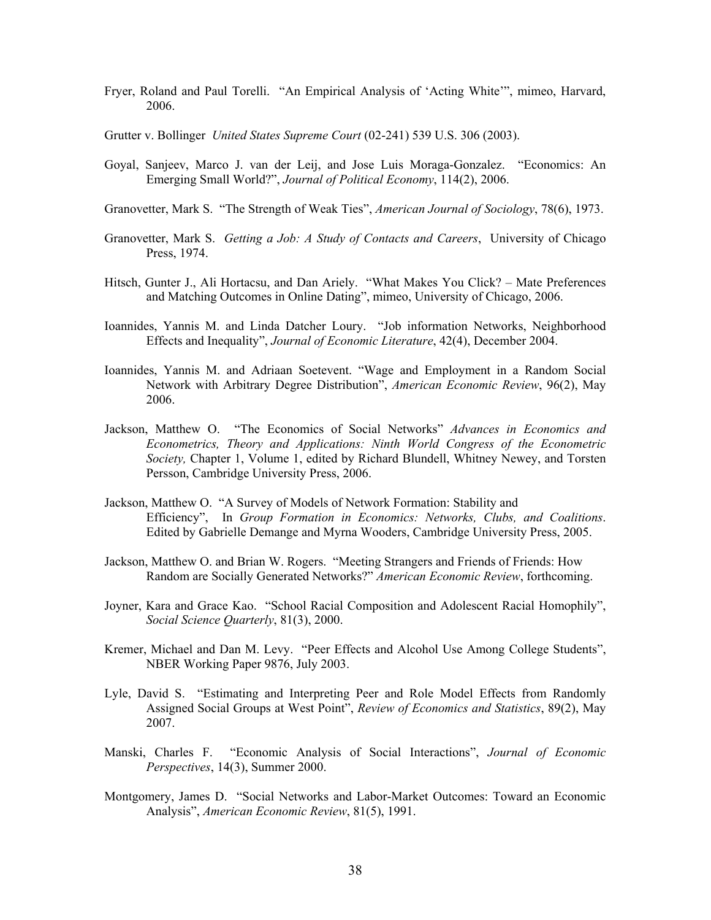Fryer, Roland and Paul Torelli. "An Empirical Analysis of 'Acting White'", mimeo, Harvard, 2006.

Grutter v. Bollinger *United States Supreme Court* (02-241) 539 U.S. 306 (2003).

Goyal, Sanjeev, Marco J. van der Leij, and Jose Luis Moraga-Gonzalez. "Economics: An Emerging Small World?", *Journal of Political Economy*, 114(2), 2006.

Granovetter, Mark S. "The Strength of Weak Ties", *American Journal of Sociology*, 78(6), 1973.

Granovetter, Mark S. *Getting a Job: A Study of Contacts and Careers*, University of Chicago Press, 1974.

Hitsch, Gunter J., Ali Hortacsu, and Dan Ariely. "What Makes You Click? – Mate Preferences and Matching Outcomes in Online Dating", mimeo, University of Chicago, 2006.

Ioannides, Yannis M. and Linda Datcher Loury. "Job information Networks, Neighborhood Effects and Inequality", *Journal of Economic Literature*, 42(4), December 2004.

Ioannides, Yannis M. and Adriaan Soetevent. "Wage and Employment in a Random Social Network with Arbitrary Degree Distribution", *American Economic Review*, 96(2), May 2006.

Jackson, Matthew O. "The Economics of Social Networks" *Advances in Economics and Econometrics, Theory and Applications: Ninth World Congress of the Econometric Society,* Chapter 1, Volume 1, edited by Richard Blundell, Whitney Newey, and Torsten Persson, Cambridge University Press, 2006.

Jackson, Matthew O. "A Survey of Models of Network Formation: Stability and Efficiency", In *Group Formation in Economics: Networks, Clubs, and Coalitions*. Edited by Gabrielle Demange and Myrna Wooders, Cambridge University Press, 2005.

Jackson, Matthew O. and Brian W. Rogers. "Meeting Strangers and Friends of Friends: How Random are Socially Generated Networks?" *American Economic Review*, forthcoming.

Joyner, Kara and Grace Kao. "School Racial Composition and Adolescent Racial Homophily", *Social Science Quarterly*, 81(3), 2000.

Kremer, Michael and Dan M. Levy. "Peer Effects and Alcohol Use Among College Students", NBER Working Paper 9876, July 2003.

Lyle, David S. "Estimating and Interpreting Peer and Role Model Effects from Randomly Assigned Social Groups at West Point", *Review of Economics and Statistics*, 89(2), May 2007.

Manski, Charles F. "Economic Analysis of Social Interactions", *Journal of Economic Perspectives*, 14(3), Summer 2000.

Montgomery, James D. "Social Networks and Labor-Market Outcomes: Toward an Economic Analysis", *American Economic Review*, 81(5), 1991.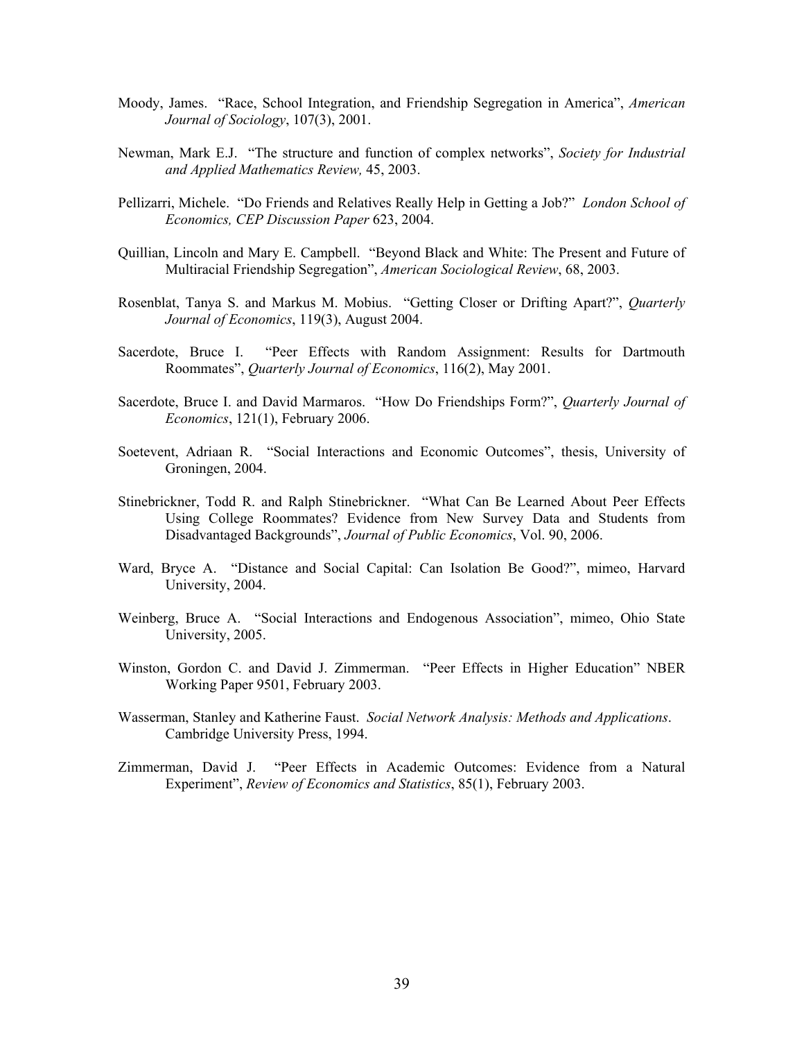Moody, James. "Race, School Integration, and Friendship Segregation in America", *American Journal of Sociology*, 107(3), 2001.

Newman, Mark E.J. "The structure and function of complex networks", *Society for Industrial and Applied Mathematics Review,* 45, 2003.

Pellizarri, Michele. "Do Friends and Relatives Really Help in Getting a Job?" *London School of Economics, CEP Discussion Paper* 623, 2004.

Quillian, Lincoln and Mary E. Campbell. "Beyond Black and White: The Present and Future of Multiracial Friendship Segregation", *American Sociological Review*, 68, 2003.

Rosenblat, Tanya S. and Markus M. Mobius. "Getting Closer or Drifting Apart?", *Quarterly Journal of Economics*, 119(3), August 2004.

Sacerdote, Bruce I. "Peer Effects with Random Assignment: Results for Dartmouth Roommates", *Quarterly Journal of Economics*, 116(2), May 2001.

Sacerdote, Bruce I. and David Marmaros. "How Do Friendships Form?", *Quarterly Journal of Economics*, 121(1), February 2006.

Soetevent, Adriaan R. "Social Interactions and Economic Outcomes", thesis, University of Groningen, 2004.

Stinebrickner, Todd R. and Ralph Stinebrickner. "What Can Be Learned About Peer Effects Using College Roommates? Evidence from New Survey Data and Students from Disadvantaged Backgrounds", *Journal of Public Economics*, Vol. 90, 2006.

Ward, Bryce A. "Distance and Social Capital: Can Isolation Be Good?", mimeo, Harvard University, 2004.

Weinberg, Bruce A. "Social Interactions and Endogenous Association", mimeo, Ohio State University, 2005.

Winston, Gordon C. and David J. Zimmerman. "Peer Effects in Higher Education" NBER Working Paper 9501, February 2003.

Wasserman, Stanley and Katherine Faust. *Social Network Analysis: Methods and Applications*. Cambridge University Press, 1994.

Zimmerman, David J. "Peer Effects in Academic Outcomes: Evidence from a Natural Experiment", *Review of Economics and Statistics*, 85(1), February 2003.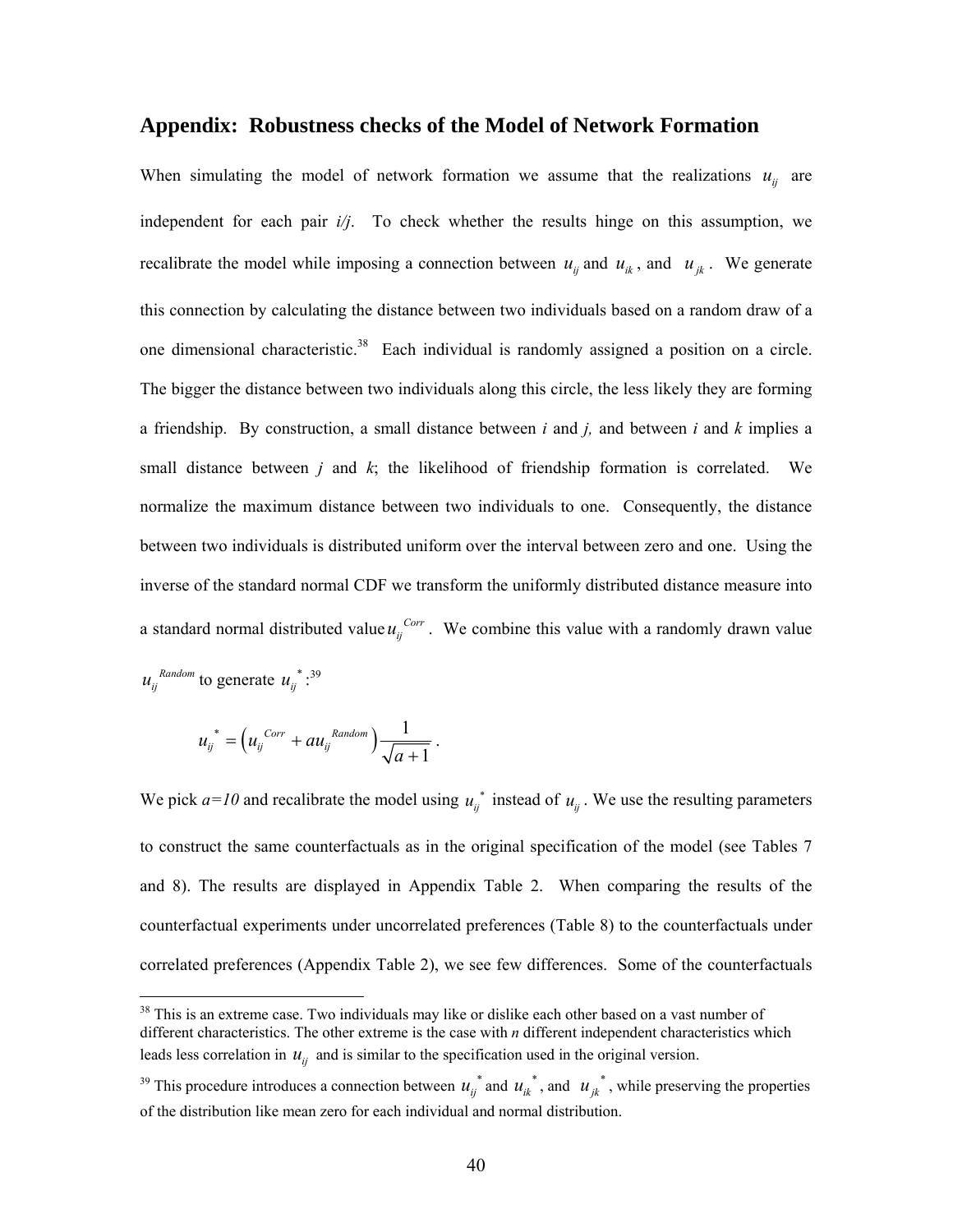## Appendix: Robustness checks of the Model of Network Formation

When simulating the model of network formation we assume that the realizations $u_{ij}$ are independent for each pair *i/j*. To check whether the results hinge on this assumption, we recalibrate the model while imposing a connection between $u_{ij}$ and $u_{ik}$, and $u_{jk}$. We generate this connection by calculating the distance between two individuals based on a random draw of a one dimensional characteristic.[38] Each individual is randomly assigned a position on a circle. The bigger the distance between two individuals along this circle, the less likely they are forming a friendship. By construction, a small distance between *i* and *j,* and between *i* and *k* implies a small distance between *j* and *k*; the likelihood of friendship formation is correlated. We normalize the maximum distance between two individuals to one. Consequently, the distance between two individuals is distributed uniform over the interval between zero and one. Using the inverse of the standard normal CDF we transform the uniformly distributed distance measure into a standard normal distributed value $u_{ij}^{Corr}$. We combine this value with a randomly drawn value $u_{ij}^{Random}$ to generate $u_{ij}^{*}$:[39]

$$u_{ij}^{*} = \left(u_{ij}^{Corr} + a u_{ij}^{Random}\right)\frac{1}{\sqrt{a+1}} .$$

We pick *a=10* and recalibrate the model using $u_{ij}^{*}$ instead of $u_{ij}$. We use the resulting parameters to construct the same counterfactuals as in the original specification of the model (see Tables 7 and 8). The results are displayed in Appendix Table 2. When comparing the results of the counterfactual experiments under uncorrelated preferences (Table 8) to the counterfactuals under correlated preferences (Appendix Table 2), we see few differences. Some of the counterfactuals

[38] This is an extreme case. Two individuals may like or dislike each other based on a vast number of different characteristics. The other extreme is the case with *n* different independent characteristics which leads less correlation in $u_{ij}$ and is similar to the specification used in the original version.

[39] This procedure introduces a connection between $u_{ij}^{*}$ and $u_{ik}^{*}$, and $u_{jk}^{*}$, while preserving the properties of the distribution like mean zero for each individual and normal distribution.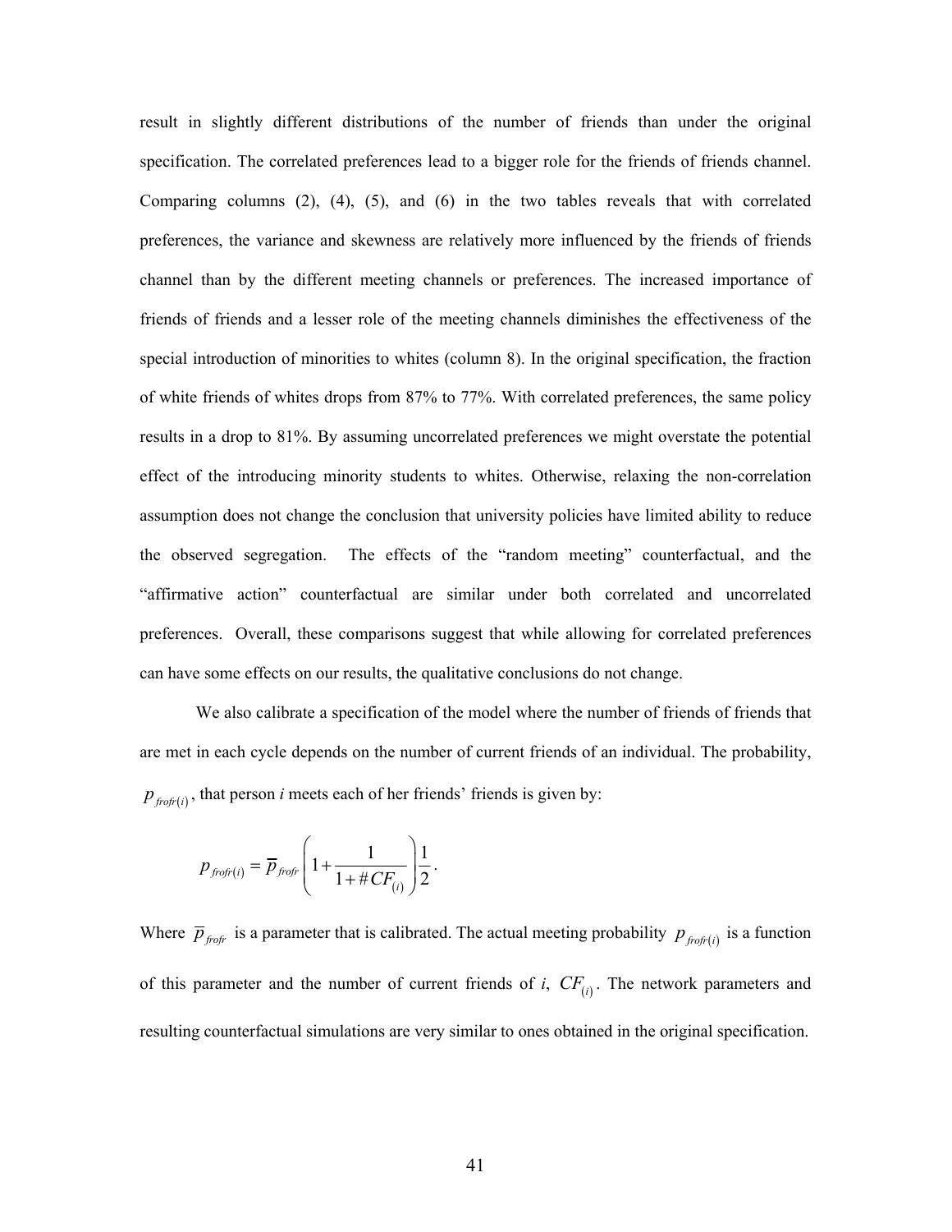result in slightly different distributions of the number of friends than under the original specification. The correlated preferences lead to a bigger role for the friends of friends channel. Comparing columns (2), (4), (5), and (6) in the two tables reveals that with correlated preferences, the variance and skewness are relatively more influenced by the friends of friends channel than by the different meeting channels or preferences. The increased importance of friends of friends and a lesser role of the meeting channels diminishes the effectiveness of the special introduction of minorities to whites (column 8). In the original specification, the fraction of white friends of whites drops from 87% to 77%. With correlated preferences, the same policy results in a drop to 81%. By assuming uncorrelated preferences we might overstate the potential effect of the introducing minority students to whites. Otherwise, relaxing the non-correlation assumption does not change the conclusion that university policies have limited ability to reduce the observed segregation. The effects of the "random meeting" counterfactual, and the "affirmative action" counterfactual are similar under both correlated and uncorrelated preferences. Overall, these comparisons suggest that while allowing for correlated preferences can have some effects on our results, the qualitative conclusions do not change.

We also calibrate a specification of the model where the number of friends of friends that are met in each cycle depends on the number of current friends of an individual. The probability, $p_{frofr(i)}$, that person *i* meets each of her friends' friends is given by:

$$p_{frofr(i)} = \overline{p}_{frofr}\left(1+\frac{1}{1+\#CF_{(i)}}\right)\frac{1}{2}.$$

Where $\overline{p}_{frofr}$ is a parameter that is calibrated. The actual meeting probability $p_{frofr(i)}$ is a function of this parameter and the number of current friends of *i*, $CF_{(i)}$. The network parameters and resulting counterfactual simulations are very similar to ones obtained in the original specification.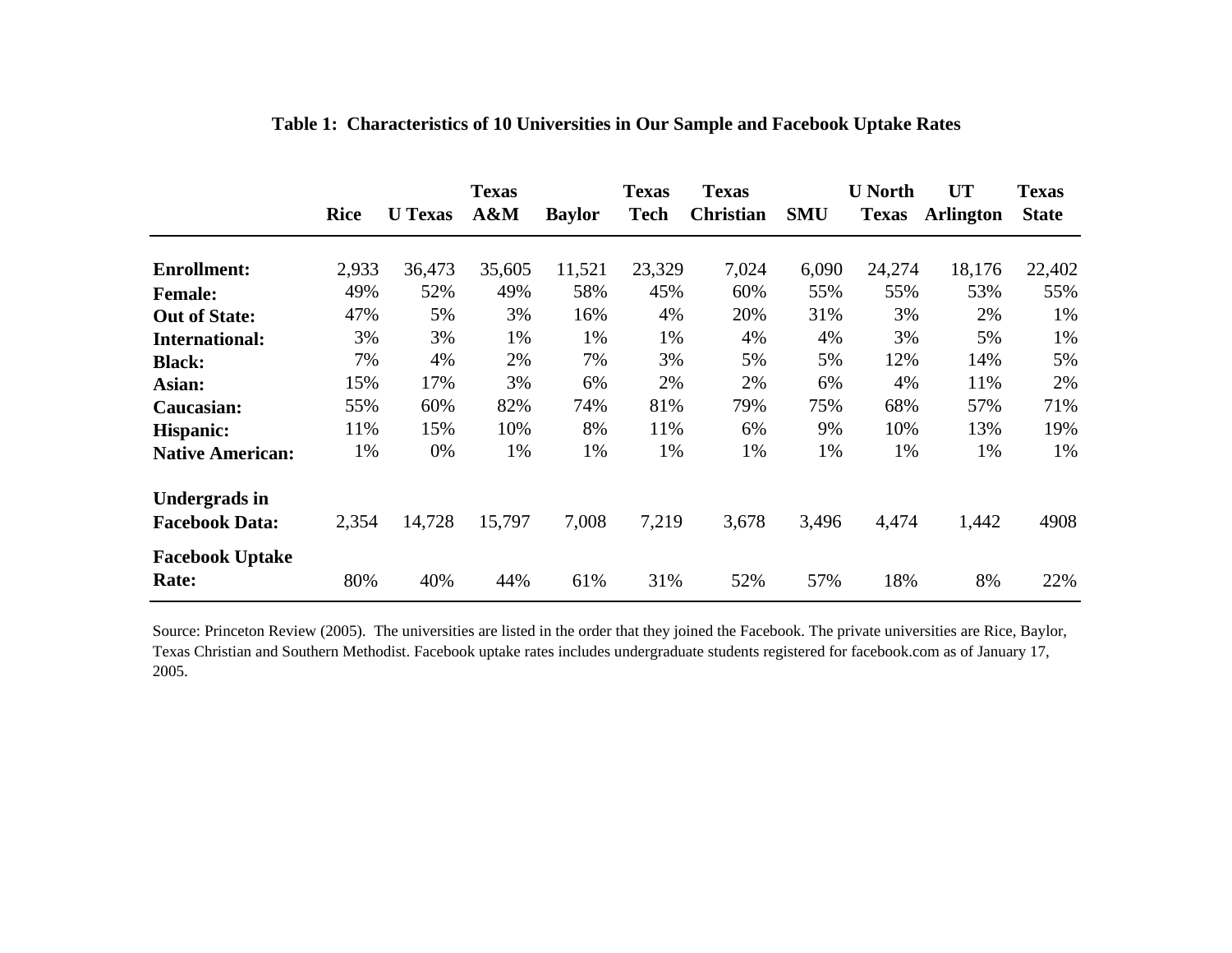**Table 1: Characteristics of 10 Universities in Our Sample and Facebook Uptake Rates**

| | Rice | U Texas | Texas A&M | Baylor | Texas Tech | Texas Christian | SMU | U North Texas | UT Arlington | Texas State |
|---|---|---|---|---|---|---|---|---|---|---|
| **Enrollment:** | 2,933 | 36,473 | 35,605 | 11,521 | 23,329 | 7,024 | 6,090 | 24,274 | 18,176 | 22,402 |
| **Female:** | 49% | 52% | 49% | 58% | 45% | 60% | 55% | 55% | 53% | 55% |
| **Out of State:** | 47% | 5% | 3% | 16% | 4% | 20% | 31% | 3% | 2% | 1% |
| **International:** | 3% | 3% | 1% | 1% | 1% | 4% | 4% | 3% | 5% | 1% |
| **Black:** | 7% | 4% | 2% | 7% | 3% | 5% | 5% | 12% | 14% | 5% |
| **Asian:** | 15% | 17% | 3% | 6% | 2% | 2% | 6% | 4% | 11% | 2% |
| **Caucasian:** | 55% | 60% | 82% | 74% | 81% | 79% | 75% | 68% | 57% | 71% |
| **Hispanic:** | 11% | 15% | 10% | 8% | 11% | 6% | 9% | 10% | 13% | 19% |
| **Native American:** | 1% | 0% | 1% | 1% | 1% | 1% | 1% | 1% | 1% | 1% |
| **Undergrads in Facebook Data:** | 2,354 | 14,728 | 15,797 | 7,008 | 7,219 | 3,678 | 3,496 | 4,474 | 1,442 | 4908 |
| **Facebook Uptake Rate:** | 80% | 40% | 44% | 61% | 31% | 52% | 57% | 18% | 8% | 22% |

Source: Princeton Review (2005). The universities are listed in the order that they joined the Facebook. The private universities are Rice, Baylor, Texas Christian and Southern Methodist. Facebook uptake rates includes undergraduate students registered for facebook.com as of January 17, 2005.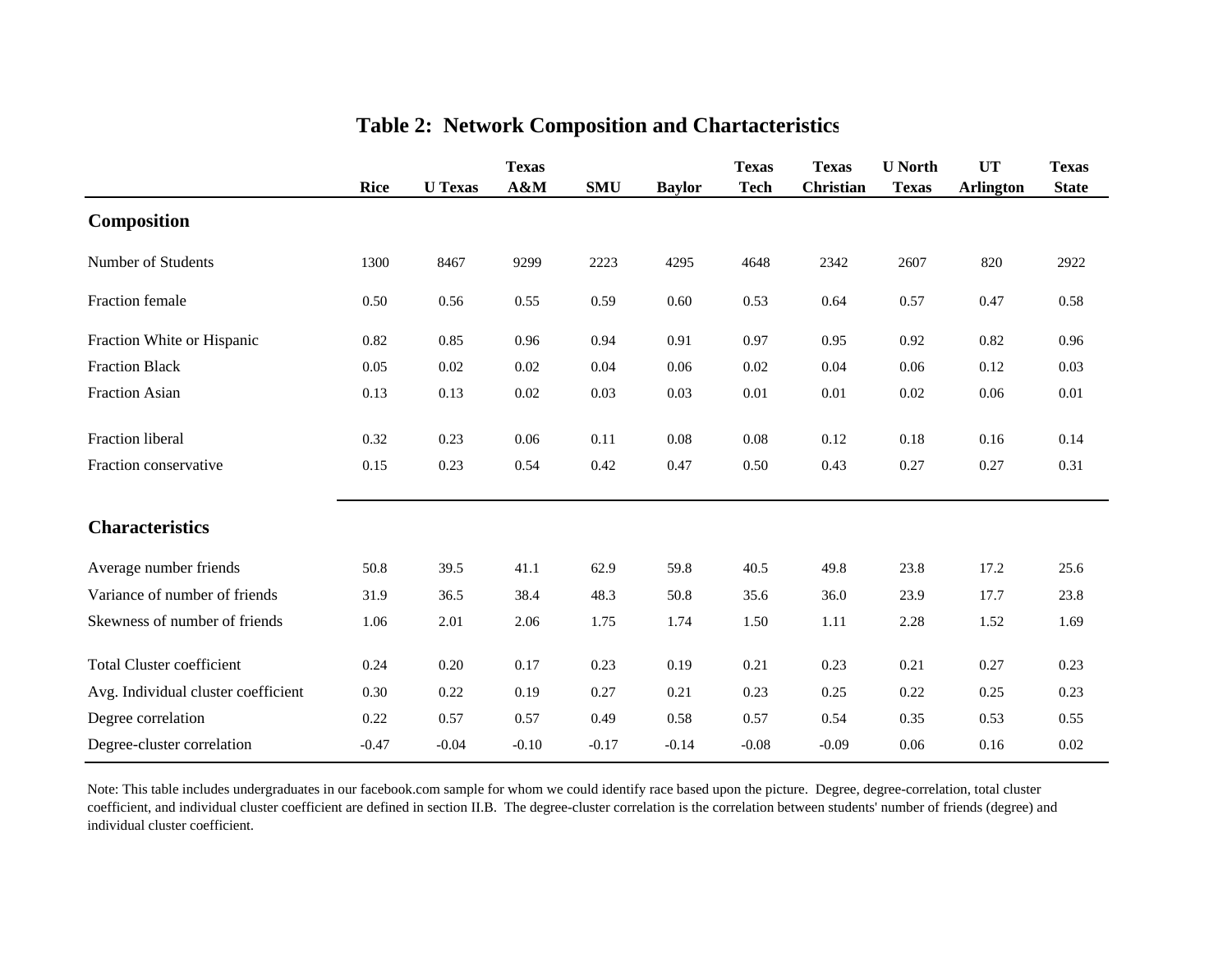# Table 2: Network Composition and Chartacteristics

| | Rice | U Texas | Texas A&M | SMU | Baylor | Texas Tech | Texas Christian | U North Texas | UT Arlington | Texas State |
|---|---|---|---|---|---|---|---|---|---|---|
| **Composition** | | | | | | | | | | |
| Number of Students | 1300 | 8467 | 9299 | 2223 | 4295 | 4648 | 2342 | 2607 | 820 | 2922 |
| Fraction female | 0.50 | 0.56 | 0.55 | 0.59 | 0.60 | 0.53 | 0.64 | 0.57 | 0.47 | 0.58 |
| Fraction White or Hispanic | 0.82 | 0.85 | 0.96 | 0.94 | 0.91 | 0.97 | 0.95 | 0.92 | 0.82 | 0.96 |
| Fraction Black | 0.05 | 0.02 | 0.02 | 0.04 | 0.06 | 0.02 | 0.04 | 0.06 | 0.12 | 0.03 |
| Fraction Asian | 0.13 | 0.13 | 0.02 | 0.03 | 0.03 | 0.01 | 0.01 | 0.02 | 0.06 | 0.01 |
| Fraction liberal | 0.32 | 0.23 | 0.06 | 0.11 | 0.08 | 0.08 | 0.12 | 0.18 | 0.16 | 0.14 |
| Fraction conservative | 0.15 | 0.23 | 0.54 | 0.42 | 0.47 | 0.50 | 0.43 | 0.27 | 0.27 | 0.31 |
| **Characteristics** | | | | | | | | | | |
| Average number friends | 50.8 | 39.5 | 41.1 | 62.9 | 59.8 | 40.5 | 49.8 | 23.8 | 17.2 | 25.6 |
| Variance of number of friends | 31.9 | 36.5 | 38.4 | 48.3 | 50.8 | 35.6 | 36.0 | 23.9 | 17.7 | 23.8 |
| Skewness of number of friends | 1.06 | 2.01 | 2.06 | 1.75 | 1.74 | 1.50 | 1.11 | 2.28 | 1.52 | 1.69 |
| Total Cluster coefficient | 0.24 | 0.20 | 0.17 | 0.23 | 0.19 | 0.21 | 0.23 | 0.21 | 0.27 | 0.23 |
| Avg. Individual cluster coefficient | 0.30 | 0.22 | 0.19 | 0.27 | 0.21 | 0.23 | 0.25 | 0.22 | 0.25 | 0.23 |
| Degree correlation | 0.22 | 0.57 | 0.57 | 0.49 | 0.58 | 0.57 | 0.54 | 0.35 | 0.53 | 0.55 |
| Degree-cluster correlation | -0.47 | -0.04 | -0.10 | -0.17 | -0.14 | -0.08 | -0.09 | 0.06 | 0.16 | 0.02 |

Note: This table includes undergraduates in our facebook.com sample for whom we could identify race based upon the picture. Degree, degree-correlation, total cluster coefficient, and individual cluster coefficient are defined in section II.B. The degree-cluster correlation is the correlation between students' number of friends (degree) and individual cluster coefficient.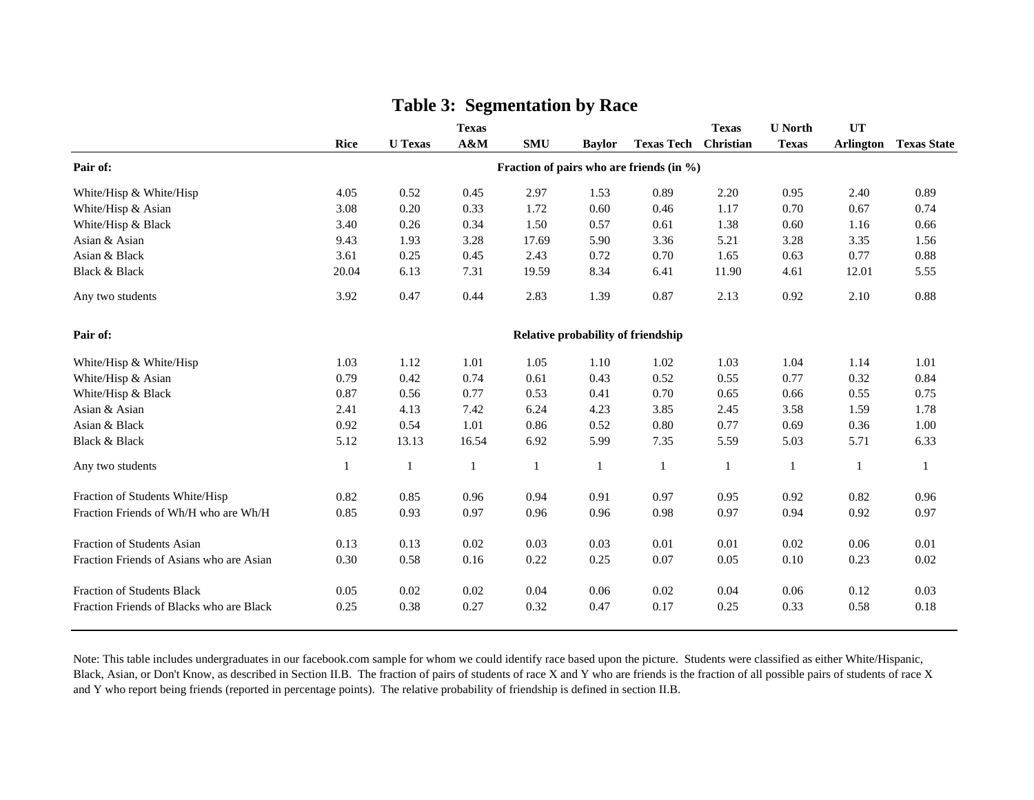# Table 3: Segmentation by Race

| | Rice | U Texas | Texas A&M | SMU | Baylor | Texas Tech | Texas Christian | U North Texas | UT Arlington | Texas State |
|---|---|---|---|---|---|---|---|---|---|---|
| **Pair of:** | | | | | **Fraction of pairs who are friends (in %)** | | | | | |
| White/Hisp & White/Hisp | 4.05 | 0.52 | 0.45 | 2.97 | 1.53 | 0.89 | 2.20 | 0.95 | 2.40 | 0.89 |
| White/Hisp & Asian | 3.08 | 0.20 | 0.33 | 1.72 | 0.60 | 0.46 | 1.17 | 0.70 | 0.67 | 0.74 |
| White/Hisp & Black | 3.40 | 0.26 | 0.34 | 1.50 | 0.57 | 0.61 | 1.38 | 0.60 | 1.16 | 0.66 |
| Asian & Asian | 9.43 | 1.93 | 3.28 | 17.69 | 5.90 | 3.36 | 5.21 | 3.28 | 3.35 | 1.56 |
| Asian & Black | 3.61 | 0.25 | 0.45 | 2.43 | 0.72 | 0.70 | 1.65 | 0.63 | 0.77 | 0.88 |
| Black & Black | 20.04 | 6.13 | 7.31 | 19.59 | 8.34 | 6.41 | 11.90 | 4.61 | 12.01 | 5.55 |
| Any two students | 3.92 | 0.47 | 0.44 | 2.83 | 1.39 | 0.87 | 2.13 | 0.92 | 2.10 | 0.88 |
| **Pair of:** | | | | | **Relative probability of friendship** | | | | | |
| White/Hisp & White/Hisp | 1.03 | 1.12 | 1.01 | 1.05 | 1.10 | 1.02 | 1.03 | 1.04 | 1.14 | 1.01 |
| White/Hisp & Asian | 0.79 | 0.42 | 0.74 | 0.61 | 0.43 | 0.52 | 0.55 | 0.77 | 0.32 | 0.84 |
| White/Hisp & Black | 0.87 | 0.56 | 0.77 | 0.53 | 0.41 | 0.70 | 0.65 | 0.66 | 0.55 | 0.75 |
| Asian & Asian | 2.41 | 4.13 | 7.42 | 6.24 | 4.23 | 3.85 | 2.45 | 3.58 | 1.59 | 1.78 |
| Asian & Black | 0.92 | 0.54 | 1.01 | 0.86 | 0.52 | 0.80 | 0.77 | 0.69 | 0.36 | 1.00 |
| Black & Black | 5.12 | 13.13 | 16.54 | 6.92 | 5.99 | 7.35 | 5.59 | 5.03 | 5.71 | 6.33 |
| Any two students | 1 | 1 | 1 | 1 | 1 | 1 | 1 | 1 | 1 | 1 |
| Fraction of Students White/Hisp | 0.82 | 0.85 | 0.96 | 0.94 | 0.91 | 0.97 | 0.95 | 0.92 | 0.82 | 0.96 |
| Fraction Friends of Wh/H who are Wh/H | 0.85 | 0.93 | 0.97 | 0.96 | 0.96 | 0.98 | 0.97 | 0.94 | 0.92 | 0.97 |
| Fraction of Students Asian | 0.13 | 0.13 | 0.02 | 0.03 | 0.03 | 0.01 | 0.01 | 0.02 | 0.06 | 0.01 |
| Fraction Friends of Asians who are Asian | 0.30 | 0.58 | 0.16 | 0.22 | 0.25 | 0.07 | 0.05 | 0.10 | 0.23 | 0.02 |
| Fraction of Students Black | 0.05 | 0.02 | 0.02 | 0.04 | 0.06 | 0.02 | 0.04 | 0.06 | 0.12 | 0.03 |
| Fraction Friends of Blacks who are Black | 0.25 | 0.38 | 0.27 | 0.32 | 0.47 | 0.17 | 0.25 | 0.33 | 0.58 | 0.18 |

Note: This table includes undergraduates in our facebook.com sample for whom we could identify race based upon the picture. Students were classified as either White/Hispanic, Black, Asian, or Don't Know, as described in Section II.B. The fraction of pairs of students of race X and Y who are friends is the fraction of all possible pairs of students of race X and Y who report being friends (reported in percentage points). The relative probability of friendship is defined in section II.B.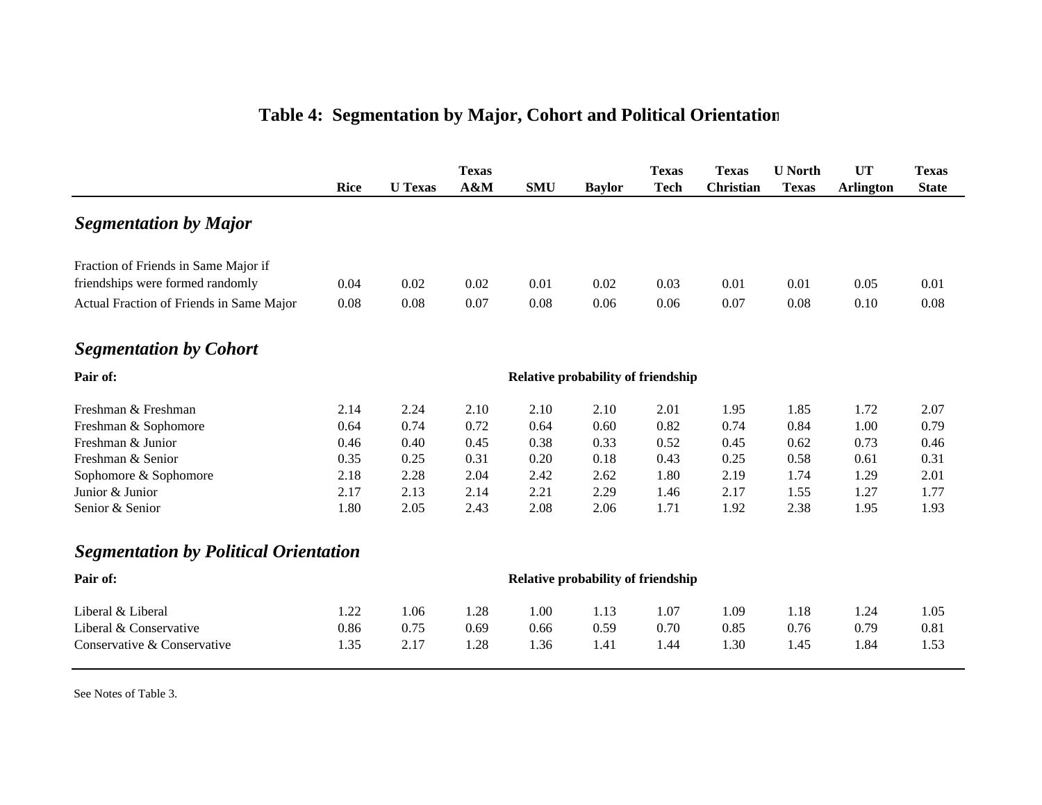# Table 4: Segmentation by Major, Cohort and Political Orientation

| | Rice | U Texas | Texas A&M | SMU | Baylor | Texas Tech | Texas Christian | U North Texas | UT Arlington | Texas State |
|---|---|---|---|---|---|---|---|---|---|---|
| ***Segmentation by Major*** | | | | | | | | | | |
| Fraction of Friends in Same Major if friendships were formed randomly | 0.04 | 0.02 | 0.02 | 0.01 | 0.02 | 0.03 | 0.01 | 0.01 | 0.05 | 0.01 |
| Actual Fraction of Friends in Same Major | 0.08 | 0.08 | 0.07 | 0.08 | 0.06 | 0.06 | 0.07 | 0.08 | 0.10 | 0.08 |
| ***Segmentation by Cohort*** | | | | | | | | | | |
| **Pair of:** | **Relative probability of friendship** | | | | | | | | | |
| Freshman & Freshman | 2.14 | 2.24 | 2.10 | 2.10 | 2.10 | 2.01 | 1.95 | 1.85 | 1.72 | 2.07 |
| Freshman & Sophomore | 0.64 | 0.74 | 0.72 | 0.64 | 0.60 | 0.82 | 0.74 | 0.84 | 1.00 | 0.79 |
| Freshman & Junior | 0.46 | 0.40 | 0.45 | 0.38 | 0.33 | 0.52 | 0.45 | 0.62 | 0.73 | 0.46 |
| Freshman & Senior | 0.35 | 0.25 | 0.31 | 0.20 | 0.18 | 0.43 | 0.25 | 0.58 | 0.61 | 0.31 |
| Sophomore & Sophomore | 2.18 | 2.28 | 2.04 | 2.42 | 2.62 | 1.80 | 2.19 | 1.74 | 1.29 | 2.01 |
| Junior & Junior | 2.17 | 2.13 | 2.14 | 2.21 | 2.29 | 1.46 | 2.17 | 1.55 | 1.27 | 1.77 |
| Senior & Senior | 1.80 | 2.05 | 2.43 | 2.08 | 2.06 | 1.71 | 1.92 | 2.38 | 1.95 | 1.93 |
| ***Segmentation by Political Orientation*** | | | | | | | | | | |
| **Pair of:** | **Relative probability of friendship** | | | | | | | | | |
| Liberal & Liberal | 1.22 | 1.06 | 1.28 | 1.00 | 1.13 | 1.07 | 1.09 | 1.18 | 1.24 | 1.05 |
| Liberal & Conservative | 0.86 | 0.75 | 0.69 | 0.66 | 0.59 | 0.70 | 0.85 | 0.76 | 0.79 | 0.81 |
| Conservative & Conservative | 1.35 | 2.17 | 1.28 | 1.36 | 1.41 | 1.44 | 1.30 | 1.45 | 1.84 | 1.53 |

See Notes of Table 3.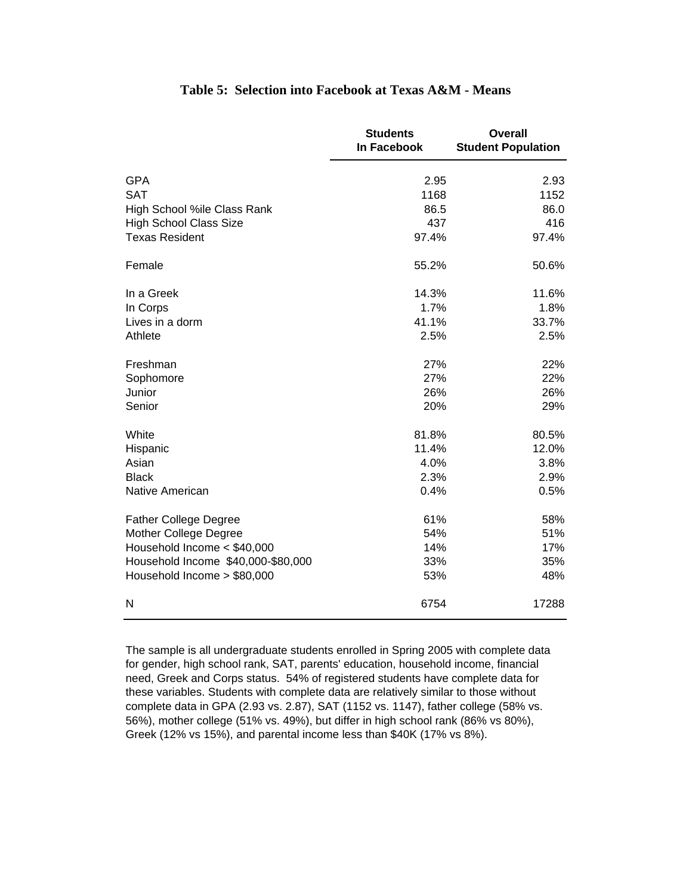## Table 5: Selection into Facebook at Texas A&M - Means

| | Students In Facebook | Overall Student Population |
|---|---|---|
| GPA | 2.95 | 2.93 |
| SAT | 1168 | 1152 |
| High School %ile Class Rank | 86.5 | 86.0 |
| High School Class Size | 437 | 416 |
| Texas Resident | 97.4% | 97.4% |
| | | |
| Female | 55.2% | 50.6% |
| | | |
| In a Greek | 14.3% | 11.6% |
| In Corps | 1.7% | 1.8% |
| Lives in a dorm | 41.1% | 33.7% |
| Athlete | 2.5% | 2.5% |
| | | |
| Freshman | 27% | 22% |
| Sophomore | 27% | 22% |
| Junior | 26% | 26% |
| Senior | 20% | 29% |
| | | |
| White | 81.8% | 80.5% |
| Hispanic | 11.4% | 12.0% |
| Asian | 4.0% | 3.8% |
| Black | 2.3% | 2.9% |
| Native American | 0.4% | 0.5% |
| | | |
| Father College Degree | 61% | 58% |
| Mother College Degree | 54% | 51% |
| Household Income < $40,000 | 14% | 17% |
| Household Income $40,000-$80,000 | 33% | 35% |
| Household Income > $80,000 | 53% | 48% |
| | | |
| N | 6754 | 17288 |

The sample is all undergraduate students enrolled in Spring 2005 with complete data for gender, high school rank, SAT, parents' education, household income, financial need, Greek and Corps status. 54% of registered students have complete data for these variables. Students with complete data are relatively similar to those without complete data in GPA (2.93 vs. 2.87), SAT (1152 vs. 1147), father college (58% vs. 56%), mother college (51% vs. 49%), but differ in high school rank (86% vs 80%), Greek (12% vs 15%), and parental income less than $40K (17% vs 8%).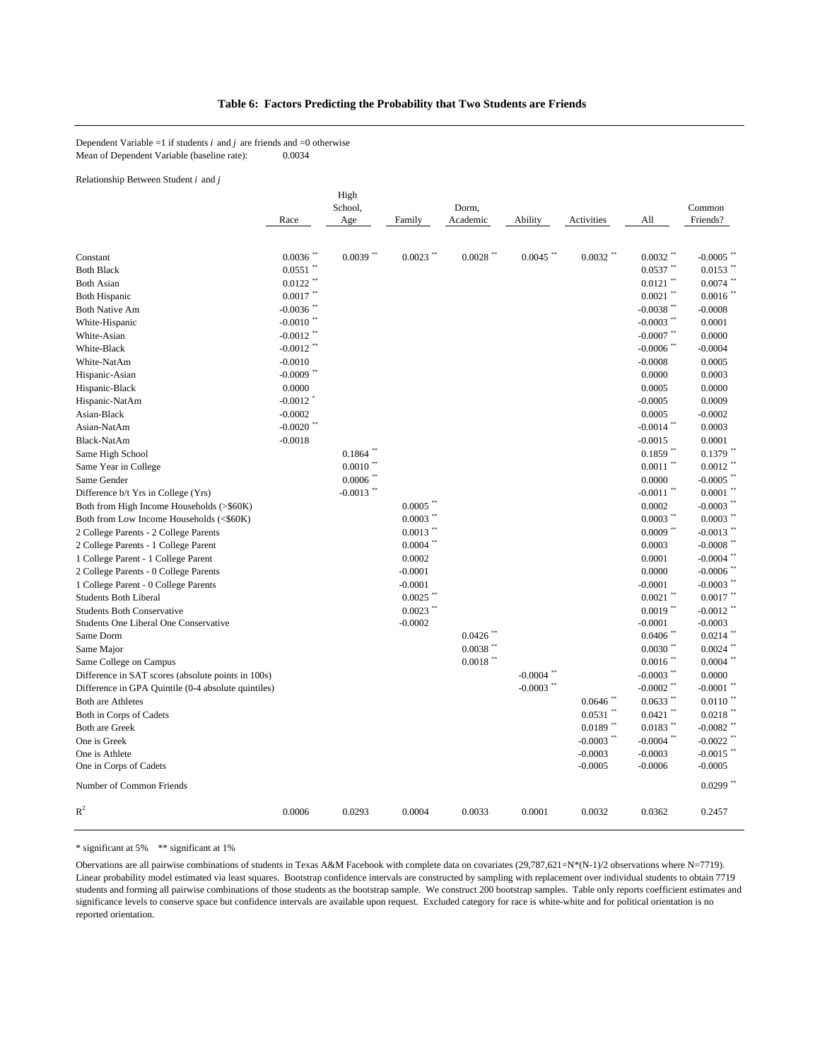### Table 6: Factors Predicting the Probability that Two Students are Friends

Dependent Variable =1 if students *i* and *j* are friends and =0 otherwise
Mean of Dependent Variable (baseline rate): 0.0034

Relationship Between Student *i* and *j*

| | Race | High School, Age | Family | Dorm, Academic | Ability | Activities | All | Common Friends? |
|---|---|---|---|---|---|---|---|---|
| Constant | 0.0036 ** | 0.0039 ** | 0.0023 ** | 0.0028 ** | 0.0045 ** | 0.0032 ** | 0.0032 ** | -0.0005 ** |
| Both Black | 0.0551 ** | | | | | | 0.0537 ** | 0.0153 ** |
| Both Asian | 0.0122 ** | | | | | | 0.0121 ** | 0.0074 ** |
| Both Hispanic | 0.0017 ** | | | | | | 0.0021 ** | 0.0016 ** |
| Both Native Am | -0.0036 ** | | | | | | -0.0038 ** | -0.0008 |
| White-Hispanic | -0.0010 ** | | | | | | -0.0003 ** | 0.0001 |
| White-Asian | -0.0012 ** | | | | | | -0.0007 ** | 0.0000 |
| White-Black | -0.0012 ** | | | | | | -0.0006 ** | -0.0004 |
| White-NatAm | -0.0010 | | | | | | -0.0008 | 0.0005 |
| Hispanic-Asian | -0.0009 ** | | | | | | 0.0000 | 0.0003 |
| Hispanic-Black | 0.0000 | | | | | | 0.0005 | 0.0000 |
| Hispanic-NatAm | -0.0012 * | | | | | | -0.0005 | 0.0009 |
| Asian-Black | -0.0002 | | | | | | 0.0005 | -0.0002 |
| Asian-NatAm | -0.0020 ** | | | | | | -0.0014 ** | 0.0003 |
| Black-NatAm | -0.0018 | | | | | | -0.0015 | 0.0001 |
| Same High School | | 0.1864 ** | | | | | 0.1859 ** | 0.1379 ** |
| Same Year in College | | 0.0010 ** | | | | | 0.0011 ** | 0.0012 ** |
| Same Gender | | 0.0006 ** | | | | | 0.0000 | -0.0005 ** |
| Difference b/t Yrs in College (Yrs) | | -0.0013 ** | | | | | -0.0011 ** | 0.0001 ** |
| Both from High Income Households (>$60K) | | | 0.0005 ** | | | | 0.0002 | -0.0003 ** |
| Both from Low Income Households (<$60K) | | | 0.0003 ** | | | | 0.0003 ** | 0.0003 ** |
| 2 College Parents - 2 College Parents | | | 0.0013 ** | | | | 0.0009 ** | -0.0013 ** |
| 2 College Parents - 1 College Parent | | | 0.0004 ** | | | | 0.0003 | -0.0008 ** |
| 1 College Parent - 1 College Parent | | | 0.0002 | | | | 0.0001 | -0.0004 ** |
| 2 College Parents - 0 College Parents | | | -0.0001 | | | | 0.0000 | -0.0006 ** |
| 1 College Parent - 0 College Parents | | | -0.0001 | | | | -0.0001 | -0.0003 ** |
| Students Both Liberal | | | 0.0025 ** | | | | 0.0021 ** | 0.0017 ** |
| Students Both Conservative | | | 0.0023 ** | | | | 0.0019 ** | -0.0012 ** |
| Students One Liberal One Conservative | | | -0.0002 | | | | -0.0001 | -0.0003 |
| Same Dorm | | | | 0.0426 ** | | | 0.0406 ** | 0.0214 ** |
| Same Major | | | | 0.0038 ** | | | 0.0030 ** | 0.0024 ** |
| Same College on Campus | | | | 0.0018 ** | | | 0.0016 ** | 0.0004 ** |
| Difference in SAT scores (absolute points in 100s) | | | | | -0.0004 ** | | -0.0003 ** | 0.0000 |
| Difference in GPA Quintile (0-4 absolute quintiles) | | | | | -0.0003 ** | | -0.0002 ** | -0.0001 ** |
| Both are Athletes | | | | | | 0.0646 ** | 0.0633 ** | 0.0110 ** |
| Both in Corps of Cadets | | | | | | 0.0531 ** | 0.0421 ** | 0.0218 ** |
| Both are Greek | | | | | | 0.0189 ** | 0.0183 ** | -0.0082 ** |
| One is Greek | | | | | | -0.0003 ** | -0.0004 ** | -0.0022 ** |
| One is Athlete | | | | | | -0.0003 | -0.0003 | -0.0015 ** |
| One in Corps of Cadets | | | | | | -0.0005 | -0.0006 | -0.0005 |
| Number of Common Friends | | | | | | | | 0.0299 ** |
| $R^2$ | 0.0006 | 0.0293 | 0.0004 | 0.0033 | 0.0001 | 0.0032 | 0.0362 | 0.2457 |

\* significant at 5%   ** significant at 1%

Observations are all pairwise combinations of students in Texas A&M Facebook with complete data on covariates (29,787,621=N*(N-1)/2 observations where N=7719). Linear probability model estimated via least squares. Bootstrap confidence intervals are constructed by sampling with replacement over individual students to obtain 7719 students and forming all pairwise combinations of those students as the bootstrap sample. We construct 200 bootstrap samples. Table only reports coefficient estimates and significance levels to conserve space but confidence intervals are available upon request. Excluded category for race is white-white and for political orientation is no reported orientation.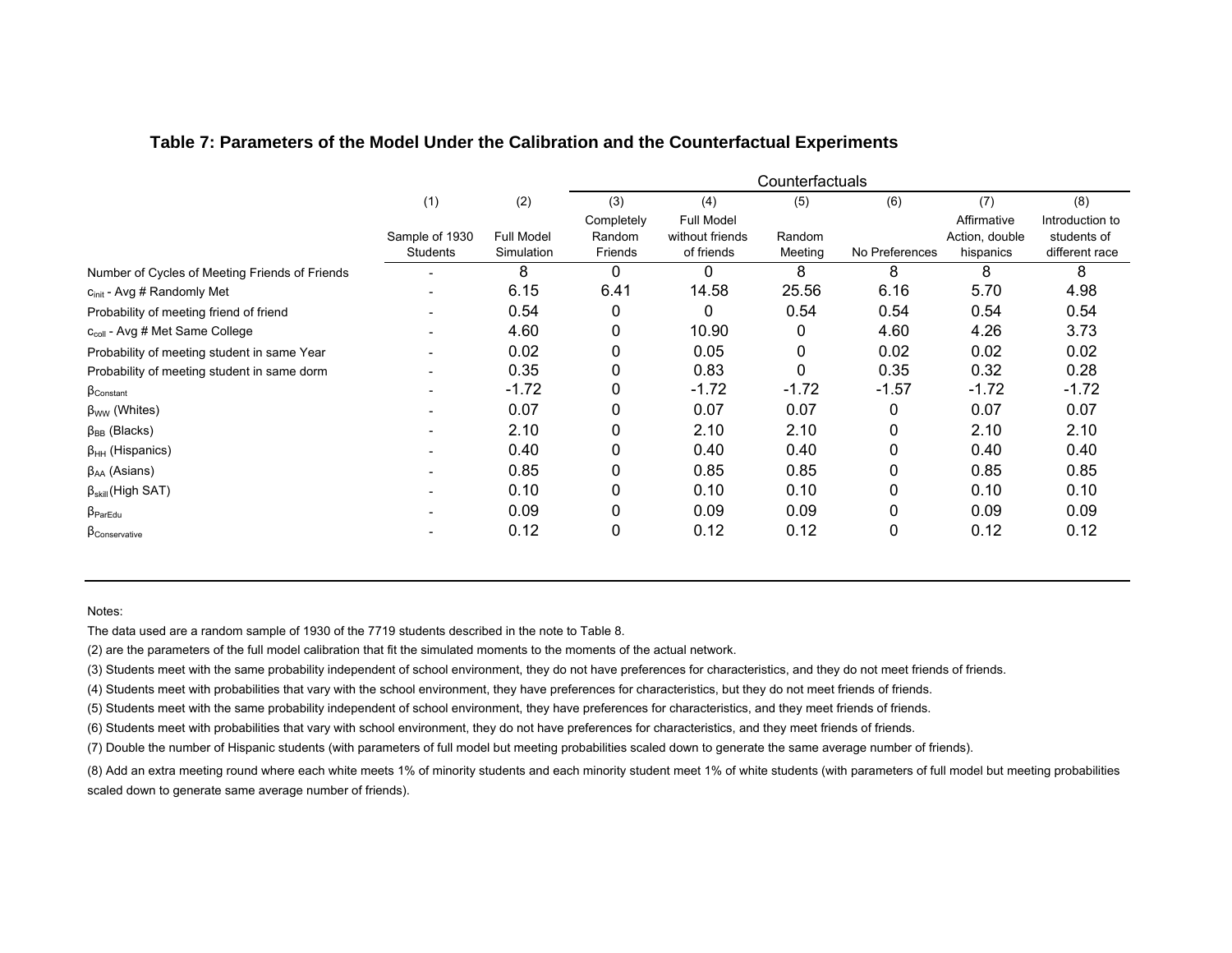### Table 7: Parameters of the Model Under the Calibration and the Counterfactual Experiments

| | (1) | (2) | Counterfactuals (3) | (4) | (5) | (6) | (7) | (8) |
|---|---|---|---|---|---|---|---|---|
| | Sample of 1930 Students | Full Model Simulation | Completely Random Friends | Full Model without friends of friends | Random Meeting | No Preferences | Affirmative Action, double hispanics | Introduction to students of different race |
| Number of Cycles of Meeting Friends of Friends | - | 8 | 0 | 0 | 8 | 8 | 8 | 8 |
| $c_{init}$ - Avg # Randomly Met | - | 6.15 | 6.41 | 14.58 | 25.56 | 6.16 | 5.70 | 4.98 |
| Probability of meeting friend of friend | - | 0.54 | 0 | 0 | 0.54 | 0.54 | 0.54 | 0.54 |
| $c_{coll}$ - Avg # Met Same College | - | 4.60 | 0 | 10.90 | 0 | 4.60 | 4.26 | 3.73 |
| Probability of meeting student in same Year | - | 0.02 | 0 | 0.05 | 0 | 0.02 | 0.02 | 0.02 |
| Probability of meeting student in same dorm | - | 0.35 | 0 | 0.83 | 0 | 0.35 | 0.32 | 0.28 |
| $\beta_{Constant}$ | - | -1.72 | 0 | -1.72 | -1.72 | -1.57 | -1.72 | -1.72 |
| $\beta_{WW}$ (Whites) | - | 0.07 | 0 | 0.07 | 0.07 | 0 | 0.07 | 0.07 |
| $\beta_{BB}$ (Blacks) | - | 2.10 | 0 | 2.10 | 2.10 | 0 | 2.10 | 2.10 |
| $\beta_{HH}$ (Hispanics) | - | 0.40 | 0 | 0.40 | 0.40 | 0 | 0.40 | 0.40 |
| $\beta_{AA}$ (Asians) | - | 0.85 | 0 | 0.85 | 0.85 | 0 | 0.85 | 0.85 |
| $\beta_{skill}$ (High SAT) | - | 0.10 | 0 | 0.10 | 0.10 | 0 | 0.10 | 0.10 |
| $\beta_{ParEdu}$ | - | 0.09 | 0 | 0.09 | 0.09 | 0 | 0.09 | 0.09 |
| $\beta_{Conservative}$ | - | 0.12 | 0 | 0.12 | 0.12 | 0 | 0.12 | 0.12 |

Notes:

The data used are a random sample of 1930 of the 7719 students described in the note to Table 8.

(2) are the parameters of the full model calibration that fit the simulated moments to the moments of the actual network.

(3) Students meet with the same probability independent of school environment, they do not have preferences for characteristics, and they do not meet friends of friends.

(4) Students meet with probabilities that vary with the school environment, they have preferences for characteristics, but they do not meet friends of friends.

(5) Students meet with the same probability independent of school environment, they have preferences for characteristics, and they meet friends of friends.

(6) Students meet with probabilities that vary with school environment, they do not have preferences for characteristics, and they meet friends of friends.

(7) Double the number of Hispanic students (with parameters of full model but meeting probabilities scaled down to generate the same average number of friends).

(8) Add an extra meeting round where each white meets 1% of minority students and each minority student meet 1% of white students (with parameters of full model but meeting probabilities scaled down to generate same average number of friends).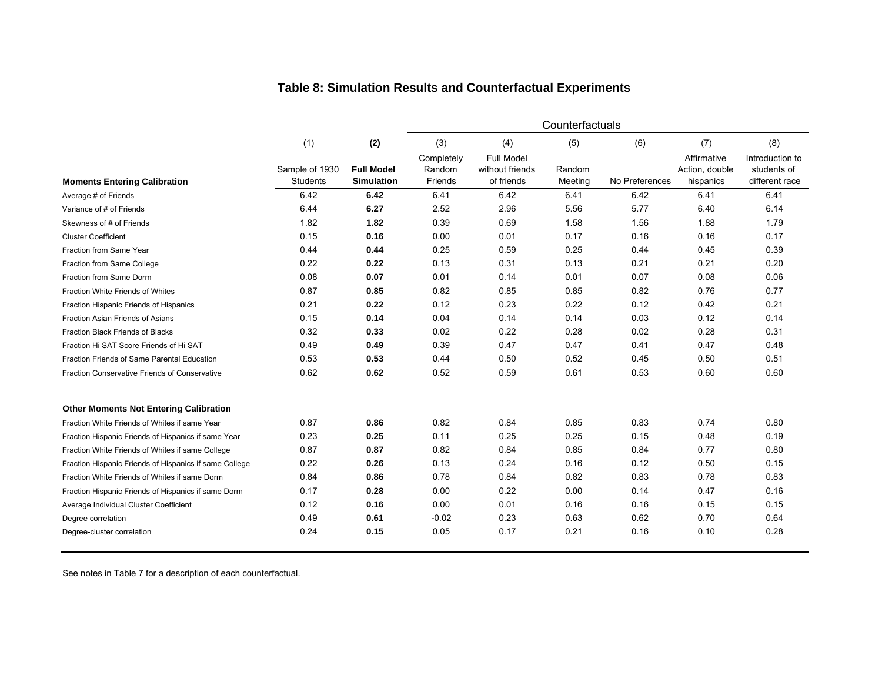## Table 8: Simulation Results and Counterfactual Experiments

| | | | Counterfactuals | | | | | |
|---|---|---|---|---|---|---|---|---|
| | (1) | **(2)** | (3) | (4) | (5) | (6) | (7) | (8) |
| **Moments Entering Calibration** | Sample of 1930 Students | **Full Model Simulation** | Completely Random Friends | Full Model without friends of friends | Random Meeting | No Preferences | Affirmative Action, double hispanics | Introduction to students of different race |
| Average # of Friends | 6.42 | **6.42** | 6.41 | 6.42 | 6.41 | 6.42 | 6.41 | 6.41 |
| Variance of # of Friends | 6.44 | **6.27** | 2.52 | 2.96 | 5.56 | 5.77 | 6.40 | 6.14 |
| Skewness of # of Friends | 1.82 | **1.82** | 0.39 | 0.69 | 1.58 | 1.56 | 1.88 | 1.79 |
| Cluster Coefficient | 0.15 | **0.16** | 0.00 | 0.01 | 0.17 | 0.16 | 0.16 | 0.17 |
| Fraction from Same Year | 0.44 | **0.44** | 0.25 | 0.59 | 0.25 | 0.44 | 0.45 | 0.39 |
| Fraction from Same College | 0.22 | **0.22** | 0.13 | 0.31 | 0.13 | 0.21 | 0.21 | 0.20 |
| Fraction from Same Dorm | 0.08 | **0.07** | 0.01 | 0.14 | 0.01 | 0.07 | 0.08 | 0.06 |
| Fraction White Friends of Whites | 0.87 | **0.85** | 0.82 | 0.85 | 0.85 | 0.82 | 0.76 | 0.77 |
| Fraction Hispanic Friends of Hispanics | 0.21 | **0.22** | 0.12 | 0.23 | 0.22 | 0.12 | 0.42 | 0.21 |
| Fraction Asian Friends of Asians | 0.15 | **0.14** | 0.04 | 0.14 | 0.14 | 0.03 | 0.12 | 0.14 |
| Fraction Black Friends of Blacks | 0.32 | **0.33** | 0.02 | 0.22 | 0.28 | 0.02 | 0.28 | 0.31 |
| Fraction Hi SAT Score Friends of Hi SAT | 0.49 | **0.49** | 0.39 | 0.47 | 0.47 | 0.41 | 0.47 | 0.48 |
| Fraction Friends of Same Parental Education | 0.53 | **0.53** | 0.44 | 0.50 | 0.52 | 0.45 | 0.50 | 0.51 |
| Fraction Conservative Friends of Conservative | 0.62 | **0.62** | 0.52 | 0.59 | 0.61 | 0.53 | 0.60 | 0.60 |
| **Other Moments Not Entering Calibration** | | | | | | | | |
| Fraction White Friends of Whites if same Year | 0.87 | **0.86** | 0.82 | 0.84 | 0.85 | 0.83 | 0.74 | 0.80 |
| Fraction Hispanic Friends of Hispanics if same Year | 0.23 | **0.25** | 0.11 | 0.25 | 0.25 | 0.15 | 0.48 | 0.19 |
| Fraction White Friends of Whites if same College | 0.87 | **0.87** | 0.82 | 0.84 | 0.85 | 0.84 | 0.77 | 0.80 |
| Fraction Hispanic Friends of Hispanics if same College | 0.22 | **0.26** | 0.13 | 0.24 | 0.16 | 0.12 | 0.50 | 0.15 |
| Fraction White Friends of Whites if same Dorm | 0.84 | **0.86** | 0.78 | 0.84 | 0.82 | 0.83 | 0.78 | 0.83 |
| Fraction Hispanic Friends of Hispanics if same Dorm | 0.17 | **0.28** | 0.00 | 0.22 | 0.00 | 0.14 | 0.47 | 0.16 |
| Average Individual Cluster Coefficient | 0.12 | **0.16** | 0.00 | 0.01 | 0.16 | 0.16 | 0.15 | 0.15 |
| Degree correlation | 0.49 | **0.61** | -0.02 | 0.23 | 0.63 | 0.62 | 0.70 | 0.64 |
| Degree-cluster correlation | 0.24 | **0.15** | 0.05 | 0.17 | 0.21 | 0.16 | 0.10 | 0.28 |

See notes in Table 7 for a description of each counterfactual.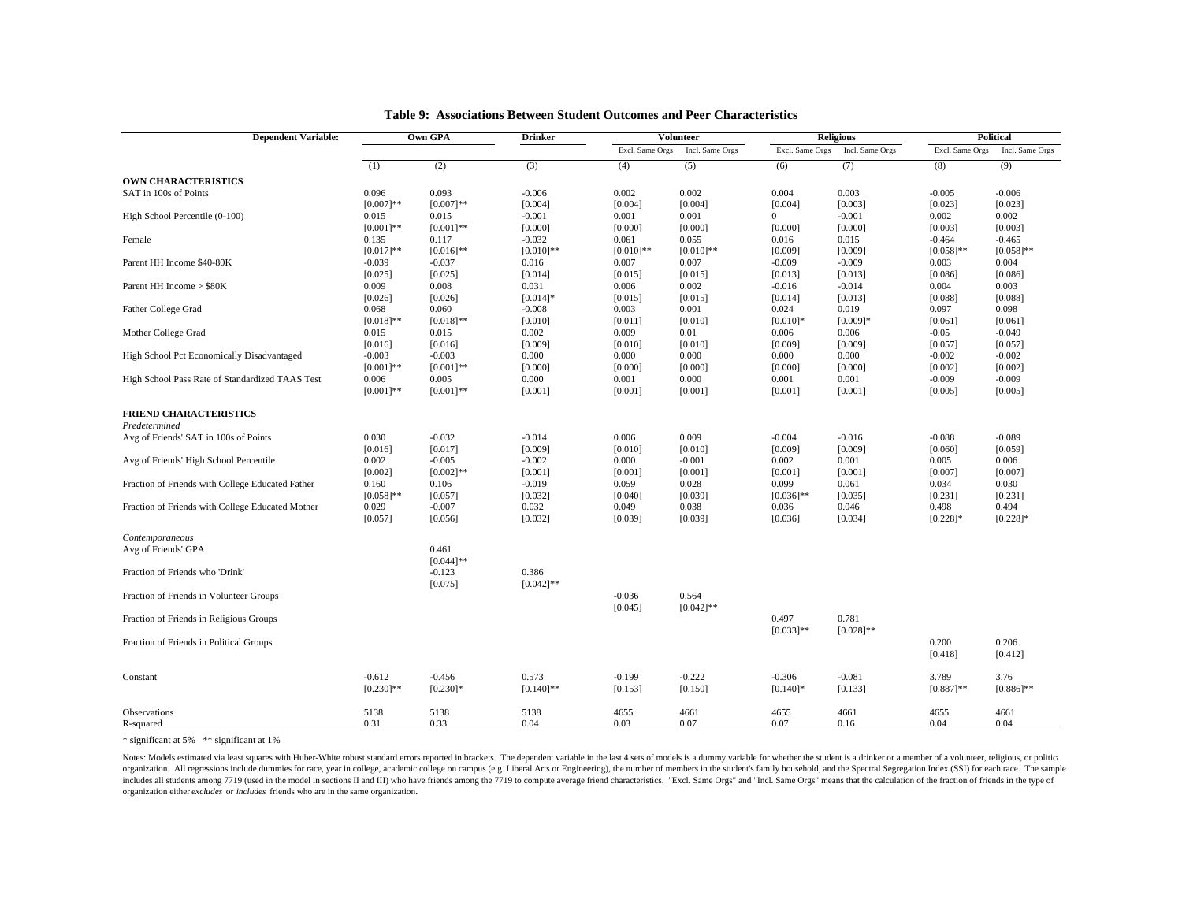**Table 9: Associations Between Student Outcomes and Peer Characteristics**

| Dependent Variable: | Own GPA | | Drinker | Volunteer | | Religious | | Political | |
|---|---|---|---|---|---|---|---|---|---|
| | | | | Excl. Same Orgs | Incl. Same Orgs | Excl. Same Orgs | Incl. Same Orgs | Excl. Same Orgs | Incl. Same Orgs |
| | (1) | (2) | (3) | (4) | (5) | (6) | (7) | (8) | (9) |
| **OWN CHARACTERISTICS** | | | | | | | | | |
| SAT in 100s of Points | 0.096 | 0.093 | -0.006 | 0.002 | 0.002 | 0.004 | 0.003 | -0.005 | -0.006 |
| | [0.007]** | [0.007]** | [0.004] | [0.004] | [0.004] | [0.004] | [0.003] | [0.023] | [0.023] |
| High School Percentile (0-100) | 0.015 | 0.015 | -0.001 | 0.001 | 0.001 | 0 | -0.001 | 0.002 | 0.002 |
| | [0.001]** | [0.001]** | [0.000] | [0.000] | [0.000] | [0.000] | [0.000] | [0.003] | [0.003] |
| Female | 0.135 | 0.117 | -0.032 | 0.061 | 0.055 | 0.016 | 0.015 | -0.464 | -0.465 |
| | [0.017]** | [0.016]** | [0.010]** | [0.010]** | [0.010]** | [0.009] | [0.009] | [0.058]** | [0.058]** |
| Parent HH Income $40-80K | -0.039 | -0.037 | 0.016 | 0.007 | 0.007 | -0.009 | -0.009 | 0.003 | 0.004 |
| | [0.025] | [0.025] | [0.014] | [0.015] | [0.015] | [0.013] | [0.013] | [0.086] | [0.086] |
| Parent HH Income > $80K | 0.009 | 0.008 | 0.031 | 0.006 | 0.002 | -0.016 | -0.014 | 0.004 | 0.003 |
| | [0.026] | [0.026] | [0.014]* | [0.015] | [0.015] | [0.014] | [0.013] | [0.088] | [0.088] |
| Father College Grad | 0.068 | 0.060 | -0.008 | 0.003 | 0.001 | 0.024 | 0.019 | 0.097 | 0.098 |
| | [0.018]** | [0.018]** | [0.010] | [0.011] | [0.010] | [0.010]* | [0.009]* | [0.061] | [0.061] |
| Mother College Grad | 0.015 | 0.015 | 0.002 | 0.009 | 0.01 | 0.006 | 0.006 | -0.05 | -0.049 |
| | [0.016] | [0.016] | [0.009] | [0.010] | [0.010] | [0.009] | [0.009] | [0.057] | [0.057] |
| High School Pct Economically Disadvantaged | -0.003 | -0.003 | 0.000 | 0.000 | 0.000 | 0.000 | 0.000 | -0.002 | -0.002 |
| | [0.001]** | [0.001]** | [0.000] | [0.000] | [0.000] | [0.000] | [0.000] | [0.002] | [0.002] |
| High School Pass Rate of Standardized TAAS Test | 0.006 | 0.005 | 0.000 | 0.001 | 0.000 | 0.001 | 0.001 | -0.009 | -0.009 |
| | [0.001]** | [0.001]** | [0.001] | [0.001] | [0.001] | [0.001] | [0.001] | [0.005] | [0.005] |
| **FRIEND CHARACTERISTICS** | | | | | | | | | |
| *Predetermined* | | | | | | | | | |
| Avg of Friends' SAT in 100s of Points | 0.030 | -0.032 | -0.014 | 0.006 | 0.009 | -0.004 | -0.016 | -0.088 | -0.089 |
| | [0.016] | [0.017] | [0.009] | [0.010] | [0.010] | [0.009] | [0.009] | [0.060] | [0.059] |
| Avg of Friends' High School Percentile | 0.002 | -0.005 | -0.002 | 0.000 | -0.001 | 0.002 | 0.001 | 0.005 | 0.006 |
| | [0.002] | [0.002]** | [0.001] | [0.001] | [0.001] | [0.001] | [0.001] | [0.007] | [0.007] |
| Fraction of Friends with College Educated Father | 0.160 | 0.106 | -0.019 | 0.059 | 0.028 | 0.099 | 0.061 | 0.034 | 0.030 |
| | [0.058]** | [0.057] | [0.032] | [0.040] | [0.039] | [0.036]** | [0.035] | [0.231] | [0.231] |
| Fraction of Friends with College Educated Mother | 0.029 | -0.007 | 0.032 | 0.049 | 0.038 | 0.036 | 0.046 | 0.498 | 0.494 |
| | [0.057] | [0.056] | [0.032] | [0.039] | [0.039] | [0.036] | [0.034] | [0.228]* | [0.228]* |
| *Contemporaneous* | | | | | | | | | |
| Avg of Friends' GPA | | 0.461 | | | | | | | |
| | | [0.044]** | | | | | | | |
| Fraction of Friends who 'Drink' | | -0.123 | 0.386 | | | | | | |
| | | [0.075] | [0.042]** | | | | | | |
| Fraction of Friends in Volunteer Groups | | | | -0.036 | 0.564 | | | | |
| | | | | [0.045] | [0.042]** | | | | |
| Fraction of Friends in Religious Groups | | | | | | 0.497 | 0.781 | | |
| | | | | | | [0.033]** | [0.028]** | | |
| Fraction of Friends in Political Groups | | | | | | | | 0.200 | 0.206 |
| | | | | | | | | [0.418] | [0.412] |
| Constant | -0.612 | -0.456 | 0.573 | -0.199 | -0.222 | -0.306 | -0.081 | 3.789 | 3.76 |
| | [0.230]** | [0.230]* | [0.140]** | [0.153] | [0.150] | [0.140]* | [0.133] | [0.887]** | [0.886]** |
| Observations | 5138 | 5138 | 5138 | 4655 | 4661 | 4655 | 4661 | 4655 | 4661 |
| R-squared | 0.31 | 0.33 | 0.04 | 0.03 | 0.07 | 0.07 | 0.16 | 0.04 | 0.04 |

* significant at 5% ** significant at 1%

Notes: Models estimated via least squares with Huber-White robust standard errors reported in brackets. The dependent variable in the last 4 sets of models is a dummy variable for whether the student is a drinker or a member of a volunteer, religious, or political organization. All regressions include dummies for race, year in college, academic college on campus (e.g. Liberal Arts or Engineering), the number of members in the student's family household, and the Spectral Segregation Index (SSI) for each race. The sample includes all students among 7719 (used in the model in sections II and III) who have friends among the 7719 to compute average friend characteristics. "Excl. Same Orgs" and "Incl. Same Orgs" means that the calculation of the fraction of friends in the type of organization either *excludes* or *includes* friends who are in the same organization.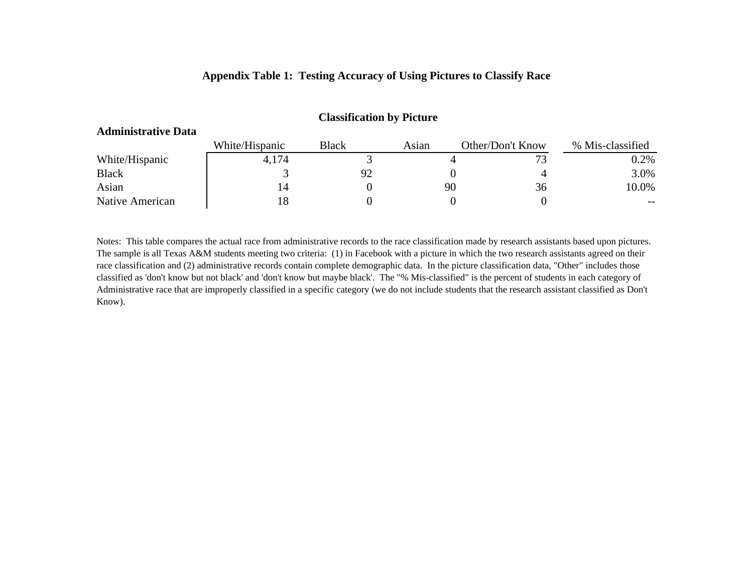## Appendix Table 1: Testing Accuracy of Using Pictures to Classify Race

| **Administrative Data** | **Classification by Picture** | | | | |
|---|---|---|---|---|---|
| | White/Hispanic | Black | Asian | Other/Don't Know | % Mis-classified |
| White/Hispanic | 4,174 | 3 | 4 | 73 | 0.2% |
| Black | 3 | 92 | 0 | 4 | 3.0% |
| Asian | 14 | 0 | 90 | 36 | 10.0% |
| Native American | 18 | 0 | 0 | 0 | -- |

Notes: This table compares the actual race from administrative records to the race classification made by research assistants based upon pictures. The sample is all Texas A&M students meeting two criteria: (1) in Facebook with a picture in which the two research assistants agreed on their race classification and (2) administrative records contain complete demographic data. In the picture classification data, "Other" includes those classified as 'don't know but not black' and 'don't know but maybe black'. The "% Mis-classified" is the percent of students in each category of Administrative race that are improperly classified in a specific category (we do not include students that the research assistant classified as Don't Know).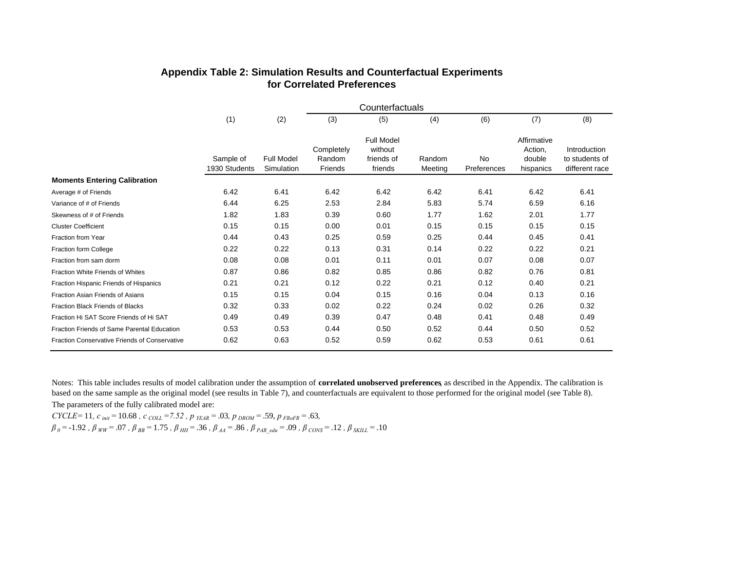# Appendix Table 2: Simulation Results and Counterfactual Experiments for Correlated Preferences

| | (1) | (2) | (3) | (5) | (4) | (6) | (7) | (8) |
|---|---|---|---|---|---|---|---|---|
| | | | Counterfactuals | | | | | |
| | Sample of 1930 Students | Full Model Simulation | Completely Random Friends | Full Model without friends of friends | Random Meeting | No Preferences | Affirmative Action, double hispanics | Introduction to students of different race |
| **Moments Entering Calibration** | | | | | | | | |
| Average # of Friends | 6.42 | 6.41 | 6.42 | 6.42 | 6.42 | 6.41 | 6.42 | 6.41 |
| Variance of # of Friends | 6.44 | 6.25 | 2.53 | 2.84 | 5.83 | 5.74 | 6.59 | 6.16 |
| Skewness of # of Friends | 1.82 | 1.83 | 0.39 | 0.60 | 1.77 | 1.62 | 2.01 | 1.77 |
| Cluster Coefficient | 0.15 | 0.15 | 0.00 | 0.01 | 0.15 | 0.15 | 0.15 | 0.15 |
| Fraction from Year | 0.44 | 0.43 | 0.25 | 0.59 | 0.25 | 0.44 | 0.45 | 0.41 |
| Fraction form College | 0.22 | 0.22 | 0.13 | 0.31 | 0.14 | 0.22 | 0.22 | 0.21 |
| Fraction from sam dorm | 0.08 | 0.08 | 0.01 | 0.11 | 0.01 | 0.07 | 0.08 | 0.07 |
| Fraction White Friends of Whites | 0.87 | 0.86 | 0.82 | 0.85 | 0.86 | 0.82 | 0.76 | 0.81 |
| Fraction Hispanic Friends of Hispanics | 0.21 | 0.21 | 0.12 | 0.22 | 0.21 | 0.12 | 0.40 | 0.21 |
| Fraction Asian Friends of Asians | 0.15 | 0.15 | 0.04 | 0.15 | 0.16 | 0.04 | 0.13 | 0.16 |
| Fraction Black Friends of Blacks | 0.32 | 0.33 | 0.02 | 0.22 | 0.24 | 0.02 | 0.26 | 0.32 |
| Fraction Hi SAT Score Friends of Hi SAT | 0.49 | 0.49 | 0.39 | 0.47 | 0.48 | 0.41 | 0.48 | 0.49 |
| Fraction Friends of Same Parental Education | 0.53 | 0.53 | 0.44 | 0.50 | 0.52 | 0.44 | 0.50 | 0.52 |
| Fraction Conservative Friends of Conservative | 0.62 | 0.63 | 0.52 | 0.59 | 0.62 | 0.53 | 0.61 | 0.61 |

Notes: This table includes results of model calibration under the assumption of **correlated unobserved preferences**, as described in the Appendix. The calibration is based on the same sample as the original model (see results in Table 7), and counterfactuals are equivalent to those performed for the original model (see Table 8).

The parameters of the fully calibrated model are:

$CYCLE = 11$, $c_{init} = 10.68$ , $c_{COLL} = 7.52$ , $p_{YEAR} = .03$, $p_{DROM} = .59$, $p_{FRoFR} = .63$,

$\beta_0 = -1.92$ , $\beta_{WW} = .07$ , $\beta_{BB} = 1.75$ , $\beta_{HH} = .36$ , $\beta_{AA} = .86$ , $\beta_{PAR\_edu} = .09$ , $\beta_{CONS} = .12$ , $\beta_{SKILL} = .10$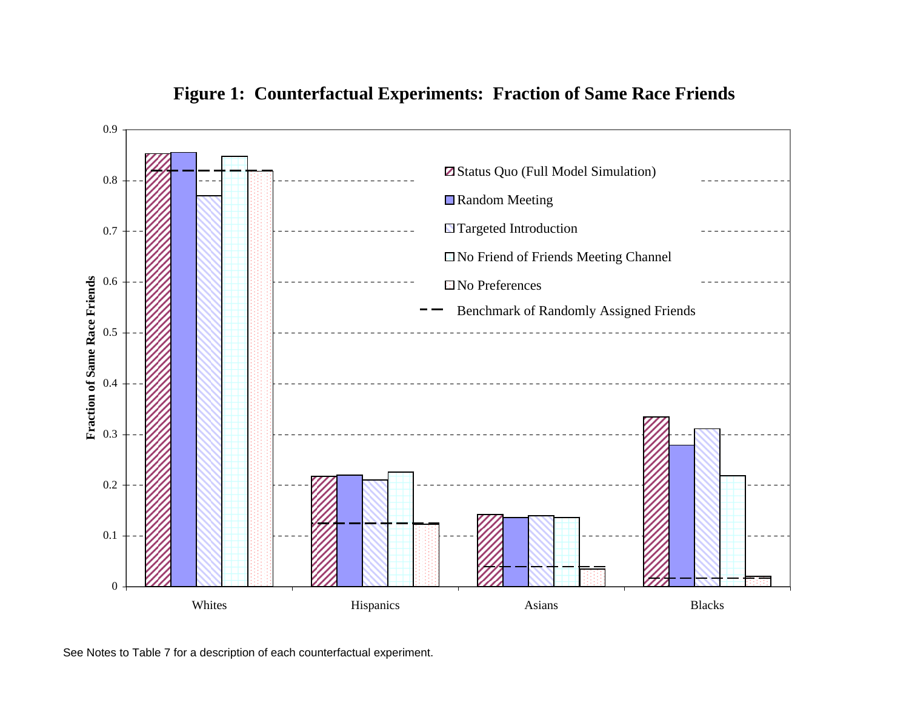**Figure 1: Counterfactual Experiments: Fraction of Same Race Friends**

Fraction of Same Race Friends

0.9
0.8
0.7
0.6
0.5
0.4
0.3
0.2
0.1
0

Whites
Hispanics
Asians
Blacks

Status Quo (Full Model Simulation)
Random Meeting
Targeted Introduction
No Friend of Friends Meeting Channel
No Preferences
Benchmark of Randomly Assigned Friends

See Notes to Table 7 for a description of each counterfactual experiment.